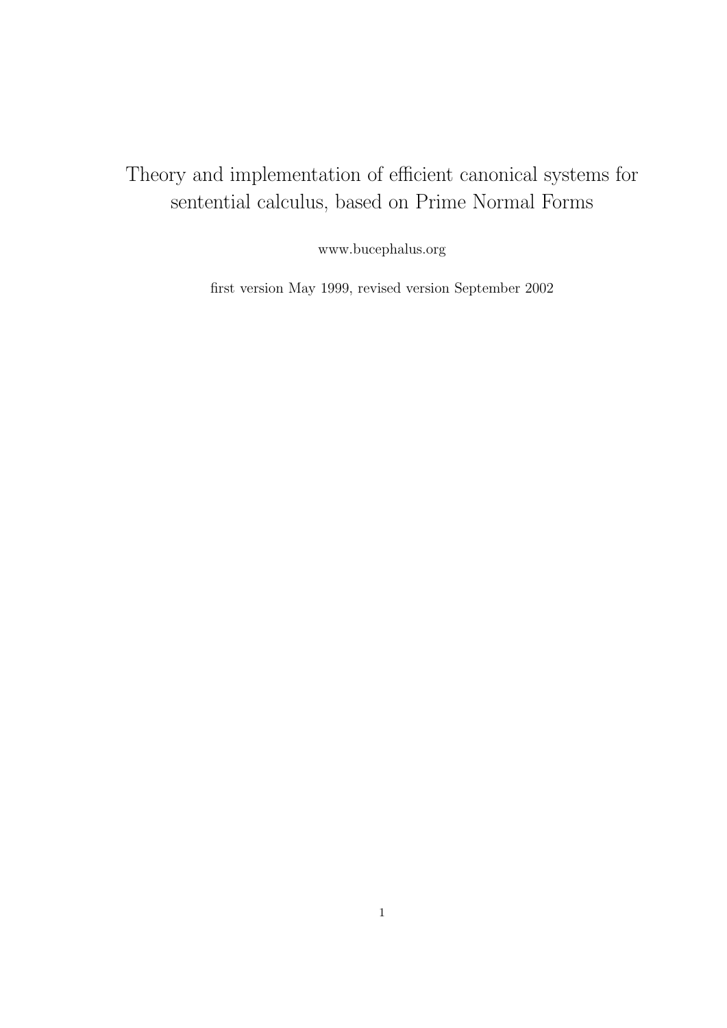# Theory and implementation of efficient canonical systems for sentential calculus, based on Prime Normal Forms

www.bucephalus.org

first version May 1999, revised version September 2002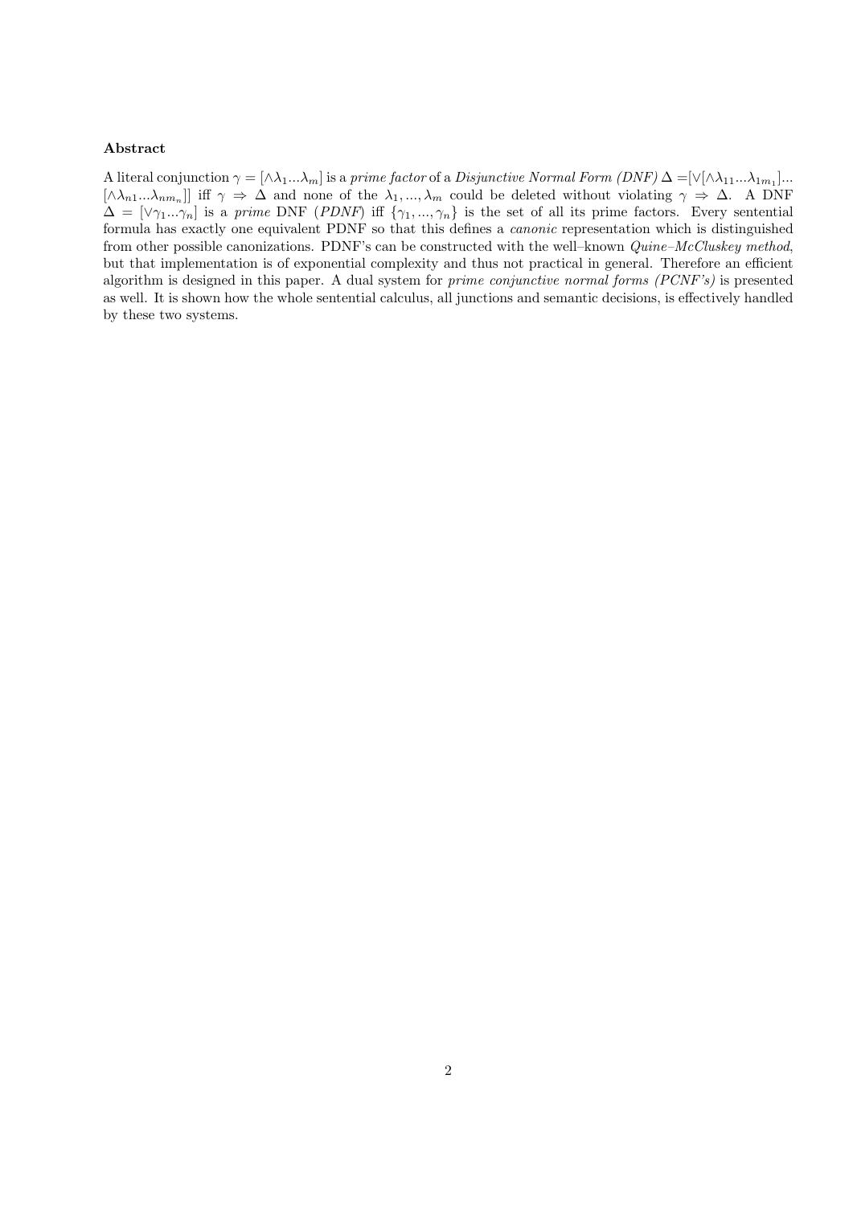**Abstract**

A literal conjunction $\gamma = [\wedge\lambda_1 ... \lambda_m]$ is a *prime factor* of a *Disjunctive Normal Form (DNF)* $\Delta = [\vee[\wedge\lambda_{11}...\lambda_{1m_1}]...[\wedge\lambda_{n1}...\lambda_{nm_n}]]$ iff $\gamma \Rightarrow \Delta$ and none of the $\lambda_1, ..., \lambda_m$ could be deleted without violating $\gamma \Rightarrow \Delta$. A DNF $\Delta = [\vee\gamma_1...\gamma_n]$ is a *prime* DNF (*PDNF*) iff $\{\gamma_1, ..., \gamma_n\}$ is the set of all its prime factors. Every sentential formula has exactly one equivalent PDNF so that this defines a *canonic* representation which is distinguished from other possible canonizations. PDNF's can be constructed with the well–known *Quine–McCluskey method*, but that implementation is of exponential complexity and thus not practical in general. Therefore an efficient algorithm is designed in this paper. A dual system for *prime conjunctive normal forms (PCNF's)* is presented as well. It is shown how the whole sentential calculus, all junctions and semantic decisions, is effectively handled by these two systems.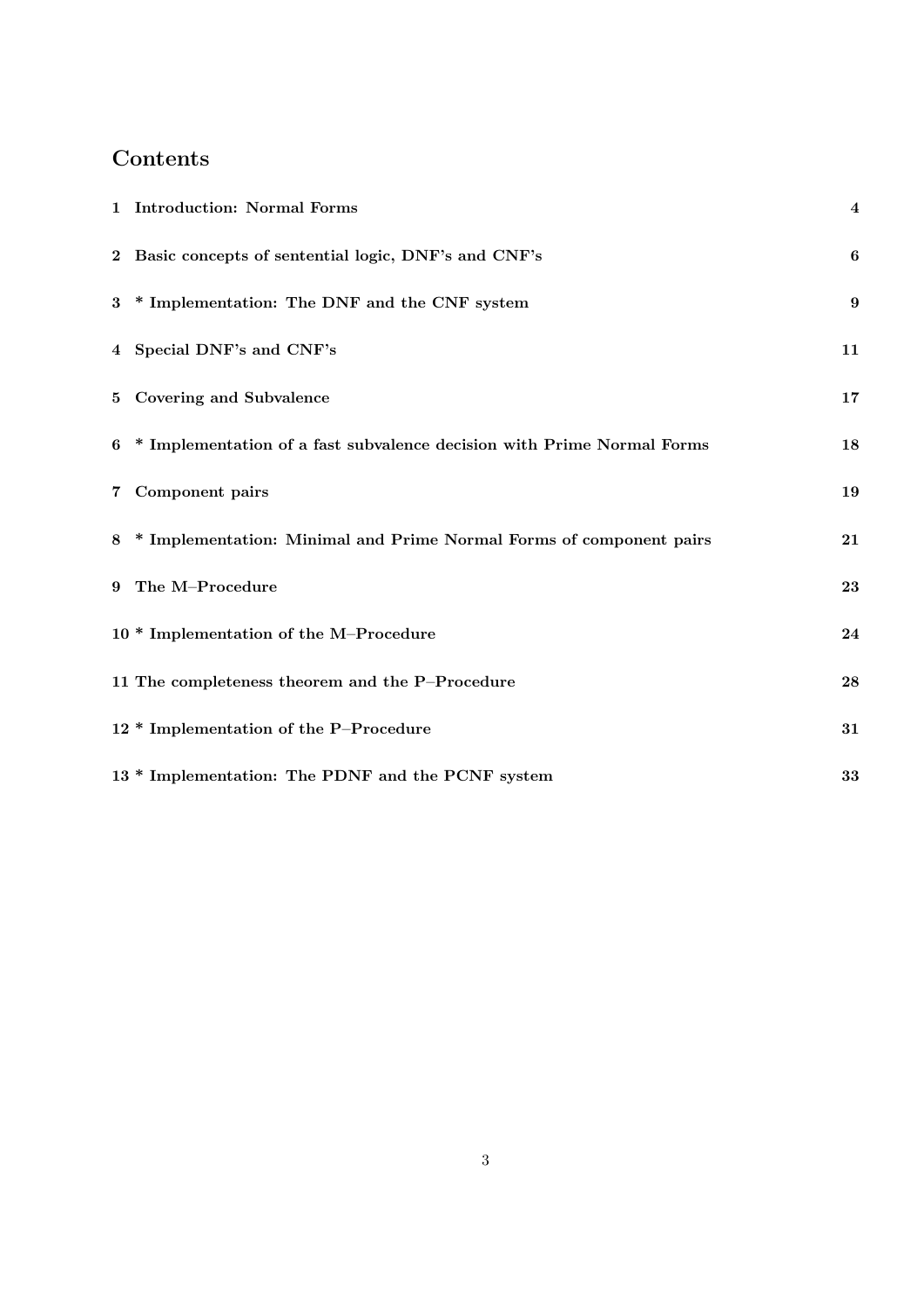# Contents

| | | |
|---|---|---|
| **1** | **Introduction: Normal Forms** | **4** |
| **2** | **Basic concepts of sentential logic, DNF's and CNF's** | **6** |
| **3** | **\* Implementation: The DNF and the CNF system** | **9** |
| **4** | **Special DNF's and CNF's** | **11** |
| **5** | **Covering and Subvalence** | **17** |
| **6** | **\* Implementation of a fast subvalence decision with Prime Normal Forms** | **18** |
| **7** | **Component pairs** | **19** |
| **8** | **\* Implementation: Minimal and Prime Normal Forms of component pairs** | **21** |
| **9** | **The M–Procedure** | **23** |
| **10** | **\* Implementation of the M–Procedure** | **24** |
| **11** | **The completeness theorem and the P–Procedure** | **28** |
| **12** | **\* Implementation of the P–Procedure** | **31** |
| **13** | **\* Implementation: The PDNF and the PCNF system** | **33** |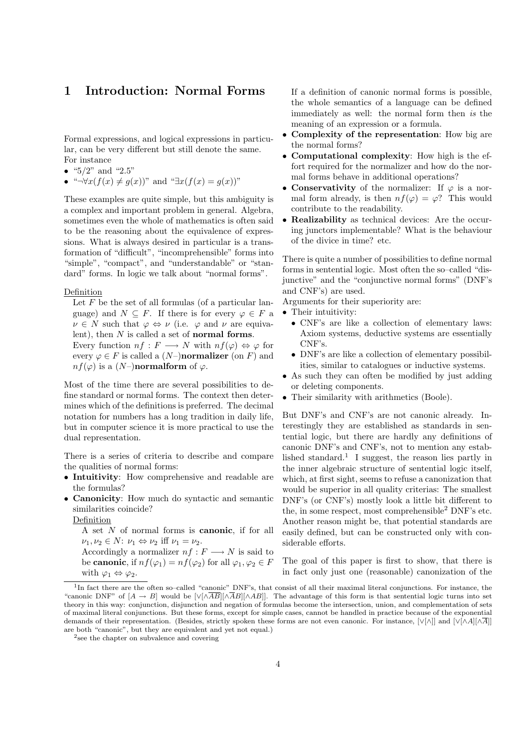# 1 Introduction: Normal Forms

Formal expressions, and logical expressions in particular, can be very different but still denote the same. For instance

- "5/2" and "2.5"
- "$\neg\forall x(f(x) \neq g(x))$" and "$\exists x(f(x) = g(x))$"

These examples are quite simple, but this ambiguity is a complex and important problem in general. Algebra, sometimes even the whole of mathematics is often said to be the reasoning about the equivalence of expressions. What is always desired in particular is a transformation of "difficult", "incomprehensible" forms into "simple", "compact", and "understandable" or "standard" forms. In logic we talk about "normal forms".

Definition

Let $F$ be the set of all formulas (of a particular language) and $N \subseteq F$. If there is for every $\varphi \in F$ a $\nu \in N$ such that $\varphi \Leftrightarrow \nu$ (i.e. $\varphi$ and $\nu$ are equivalent), then $N$ is called a set of **normal forms**.
Every function $nf : F \longrightarrow N$ with $nf(\varphi) \Leftrightarrow \varphi$ for every $\varphi \in F$ is called a ($N$–)**normalizer** (on $F$) and $nf(\varphi)$ is a ($N$–)**normalform** of $\varphi$.

Most of the time there are several possibilities to define standard or normal forms. The context then determines which of the definitions is preferred. The decimal notation for numbers has a long tradition in daily life, but in computer science it is more practical to use the dual representation.

There is a series of criteria to describe and compare the qualities of normal forms:

- **Intuitivity**: How comprehensive and readable are the formulas?
- **Canonicity**: How much do syntactic and semantic similarities coincide?

  Definition

  A set $N$ of normal forms is **canonic**, if for all $\nu_1, \nu_2 \in N$: $\nu_1 \Leftrightarrow \nu_2$ iff $\nu_1 = \nu_2$.
  Accordingly a normalizer $nf : F \longrightarrow N$ is said to be **canonic**, if $nf(\varphi_1) = nf(\varphi_2)$ for all $\varphi_1, \varphi_2 \in F$ with $\varphi_1 \Leftrightarrow \varphi_2$.

  If a definition of canonic normal forms is possible, the whole semantics of a language can be defined immediately as well: the normal form then *is* the meaning of an expression or a formula.
- **Complexity of the representation**: How big are the normal forms?
- **Computational complexity**: How high is the effort required for the normalizer and how do the normal forms behave in additional operations?
- **Conservativity** of the normalizer: If $\varphi$ is a normal form already, is then $nf(\varphi) = \varphi$? This would contribute to the readability.
- **Realizability** as technical devices: Are the occuring junctors implementable? What is the behaviour of the divice in time? etc.

There is quite a number of possibilities to define normal forms in sentential logic. Most often the so–called "disjunctive" and the "conjunctive normal forms" (DNF's and CNF's) are used.
Arguments for their superiority are:

- Their intuitivity:
  - CNF's are like a collection of elementary laws: Axiom systems, deductive systems are essentially CNF's.
  - DNF's are like a collection of elementary possibilities, similar to catalogues or inductive systems.
- As such they can often be modified by just adding or deleting components.
- Their similarity with arithmetics (Boole).

But DNF's and CNF's are not canonic already. Interestingly they are established as standards in sentential logic, but there are hardly any definitions of canonic DNF's and CNF's, not to mention any established standard.[1] I suggest, the reason lies partly in the inner algebraic structure of sentential logic itself, which, at first sight, seems to refuse a canonization that would be superior in all quality criterias: The smallest DNF's (or CNF's) mostly look a little bit different to the, in some respect, most comprehensible[2] DNF's etc. Another reason might be, that potential standards are easily defined, but can be constructed only with considerable efforts.

The goal of this paper is first to show, that there is in fact only just one (reasonable) canonization of the

---

[1] In fact there are the often so–called "canonic" DNF's, that consist of all their maximal literal conjunctions. For instance, the "canonic DNF" of $[A \to B]$ would be $[\vee[\wedge\overline{A}\overline{B}][\wedge\overline{A}B][\wedge AB]]$. The advantage of this form is that sentential logic turns into set theory in this way: conjunction, disjunction and negation of formulas become the intersection, union, and complementation of sets of maximal literal conjunctions. But these forms, except for simple cases, cannot be handled in practice because of the exponential demands of their representation. (Besides, strictly spoken these forms are not even canonic. For instance, $[\vee[\wedge]]$ and $[\vee[\wedge A][\wedge\overline{A}]]$ are both "canonic", but they are equivalent and yet not equal.)

[2] see the chapter on subvalence and covering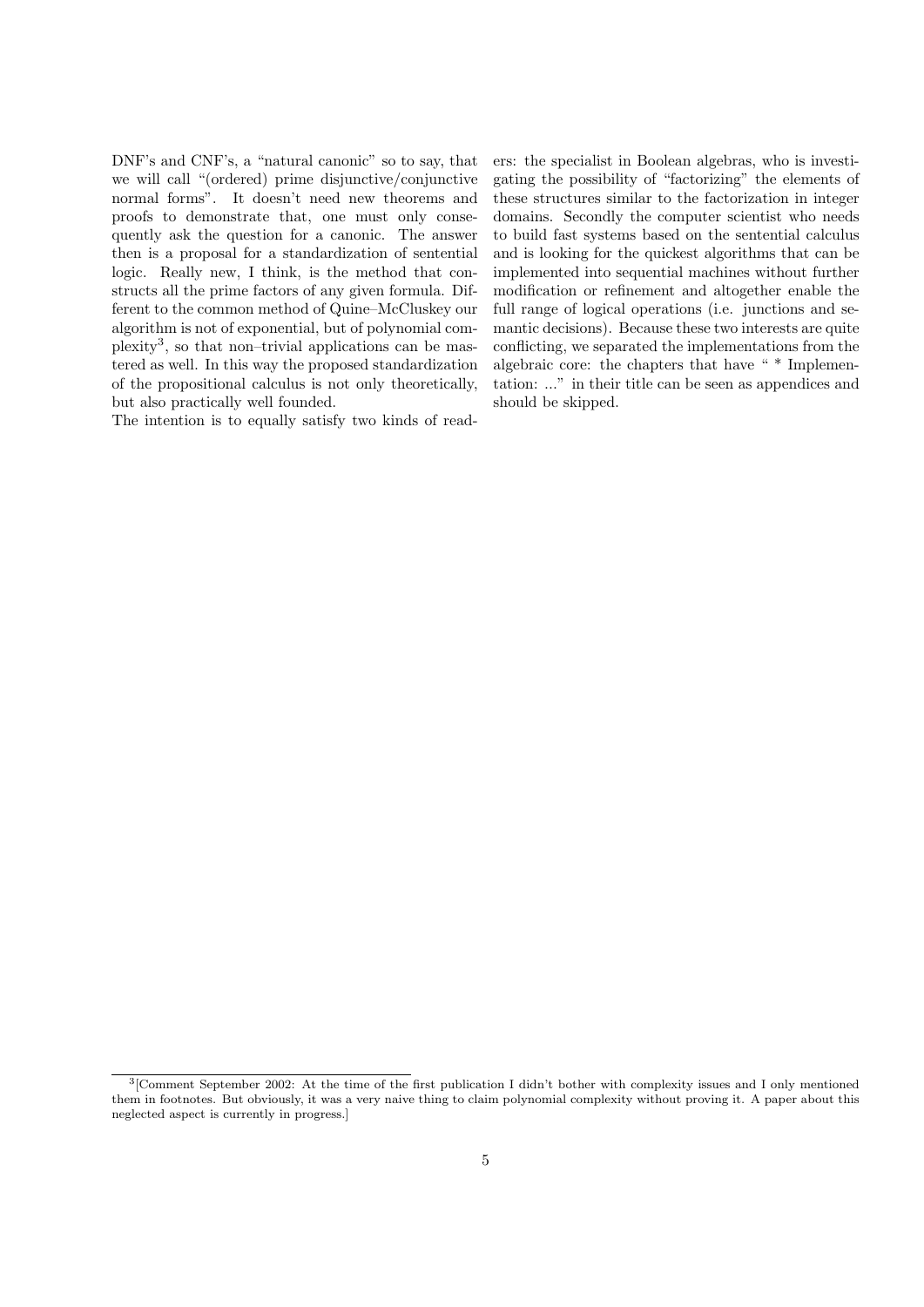DNF's and CNF's, a "natural canonic" so to say, that we will call "(ordered) prime disjunctive/conjunctive normal forms". It doesn't need new theorems and proofs to demonstrate that, one must only consequently ask the question for a canonic. The answer then is a proposal for a standardization of sentential logic. Really new, I think, is the method that constructs all the prime factors of any given formula. Different to the common method of Quine–McCluskey our algorithm is not of exponential, but of polynomial complexity[3], so that non–trivial applications can be mastered as well. In this way the proposed standardization of the propositional calculus is not only theoretically, but also practically well founded.

The intention is to equally satisfy two kinds of readers: the specialist in Boolean algebras, who is investigating the possibility of "factorizing" the elements of these structures similar to the factorization in integer domains. Secondly the computer scientist who needs to build fast systems based on the sentential calculus and is looking for the quickest algorithms that can be implemented into sequential machines without further modification or refinement and altogether enable the full range of logical operations (i.e. junctions and semantic decisions). Because these two interests are quite conflicting, we separated the implementations from the algebraic core: the chapters that have " * Implementation: ..." in their title can be seen as appendices and should be skipped.

[3][Comment September 2002: At the time of the first publication I didn't bother with complexity issues and I only mentioned them in footnotes. But obviously, it was a very naive thing to claim polynomial complexity without proving it. A paper about this neglected aspect is currently in progress.]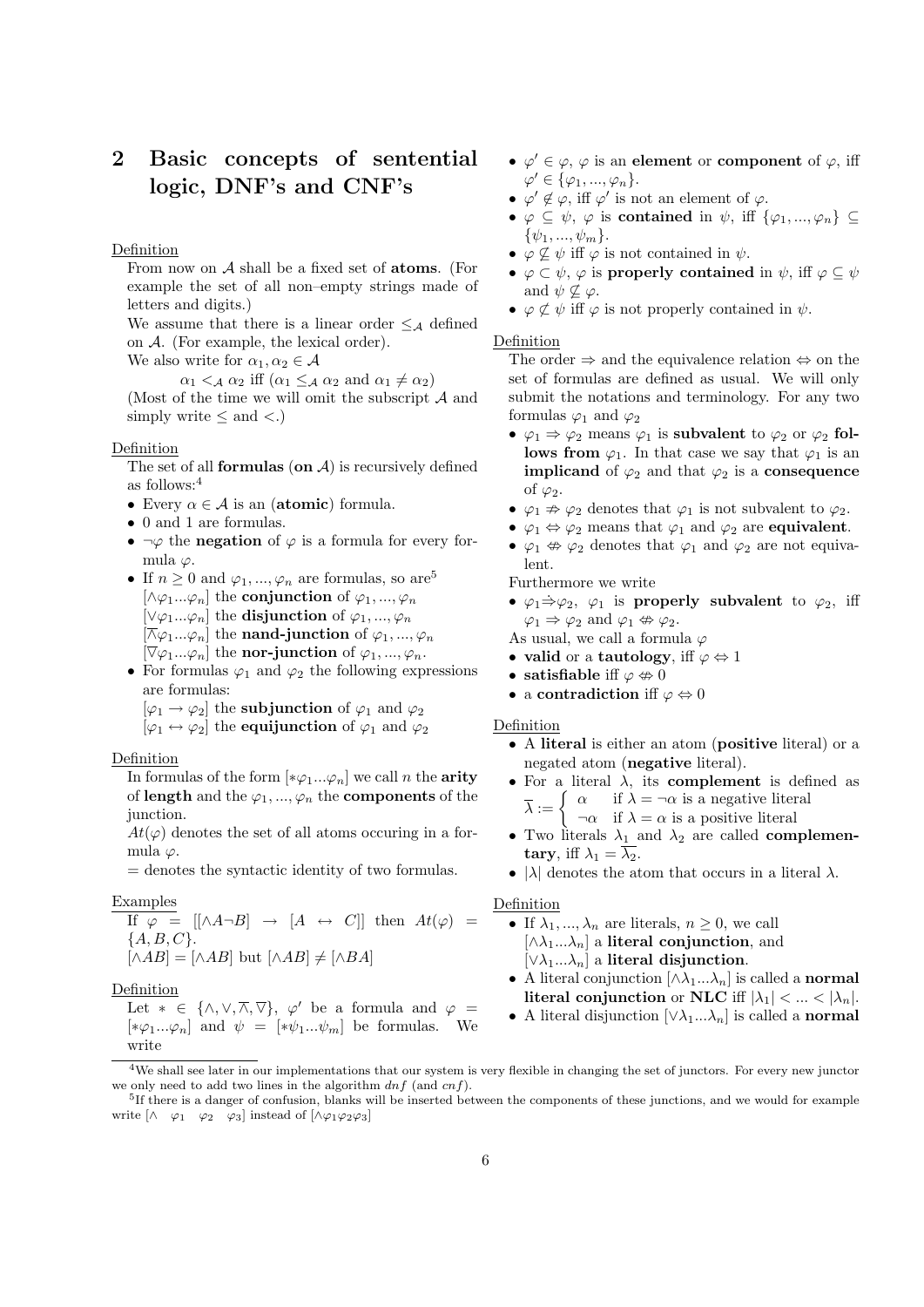## 2 Basic concepts of sentential logic, DNF's and CNF's

Definition

From now on $\mathcal{A}$ shall be a fixed set of **atoms**. (For example the set of all non–empty strings made of letters and digits.)

We assume that there is a linear order $\leq_{\mathcal{A}}$ defined on $\mathcal{A}$. (For example, the lexical order).

We also write for $\alpha_1, \alpha_2 \in \mathcal{A}$

$$\alpha_1 <_{\mathcal{A}} \alpha_2 \text{ iff } (\alpha_1 \leq_{\mathcal{A}} \alpha_2 \text{ and } \alpha_1 \neq \alpha_2)$$

(Most of the time we will omit the subscript $\mathcal{A}$ and simply write $\leq$ and $<$.)

Definition

The set of all **formulas** (**on** $\mathcal{A}$) is recursively defined as follows:[4]

- Every $\alpha \in \mathcal{A}$ is an (**atomic**) formula.
- 0 and 1 are formulas.
- $\neg\varphi$ the **negation** of $\varphi$ is a formula for every formula $\varphi$.
- If $n \geq 0$ and $\varphi_1, ..., \varphi_n$ are formulas, so are[5]
  $[\wedge\varphi_1...\varphi_n]$ the **conjunction** of $\varphi_1, ..., \varphi_n$
  $[\vee\varphi_1...\varphi_n]$ the **disjunction** of $\varphi_1, ..., \varphi_n$
  $[\overline{\wedge}\varphi_1...\varphi_n]$ the **nand-junction** of $\varphi_1, ..., \varphi_n$
  $[\overline{\vee}\varphi_1...\varphi_n]$ the **nor-junction** of $\varphi_1, ..., \varphi_n$.
- For formulas $\varphi_1$ and $\varphi_2$ the following expressions are formulas:
  $[\varphi_1 \rightarrow \varphi_2]$ the **subjunction** of $\varphi_1$ and $\varphi_2$
  $[\varphi_1 \leftrightarrow \varphi_2]$ the **equijunction** of $\varphi_1$ and $\varphi_2$

Definition

In formulas of the form $[*\varphi_1...\varphi_n]$ we call $n$ the **arity** of **length** and the $\varphi_1, ..., \varphi_n$ the **components** of the junction.

$At(\varphi)$ denotes the set of all atoms occuring in a formula $\varphi$.

$=$ denotes the syntactic identity of two formulas.

Examples

If $\varphi = [[\wedge A\neg B] \rightarrow [A \leftrightarrow C]]$ then $At(\varphi) = \{A, B, C\}$.

$[\wedge AB] = [\wedge AB]$ but $[\wedge AB] \neq [\wedge BA]$

Definition

Let $* \in \{\wedge, \vee, \overline{\wedge}, \overline{\vee}\}$, $\varphi'$ be a formula and $\varphi = [*\varphi_1...\varphi_n]$ and $\psi = [*\psi_1...\psi_m]$ be formulas. We write

- $\varphi' \in \varphi$, $\varphi$ is an **element** or **component** of $\varphi$, iff $\varphi' \in \{\varphi_1, ..., \varphi_n\}$.
- $\varphi' \notin \varphi$, iff $\varphi'$ is not an element of $\varphi$.
- $\varphi \subseteq \psi$, $\varphi$ is **contained** in $\psi$, iff $\{\varphi_1, ..., \varphi_n\} \subseteq \{\psi_1, ..., \psi_m\}$.
- $\varphi \not\subseteq \psi$ iff $\varphi$ is not contained in $\psi$.
- $\varphi \subset \psi$, $\varphi$ is **properly contained** in $\psi$, iff $\varphi \subseteq \psi$ and $\psi \not\subseteq \varphi$.
- $\varphi \not\subset \psi$ iff $\varphi$ is not properly contained in $\psi$.

Definition

The order $\Rightarrow$ and the equivalence relation $\Leftrightarrow$ on the set of formulas are defined as usual. We will only submit the notations and terminology. For any two formulas $\varphi_1$ and $\varphi_2$

- $\varphi_1 \Rightarrow \varphi_2$ means $\varphi_1$ is **subvalent** to $\varphi_2$ or $\varphi_2$ **follows from** $\varphi_1$. In that case we say that $\varphi_1$ is an **implicand** of $\varphi_2$ and that $\varphi_2$ is a **consequence** of $\varphi_2$.
- $\varphi_1 \not\Rightarrow \varphi_2$ denotes that $\varphi_1$ is not subvalent to $\varphi_2$.
- $\varphi_1 \Leftrightarrow \varphi_2$ means that $\varphi_1$ and $\varphi_2$ are **equivalent**.
- $\varphi_1 \not\Leftrightarrow \varphi_2$ denotes that $\varphi_1$ and $\varphi_2$ are not equivalent.

Furthermore we write

- $\varphi_1 \dot{\Rightarrow} \varphi_2$, $\varphi_1$ is **properly subvalent** to $\varphi_2$, iff $\varphi_1 \Rightarrow \varphi_2$ and $\varphi_1 \not\Leftrightarrow \varphi_2$.

As usual, we call a formula $\varphi$

- **valid** or a **tautology**, iff $\varphi \Leftrightarrow 1$
- **satisfiable** iff $\varphi \not\Leftrightarrow 0$
- a **contradiction** iff $\varphi \Leftrightarrow 0$

Definition

- A **literal** is either an atom (**positive** literal) or a negated atom (**negative** literal).
- For a literal $\lambda$, its **complement** is defined as $\overline{\lambda} := \begin{cases} \alpha & \text{if } \lambda = \neg\alpha \text{ is a negative literal} \\ \neg\alpha & \text{if } \lambda = \alpha \text{ is a positive literal} \end{cases}$
- Two literals $\lambda_1$ and $\lambda_2$ are called **complementary**, iff $\lambda_1 = \overline{\lambda_2}$.
- $|\lambda|$ denotes the atom that occurs in a literal $\lambda$.

Definition

- If $\lambda_1, ..., \lambda_n$ are literals, $n \geq 0$, we call
  $[\wedge\lambda_1...\lambda_n]$ a **literal conjunction**, and
  $[\vee\lambda_1...\lambda_n]$ a **literal disjunction**.
- A literal conjunction $[\wedge\lambda_1...\lambda_n]$ is called a **normal literal conjunction** or **NLC** iff $|\lambda_1| < ... < |\lambda_n|$.
- A literal disjunction $[\vee\lambda_1...\lambda_n]$ is called a **normal**

---

[4] We shall see later in our implementations that our system is very flexible in changing the set of junctors. For every new junctor we only need to add two lines in the algorithm $dnf$ (and $cnf$).

[5] If there is a danger of confusion, blanks will be inserted between the components of these junctions, and we would for example write $[\wedge \quad \varphi_1 \quad \varphi_2 \quad \varphi_3]$ instead of $[\wedge\varphi_1\varphi_2\varphi_3]$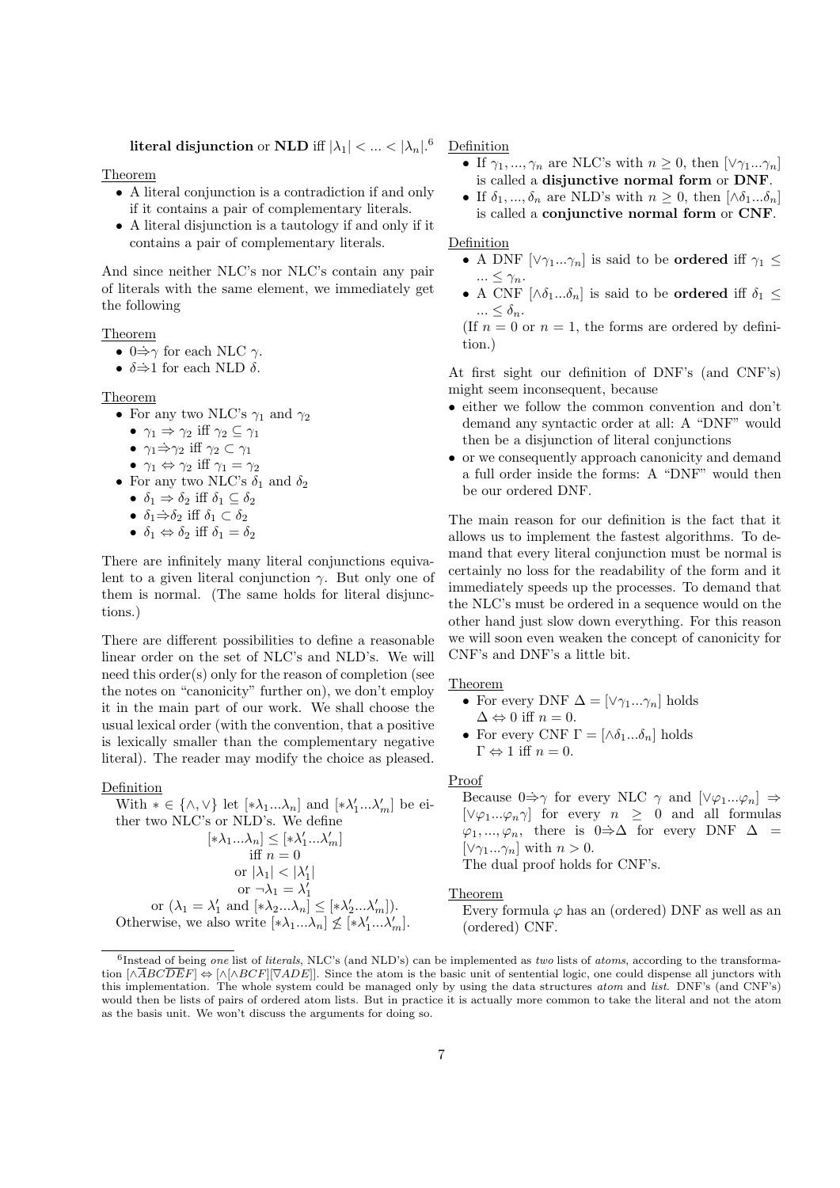**literal disjunction** or **NLD** iff $|\lambda_1| < ... < |\lambda_n|$.[6]

Theorem

- A literal conjunction is a contradiction if and only if it contains a pair of complementary literals.
- A literal disjunction is a tautology if and only if it contains a pair of complementary literals.

And since neither NLC's nor NLC's contain any pair of literals with the same element, we immediately get the following

Theorem

- $0 \dot{\Rightarrow} \gamma$ for each NLC $\gamma$.
- $\delta \dot{\Rightarrow} 1$ for each NLD $\delta$.

Theorem

- For any two NLC's $\gamma_1$ and $\gamma_2$
  - $\gamma_1 \Rightarrow \gamma_2$ iff $\gamma_2 \subseteq \gamma_1$
  - $\gamma_1 \dot{\Rightarrow} \gamma_2$ iff $\gamma_2 \subset \gamma_1$
  - $\gamma_1 \Leftrightarrow \gamma_2$ iff $\gamma_1 = \gamma_2$
- For any two NLC's $\delta_1$ and $\delta_2$
  - $\delta_1 \Rightarrow \delta_2$ iff $\delta_1 \subseteq \delta_2$
  - $\delta_1 \dot{\Rightarrow} \delta_2$ iff $\delta_1 \subset \delta_2$
  - $\delta_1 \Leftrightarrow \delta_2$ iff $\delta_1 = \delta_2$

There are infinitely many literal conjunctions equivalent to a given literal conjunction $\gamma$. But only one of them is normal. (The same holds for literal disjunctions.)

There are different possibilities to define a reasonable linear order on the set of NLC's and NLD's. We will need this order(s) only for the reason of completion (see the notes on "canonicity" further on), we don't employ it in the main part of our work. We shall choose the usual lexical order (with the convention, that a positive is lexically smaller than the complementary negative literal). The reader may modify the choice as pleased.

Definition

With $* \in \{\wedge, \vee\}$ let $[*\lambda_1...\lambda_n]$ and $[*\lambda'_1...\lambda'_m]$ be either two NLC's or NLD's. We define

$$[*\lambda_1...\lambda_n] \leq [*\lambda'_1...\lambda'_m]$$
$$\text{iff } n = 0$$
$$\text{or } |\lambda_1| < |\lambda'_1|$$
$$\text{or } \neg\lambda_1 = \lambda'_1$$
$$\text{or } (\lambda_1 = \lambda'_1 \text{ and } [*\lambda_2...\lambda_n] \leq [*\lambda'_2...\lambda'_m]).$$

Otherwise, we also write $[*\lambda_1...\lambda_n] \not\leq [*\lambda'_1...\lambda'_m]$.

Definition

- If $\gamma_1, ..., \gamma_n$ are NLC's with $n \geq 0$, then $[\vee\gamma_1...\gamma_n]$ is called a **disjunctive normal form** or **DNF**.
- If $\delta_1, ..., \delta_n$ are NLD's with $n \geq 0$, then $[\wedge\delta_1...\delta_n]$ is called a **conjunctive normal form** or **CNF**.

Definition

- A DNF $[\vee\gamma_1...\gamma_n]$ is said to be **ordered** iff $\gamma_1 \leq ... \leq \gamma_n$.
- A CNF $[\wedge\delta_1...\delta_n]$ is said to be **ordered** iff $\delta_1 \leq ... \leq \delta_n$.

(If $n = 0$ or $n = 1$, the forms are ordered by definition.)

At first sight our definition of DNF's (and CNF's) might seem inconsequent, because

- either we follow the common convention and don't demand any syntactic order at all: A "DNF" would then be a disjunction of literal conjunctions
- or we consequently approach canonicity and demand a full order inside the forms: A "DNF" would then be our ordered DNF.

The main reason for our definition is the fact that it allows us to implement the fastest algorithms. To demand that every literal conjunction must be normal is certainly no loss for the readability of the form and it immediately speeds up the processes. To demand that the NLC's must be ordered in a sequence would on the other hand just slow down everything. For this reason we will soon even weaken the concept of canonicity for CNF's and DNF's a little bit.

Theorem

- For every DNF $\Delta = [\vee\gamma_1...\gamma_n]$ holds $\Delta \Leftrightarrow 0$ iff $n = 0$.
- For every CNF $\Gamma = [\wedge\delta_1...\delta_n]$ holds $\Gamma \Leftrightarrow 1$ iff $n = 0$.

Proof

Because $0 \dot{\Rightarrow} \gamma$ for every NLC $\gamma$ and $[\vee\varphi_1...\varphi_n] \Rightarrow [\vee\varphi_1...\varphi_n\gamma]$ for every $n \geq 0$ and all formulas $\varphi_1, ..., \varphi_n$, there is $0 \dot{\Rightarrow} \Delta$ for every DNF $\Delta = [\vee\gamma_1...\gamma_n]$ with $n > 0$.

The dual proof holds for CNF's.

Theorem

Every formula $\varphi$ has an (ordered) DNF as well as an (ordered) CNF.

---

[6] Instead of being *one* list of *literals*, NLC's (and NLD's) can be implemented as *two* lists of *atoms*, according to the transformation $[\wedge\overline{A}BC\overline{D}\overline{E}F] \Leftrightarrow [\wedge[\wedge BCF][\overline{\vee} ADE]]$. Since the atom is the basic unit of sentential logic, one could dispense all junctors with this implementation. The whole system could be managed only by using the data structures *atom* and *list*. DNF's (and CNF's) would then be lists of pairs of ordered atom lists. But in practice it is actually more common to take the literal and not the atom as the basis unit. We won't discuss the arguments for doing so.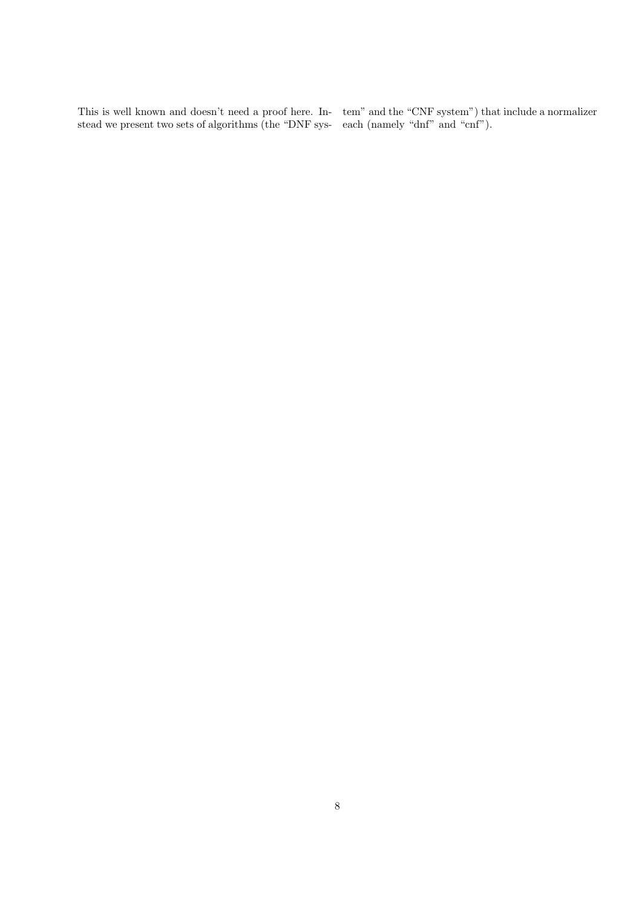This is well known and doesn't need a proof here. Instead we present two sets of algorithms (the "DNF system" and the "CNF system") that include a normalizer each (namely "dnf" and "cnf").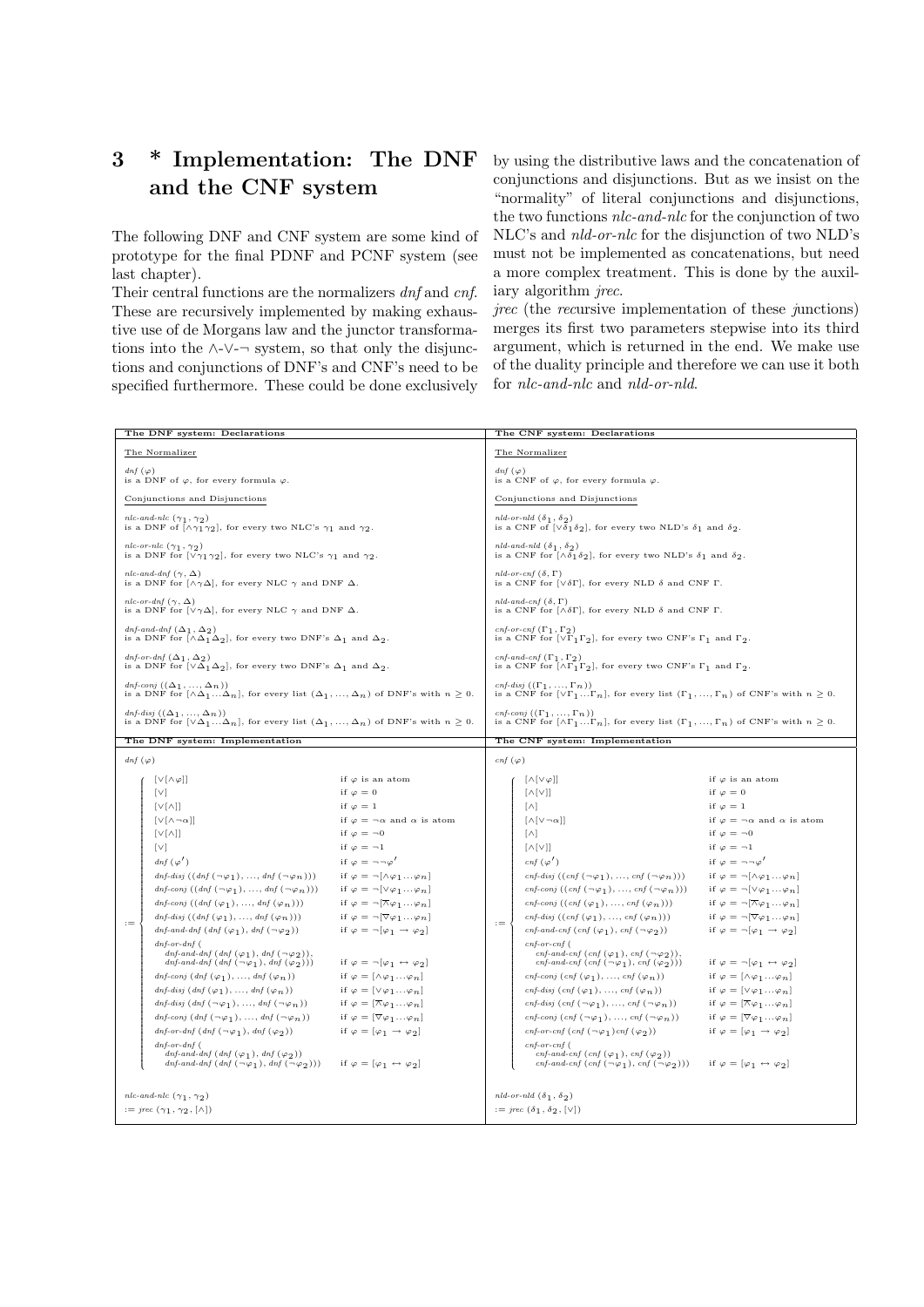## 3 * Implementation: The DNF and the CNF system

The following DNF and CNF system are some kind of prototype for the final PDNF and PCNF system (see last chapter).

Their central functions are the normalizers *dnf* and *cnf*. These are recursively implemented by making exhaustive use of de Morgans law and the junctor transformations into the $\wedge$-$\vee$-$\neg$ system, so that only the disjunctions and conjunctions of DNF's and CNF's need to be specified furthermore. These could be done exclusively by using the distributive laws and the concatenation of conjunctions and disjunctions. But as we insist on the "normality" of literal conjunctions and disjunctions, the two functions *nlc-and-nlc* for the conjunction of two NLC's and *nld-or-nlc* for the disjunction of two NLD's must not be implemented as concatenations, but need a more complex treatment. This is done by the auxiliary algorithm *jrec*.

*jrec* (the *rec*ursive implementation of these *j*unctions) merges its first two parameters stepwise into its third argument, which is returned in the end. We make use of the duality principle and therefore we can use it both for *nlc-and-nlc* and *nld-or-nld*.

### The DNF system: Declarations

**The Normalizer**

*dnf* $(\varphi)$
is a DNF of $\varphi$, for every formula $\varphi$.

**Conjunctions and Disjunctions**

*nlc-and-nlc* $(\gamma_1, \gamma_2)$
is a DNF of $[\wedge\gamma_1\gamma_2]$, for every two NLC's $\gamma_1$ and $\gamma_2$.

*nlc-or-nlc* $(\gamma_1, \gamma_2)$
is a DNF for $[\vee\gamma_1\gamma_2]$, for every two NLC's $\gamma_1$ and $\gamma_2$.

*nlc-and-dnf* $(\gamma, \Delta)$
is a DNF for $[\wedge\gamma\Delta]$, for every NLC $\gamma$ and DNF $\Delta$.

*nlc-or-dnf* $(\gamma, \Delta)$
is a DNF for $[\vee\gamma\Delta]$, for every NLC $\gamma$ and DNF $\Delta$.

*dnf-and-dnf* $(\Delta_1, \Delta_2)$
is a DNF for $[\wedge\Delta_1\Delta_2]$, for every two DNF's $\Delta_1$ and $\Delta_2$.

*dnf-or-dnf* $(\Delta_1, \Delta_2)$
is a DNF for $[\vee\Delta_1\Delta_2]$, for every two DNF's $\Delta_1$ and $\Delta_2$.

*dnf-conj* $((\Delta_1, \ldots, \Delta_n))$
is a DNF for $[\wedge\Delta_1 \ldots \Delta_n]$, for every list $(\Delta_1, \ldots, \Delta_n)$ of DNF's with $n \geq 0$.

*dnf-disj* $((\Delta_1, \ldots, \Delta_n))$
is a DNF for $[\vee\Delta_1 \ldots \Delta_n]$, for every list $(\Delta_1, \ldots, \Delta_n)$ of DNF's with $n \geq 0$.

### The DNF system: Implementation

*dnf* $(\varphi)$ :=

| | |
|---|---|
| $[\vee[\wedge\varphi]]$ | if $\varphi$ is an atom |
| $[\vee]$ | if $\varphi = 0$ |
| $[\vee[\wedge]]$ | if $\varphi = 1$ |
| $[\vee[\wedge\neg\alpha]]$ | if $\varphi = \neg\alpha$ and $\alpha$ is atom |
| $[\vee[\wedge]]$ | if $\varphi = \neg 0$ |
| $[\vee]$ | if $\varphi = \neg 1$ |
| *dnf* $(\varphi')$ | if $\varphi = \neg\neg\varphi'$ |
| *dnf-disj* $((dnf(\neg\varphi_1), \ldots, dnf(\neg\varphi_n)))$ | if $\varphi = \neg[\wedge\varphi_1 \ldots \varphi_n]$ |
| *dnf-conj* $((dnf(\neg\varphi_1), \ldots, dnf(\neg\varphi_n)))$ | if $\varphi = \neg[\vee\varphi_1 \ldots \varphi_n]$ |
| *dnf-conj* $((dnf(\varphi_1), \ldots, dnf(\varphi_n)))$ | if $\varphi = \neg[\overline{\wedge}\varphi_1 \ldots \varphi_n]$ |
| *dnf-disj* $((dnf(\varphi_1), \ldots, dnf(\varphi_n)))$ | if $\varphi = \neg[\overline{\vee}\varphi_1 \ldots \varphi_n]$ |
| *dnf-and-dnf* $(dnf(\varphi_1), dnf(\neg\varphi_2))$ | if $\varphi = \neg[\varphi_1 \to \varphi_2]$ |
| *dnf-or-dnf* ( *dnf-and-dnf* $(dnf(\varphi_1), dnf(\neg\varphi_2))$, *dnf-and-dnf* $(dnf(\neg\varphi_1), dnf(\varphi_2))$) | if $\varphi = \neg[\varphi_1 \leftrightarrow \varphi_2]$ |
| *dnf-conj* $(dnf(\varphi_1), \ldots, dnf(\varphi_n))$ | if $\varphi = [\wedge\varphi_1 \ldots \varphi_n]$ |
| *dnf-disj* $(dnf(\varphi_1), \ldots, dnf(\varphi_n))$ | if $\varphi = [\vee\varphi_1 \ldots \varphi_n]$ |
| *dnf-disj* $(dnf(\neg\varphi_1), \ldots, dnf(\neg\varphi_n))$ | if $\varphi = [\overline{\wedge}\varphi_1 \ldots \varphi_n]$ |
| *dnf-conj* $(dnf(\neg\varphi_1), \ldots, dnf(\neg\varphi_n))$ | if $\varphi = [\overline{\vee}\varphi_1 \ldots \varphi_n]$ |
| *dnf-or-dnf* $(dnf(\neg\varphi_1), dnf(\varphi_2))$ | if $\varphi = [\varphi_1 \to \varphi_2]$ |
| *dnf-or-dnf* ( *dnf-and-dnf* $(dnf(\varphi_1), dnf(\varphi_2))$ *dnf-and-dnf* $(dnf(\neg\varphi_1), dnf(\neg\varphi_2))$) | if $\varphi = [\varphi_1 \leftrightarrow \varphi_2]$ |

*nlc-and-nlc* $(\gamma_1, \gamma_2)$
:= *jrec* $(\gamma_1, \gamma_2, [\wedge])$

### The CNF system: Declarations

**The Normalizer**

*dnf* $(\varphi)$
is a CNF of $\varphi$, for every formula $\varphi$.

**Conjunctions and Disjunctions**

*nld-or-nld* $(\delta_1, \delta_2)$
is a CNF of $[\vee\delta_1\delta_2]$, for every two NLD's $\delta_1$ and $\delta_2$.

*nld-and-nld* $(\delta_1, \delta_2)$
is a CNF for $[\wedge\delta_1\delta_2]$, for every two NLD's $\delta_1$ and $\delta_2$.

*nld-or-cnf* $(\delta, \Gamma)$
is a CNF for $[\vee\delta\Gamma]$, for every NLD $\delta$ and CNF $\Gamma$.

*nld-and-cnf* $(\delta, \Gamma)$
is a CNF for $[\wedge\delta\Gamma]$, for every NLD $\delta$ and CNF $\Gamma$.

*cnf-or-cnf* $(\Gamma_1, \Gamma_2)$
is a CNF for $[\vee\Gamma_1\Gamma_2]$, for every two CNF's $\Gamma_1$ and $\Gamma_2$.

*cnf-and-cnf* $(\Gamma_1, \Gamma_2)$
is a CNF for $[\wedge\Gamma_1\Gamma_2]$, for every two CNF's $\Gamma_1$ and $\Gamma_2$.

*cnf-disj* $((\Gamma_1, \ldots, \Gamma_n))$
is a CNF for $[\vee\Gamma_1 \ldots \Gamma_n]$, for every list $(\Gamma_1, \ldots, \Gamma_n)$ of CNF's with $n \geq 0$.

*cnf-conj* $((\Gamma_1, \ldots, \Gamma_n))$
is a CNF for $[\wedge\Gamma_1 \ldots \Gamma_n]$, for every list $(\Gamma_1, \ldots, \Gamma_n)$ of CNF's with $n \geq 0$.

### The CNF system: Implementation

*cnf* $(\varphi)$ :=

| | |
|---|---|
| $[\wedge[\vee\varphi]]$ | if $\varphi$ is an atom |
| $[\wedge[\vee]]$ | if $\varphi = 0$ |
| $[\wedge]$ | if $\varphi = 1$ |
| $[\wedge[\vee\neg\alpha]]$ | if $\varphi = \neg\alpha$ and $\alpha$ is atom |
| $[\wedge]$ | if $\varphi = \neg 0$ |
| $[\wedge[\vee]]$ | if $\varphi = \neg 1$ |
| *cnf* $(\varphi')$ | if $\varphi = \neg\neg\varphi'$ |
| *cnf-disj* $((cnf(\neg\varphi_1), \ldots, cnf(\neg\varphi_n)))$ | if $\varphi = \neg[\wedge\varphi_1 \ldots \varphi_n]$ |
| *cnf-conj* $((cnf(\neg\varphi_1), \ldots, cnf(\neg\varphi_n)))$ | if $\varphi = \neg[\vee\varphi_1 \ldots \varphi_n]$ |
| *cnf-conj* $((cnf(\varphi_1), \ldots, cnf(\varphi_n)))$ | if $\varphi = \neg[\overline{\wedge}\varphi_1 \ldots \varphi_n]$ |
| *cnf-disj* $((cnf(\varphi_1), \ldots, cnf(\varphi_n)))$ | if $\varphi = \neg[\overline{\vee}\varphi_1 \ldots \varphi_n]$ |
| *cnf-and-cnf* $(cnf(\varphi_1), cnf(\neg\varphi_2))$ | if $\varphi = \neg[\varphi_1 \to \varphi_2]$ |
| *cnf-or-cnf* ( *cnf-and-cnf* $(cnf(\varphi_1), cnf(\neg\varphi_2))$, *cnf-and-cnf* $(cnf(\neg\varphi_1), cnf(\varphi_2))$) | if $\varphi = \neg[\varphi_1 \leftrightarrow \varphi_2]$ |
| *cnf-conj* $(cnf(\varphi_1), \ldots, cnf(\varphi_n))$ | if $\varphi = [\wedge\varphi_1 \ldots \varphi_n]$ |
| *cnf-disj* $(cnf(\varphi_1), \ldots, cnf(\varphi_n))$ | if $\varphi = [\vee\varphi_1 \ldots \varphi_n]$ |
| *cnf-disj* $(cnf(\neg\varphi_1), \ldots, cnf(\neg\varphi_n))$ | if $\varphi = [\overline{\wedge}\varphi_1 \ldots \varphi_n]$ |
| *cnf-conj* $(cnf(\neg\varphi_1), \ldots, cnf(\neg\varphi_n))$ | if $\varphi = [\overline{\vee}\varphi_1 \ldots \varphi_n]$ |
| *cnf-or-cnf* $(cnf(\neg\varphi_1) cnf(\varphi_2))$ | if $\varphi = [\varphi_1 \to \varphi_2]$ |
| *cnf-or-cnf* ( *cnf-and-cnf* $(cnf(\varphi_1), cnf(\varphi_2))$ *cnf-and-cnf* $(cnf(\neg\varphi_1), cnf(\neg\varphi_2))$) | if $\varphi = [\varphi_1 \leftrightarrow \varphi_2]$ |

*nld-or-nld* $(\delta_1, \delta_2)$
:= *jrec* $(\delta_1, \delta_2, [\vee])$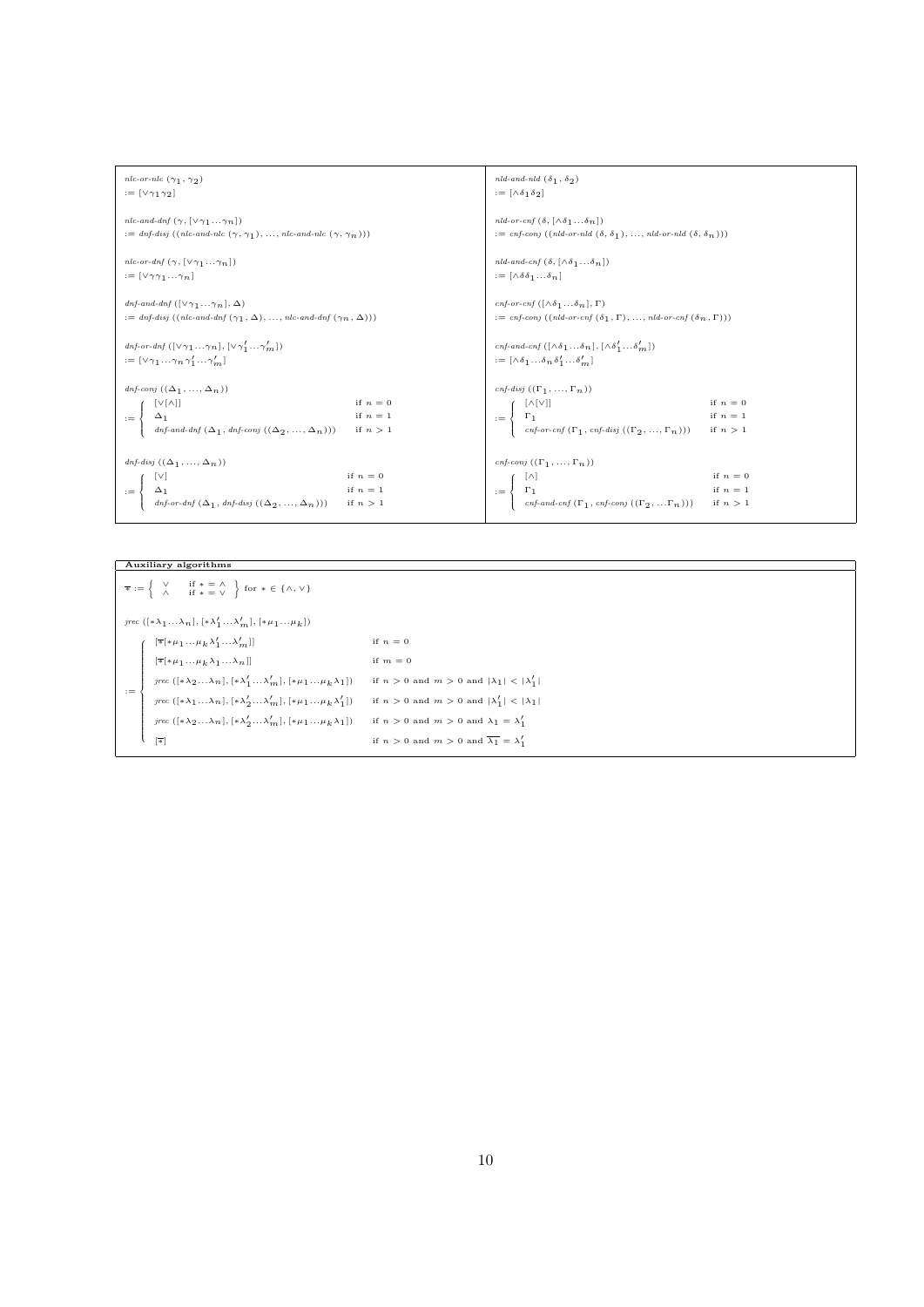*nlc-or-nlc* $(\gamma_1, \gamma_2)$
$:= [\vee \gamma_1 \gamma_2]$

*nlc-and-dnf* $(\gamma, [\vee \gamma_1 \ldots \gamma_n])$
$:=$ *dnf-disj* $((\textit{nlc-and-nlc}\ (\gamma, \gamma_1), \ldots, \textit{nlc-and-nlc}\ (\gamma, \gamma_n)))$

*nlc-or-dnf* $(\gamma, [\vee \gamma_1 \ldots \gamma_n])$
$:= [\vee \gamma \gamma_1 \ldots \gamma_n]$

*dnf-and-dnf* $([\vee \gamma_1 \ldots \gamma_n], \Delta)$
$:=$ *dnf-disj* $((\textit{nlc-and-dnf}\ (\gamma_1, \Delta), \ldots, \textit{nlc-and-dnf}\ (\gamma_n, \Delta)))$

*dnf-or-dnf* $([\vee \gamma_1 \ldots \gamma_n], [\vee \gamma'_1 \ldots \gamma'_m])$
$:= [\vee \gamma_1 \ldots \gamma_n \gamma'_1 \ldots \gamma'_m]$

*dnf-conj* $((\Delta_1, \ldots, \Delta_n))$

$$:= \begin{cases} [\vee[\wedge]] & \text{if } n = 0 \\ \Delta_1 & \text{if } n = 1 \\ \textit{dnf-and-dnf}\ (\Delta_1, \textit{dnf-conj}\ ((\Delta_2, \ldots, \Delta_n))) & \text{if } n > 1 \end{cases}$$

*dnf-disj* $((\Delta_1, \ldots, \Delta_n))$

$$:= \begin{cases} [\vee] & \text{if } n = 0 \\ \Delta_1 & \text{if } n = 1 \\ \textit{dnf-or-dnf}\ (\Delta_1, \textit{dnf-disj}\ ((\Delta_2, \ldots, \Delta_n))) & \text{if } n > 1 \end{cases}$$

*nld-and-nld* $(\delta_1, \delta_2)$
$:= [\wedge \delta_1 \delta_2]$

*nld-or-cnf* $(\delta, [\wedge \delta_1 \ldots \delta_n])$
$:=$ *cnf-conj* $((\textit{nld-or-nld}\ (\delta, \delta_1), \ldots, \textit{nld-or-nld}\ (\delta, \delta_n)))$

*nld-and-cnf* $(\delta, [\wedge \delta_1 \ldots \delta_n])$
$:= [\wedge \delta \delta_1 \ldots \delta_n]$

*cnf-or-cnf* $([\wedge \delta_1 \ldots \delta_n], \Gamma)$
$:=$ *cnf-conj* $((\textit{nld-or-cnf}\ (\delta_1, \Gamma), \ldots, \textit{nld-or-cnf}\ (\delta_n, \Gamma)))$

*cnf-and-cnf* $([\wedge \delta_1 \ldots \delta_n], [\wedge \delta'_1 \ldots \delta'_m])$
$:= [\wedge \delta_1 \ldots \delta_n \delta'_1 \ldots \delta'_m]$

*cnf-disj* $((\Gamma_1, \ldots, \Gamma_n))$

$$:= \begin{cases} [\wedge[\vee]] & \text{if } n = 0 \\ \Gamma_1 & \text{if } n = 1 \\ \textit{cnf-or-cnf}\ (\Gamma_1, \textit{cnf-disj}\ ((\Gamma_2, \ldots, \Gamma_n))) & \text{if } n > 1 \end{cases}$$

*cnf-conj* $((\Gamma_1, \ldots, \Gamma_n))$

$$:= \begin{cases} [\wedge] & \text{if } n = 0 \\ \Gamma_1 & \text{if } n = 1 \\ \textit{cnf-and-cnf}\ (\Gamma_1, \textit{cnf-conj}\ ((\Gamma_2, \ldots \Gamma_n))) & \text{if } n > 1 \end{cases}$$

**Auxiliary algorithms**

$$\overline{*} := \left\{ \begin{array}{ll} \vee & \text{if } * = \wedge \\ \wedge & \text{if } * = \vee \end{array} \right\} \text{ for } * \in \{\wedge, \vee\}$$

*jrec* $([*\lambda_1 \ldots \lambda_n], [*\lambda'_1 \ldots \lambda'_m], [*\mu_1 \ldots \mu_k])$

$$:= \begin{cases} [\overline{*}[*\mu_1 \ldots \mu_k \lambda'_1 \ldots \lambda'_m]] & \text{if } n = 0 \\ [\overline{*}[*\mu_1 \ldots \mu_k \lambda_1 \ldots \lambda_n]] & \text{if } m = 0 \\ \textit{jrec}\ ([*\lambda_2 \ldots \lambda_n], [*\lambda'_1 \ldots \lambda'_m], [*\mu_1 \ldots \mu_k \lambda_1]) & \text{if } n > 0 \text{ and } m > 0 \text{ and } |\lambda_1| < |\lambda'_1| \\ \textit{jrec}\ ([*\lambda_1 \ldots \lambda_n], [*\lambda'_2 \ldots \lambda'_m], [*\mu_1 \ldots \mu_k \lambda'_1]) & \text{if } n > 0 \text{ and } m > 0 \text{ and } |\lambda'_1| < |\lambda_1| \\ \textit{jrec}\ ([*\lambda_2 \ldots \lambda_n], [*\lambda'_2 \ldots \lambda'_m], [*\mu_1 \ldots \mu_k \lambda_1]) & \text{if } n > 0 \text{ and } m > 0 \text{ and } \lambda_1 = \lambda'_1 \\ [\overline{*}] & \text{if } n > 0 \text{ and } m > 0 \text{ and } \overline{\lambda_1} = \lambda'_1 \end{cases}$$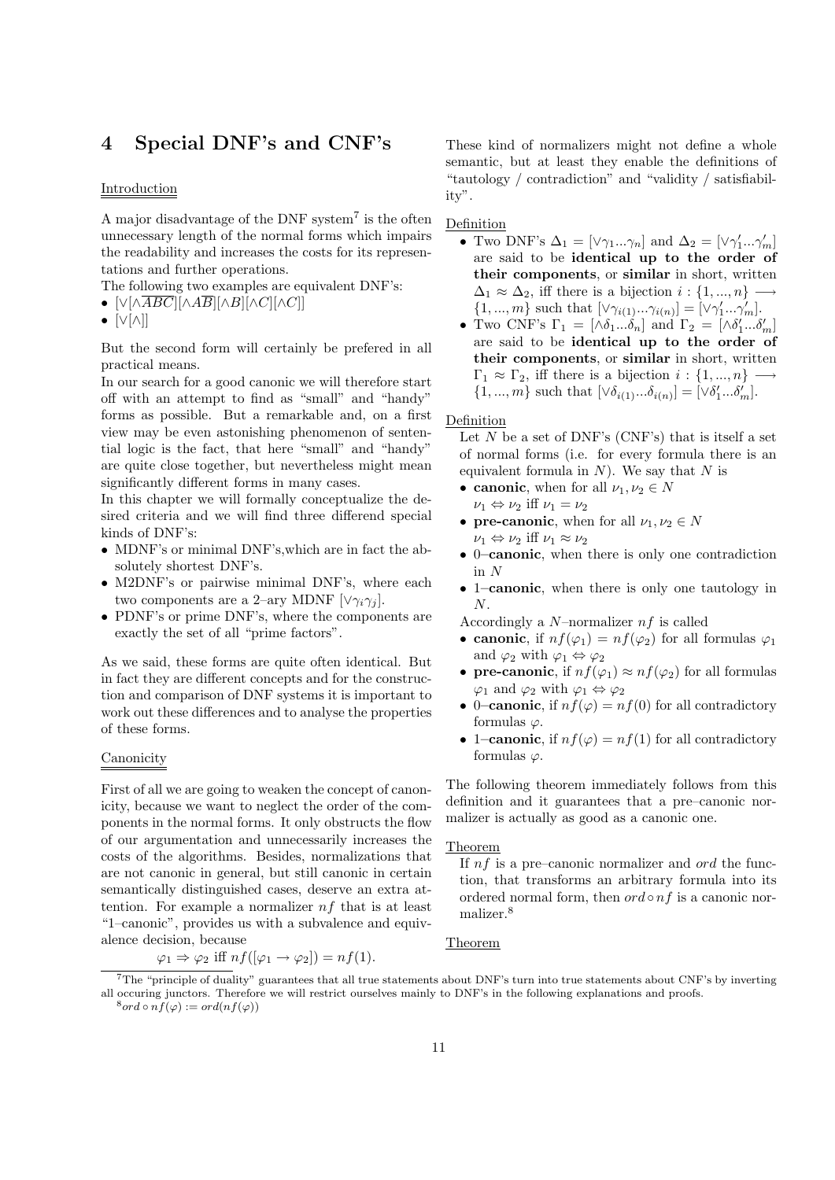# 4 Special DNF's and CNF's

Introduction

A major disadvantage of the DNF system[7] is the often unnecessary length of the normal forms which impairs the readability and increases the costs for its representations and further operations.
The following two examples are equivalent DNF's:

- $[\vee[\wedge\overline{ABC}][\wedge A\overline{B}][\wedge B][\wedge C][\wedge C]]$
- $[\vee[\wedge]]$

But the second form will certainly be prefered in all practical means.
In our search for a good canonic we will therefore start off with an attempt to find as "small" and "handy" forms as possible. But a remarkable and, on a first view may be even astonishing phenomenon of sentential logic is the fact, that here "small" and "handy" are quite close together, but nevertheless might mean significantly different forms in many cases.
In this chapter we will formally conceptualize the desired criteria and we will find three differend special kinds of DNF's:

- MDNF's or minimal DNF's,which are in fact the absolutely shortest DNF's.
- M2DNF's or pairwise minimal DNF's, where each two components are a 2–ary MDNF $[\vee\gamma_i\gamma_j]$.
- PDNF's or prime DNF's, where the components are exactly the set of all "prime factors".

As we said, these forms are quite often identical. But in fact they are different concepts and for the construction and comparison of DNF systems it is important to work out these differences and to analyse the properties of these forms.

Canonicity

First of all we are going to weaken the concept of canonicity, because we want to neglect the order of the components in the normal forms. It only obstructs the flow of our argumentation and unnecessarily increases the costs of the algorithms. Besides, normalizations that are not canonic in general, but still canonic in certain semantically distinguished cases, deserve an extra attention. For example a normalizer $nf$ that is at least "1–canonic", provides us with a subvalence and equivalence decision, because

$$\varphi_1 \Rightarrow \varphi_2 \text{ iff } nf([\varphi_1 \rightarrow \varphi_2]) = nf(1).$$

These kind of normalizers might not define a whole semantic, but at least they enable the definitions of "tautology / contradiction" and "validity / satisfiability".

Definition

- Two DNF's $\Delta_1 = [\vee\gamma_1...\gamma_n]$ and $\Delta_2 = [\vee\gamma'_1...\gamma'_m]$ are said to be **identical up to the order of their components**, or **similar** in short, written $\Delta_1 \approx \Delta_2$, iff there is a bijection $i : \{1,...,n\} \longrightarrow \{1,...,m\}$ such that $[\vee\gamma_{i(1)}...\gamma_{i(n)}] = [\vee\gamma'_1...\gamma'_m]$.
- Two CNF's $\Gamma_1 = [\wedge\delta_1...\delta_n]$ and $\Gamma_2 = [\wedge\delta'_1...\delta'_m]$ are said to be **identical up to the order of their components**, or **similar** in short, written $\Gamma_1 \approx \Gamma_2$, iff there is a bijection $i : \{1,...,n\} \longrightarrow \{1,...,m\}$ such that $[\vee\delta_{i(1)}...\delta_{i(n)}] = [\vee\delta'_1...\delta'_m]$.

Definition

Let $N$ be a set of DNF's (CNF's) that is itself a set of normal forms (i.e. for every formula there is an equivalent formula in $N$). We say that $N$ is

- **canonic**, when for all $\nu_1, \nu_2 \in N$
  $\nu_1 \Leftrightarrow \nu_2$ iff $\nu_1 = \nu_2$
- **pre-canonic**, when for all $\nu_1, \nu_2 \in N$
  $\nu_1 \Leftrightarrow \nu_2$ iff $\nu_1 \approx \nu_2$
- **0–canonic**, when there is only one contradiction in $N$
- **1–canonic**, when there is only one tautology in $N$.

Accordingly a $N$–normalizer $nf$ is called

- **canonic**, if $nf(\varphi_1) = nf(\varphi_2)$ for all formulas $\varphi_1$ and $\varphi_2$ with $\varphi_1 \Leftrightarrow \varphi_2$
- **pre-canonic**, if $nf(\varphi_1) \approx nf(\varphi_2)$ for all formulas $\varphi_1$ and $\varphi_2$ with $\varphi_1 \Leftrightarrow \varphi_2$
- **0–canonic**, if $nf(\varphi) = nf(0)$ for all contradictory formulas $\varphi$.
- **1–canonic**, if $nf(\varphi) = nf(1)$ for all contradictory formulas $\varphi$.

The following theorem immediately follows from this definition and it guarantees that a pre–canonic normalizer is actually as good as a canonic one.

Theorem

If $nf$ is a pre–canonic normalizer and $ord$ the function, that transforms an arbitrary formula into its ordered normal form, then $ord \circ nf$ is a canonic normalizer.[8]

Theorem

[7] The "principle of duality" guarantees that all true statements about DNF's turn into true statements about CNF's by inverting all occuring junctors. Therefore we will restrict ourselves mainly to DNF's in the following explanations and proofs.

[8] $ord \circ nf(\varphi) := ord(nf(\varphi))$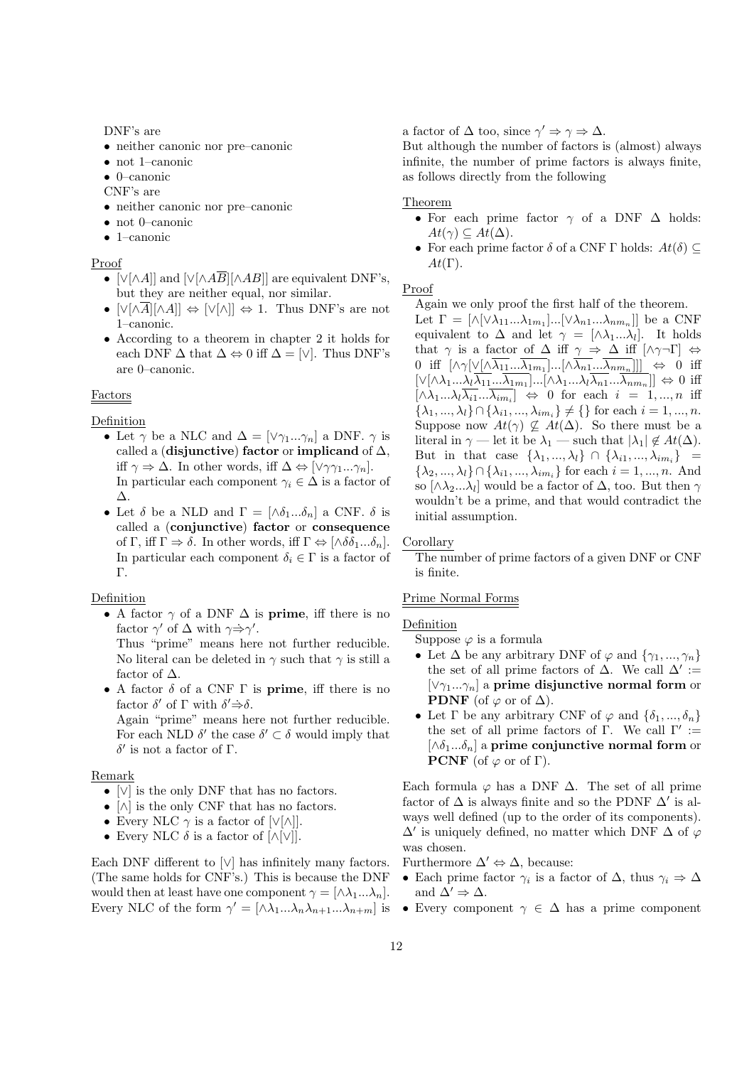DNF's are

- neither canonic nor pre–canonic
- not 1–canonic
- 0–canonic

CNF's are

- neither canonic nor pre–canonic
- not 0–canonic
- 1–canonic

Proof

- $[\vee[\wedge A]]$ and $[\vee[\wedge A\overline{B}][\wedge AB]]$ are equivalent DNF's, but they are neither equal, nor similar.
- $[\vee[\wedge\overline{A}][\wedge A]] \Leftrightarrow [\vee[\wedge]] \Leftrightarrow 1$. Thus DNF's are not 1–canonic.
- According to a theorem in chapter 2 it holds for each DNF $\Delta$ that $\Delta \Leftrightarrow 0$ iff $\Delta = [\vee]$. Thus DNF's are 0–canonic.

## Factors

Definition

- Let $\gamma$ be a NLC and $\Delta = [\vee\gamma_1...\gamma_n]$ a DNF. $\gamma$ is called a (**disjunctive**) **factor** or **implicand** of $\Delta$, iff $\gamma \Rightarrow \Delta$. In other words, iff $\Delta \Leftrightarrow [\vee\gamma\gamma_1...\gamma_n]$.
  In particular each component $\gamma_i \in \Delta$ is a factor of $\Delta$.
- Let $\delta$ be a NLD and $\Gamma = [\wedge\delta_1...\delta_n]$ a CNF. $\delta$ is called a (**conjunctive**) **factor** or **consequence** of $\Gamma$, iff $\Gamma \Rightarrow \delta$. In other words, iff $\Gamma \Leftrightarrow [\wedge\delta\delta_1...\delta_n]$.
  In particular each component $\delta_i \in \Gamma$ is a factor of $\Gamma$.

Definition

- A factor $\gamma$ of a DNF $\Delta$ is **prime**, iff there is no factor $\gamma'$ of $\Delta$ with $\gamma \Rrightarrow \gamma'$.
  Thus "prime" means here not further reducible. No literal can be deleted in $\gamma$ such that $\gamma$ is still a factor of $\Delta$.
- A factor $\delta$ of a CNF $\Gamma$ is **prime**, iff there is no factor $\delta'$ of $\Gamma$ with $\delta' \Rrightarrow \delta$.
  Again "prime" means here not further reducible. For each NLD $\delta'$ the case $\delta' \subset \delta$ would imply that $\delta'$ is not a factor of $\Gamma$.

Remark

- $[\vee]$ is the only DNF that has no factors.
- $[\wedge]$ is the only CNF that has no factors.
- Every NLC $\gamma$ is a factor of $[\vee[\wedge]]$.
- Every NLC $\delta$ is a factor of $[\wedge[\vee]]$.

Each DNF different to $[\vee]$ has infinitely many factors. (The same holds for CNF's.) This is because the DNF would then at least have one component $\gamma = [\wedge\lambda_1...\lambda_n]$. Every NLC of the form $\gamma' = [\wedge\lambda_1...\lambda_n\lambda_{n+1}...\lambda_{n+m}]$ is a factor of $\Delta$ too, since $\gamma' \Rightarrow \gamma \Rightarrow \Delta$.

But although the number of factors is (almost) always infinite, the number of prime factors is always finite, as follows directly from the following

Theorem

- For each prime factor $\gamma$ of a DNF $\Delta$ holds: $At(\gamma) \subseteq At(\Delta)$.
- For each prime factor $\delta$ of a CNF $\Gamma$ holds: $At(\delta) \subseteq At(\Gamma)$.

Proof

Again we only proof the first half of the theorem.
Let $\Gamma = [\wedge[\vee\lambda_{11}...\lambda_{1m_1}]...[\vee\lambda_{n1}...\lambda_{nm_n}]]$ be a CNF equivalent to $\Delta$ and let $\gamma = [\wedge\lambda_1...\lambda_l]$. It holds that $\gamma$ is a factor of $\Delta$ iff $\gamma \Rightarrow \Delta$ iff $[\wedge\gamma\neg\Gamma] \Leftrightarrow 0$ iff $[\wedge\gamma[\vee[\wedge\overline{\lambda_{11}}...\overline{\lambda_{1m_1}}]...[\wedge\overline{\lambda_{n1}}...\overline{\lambda_{nm_n}}]]] \Leftrightarrow 0$ iff $[\vee[\wedge\lambda_1...\lambda_l\overline{\lambda_{11}}...\overline{\lambda_{1m_1}}]...[\wedge\lambda_1...\lambda_l\overline{\lambda_{n1}}...\overline{\lambda_{nm_n}}]] \Leftrightarrow 0$ iff $[\wedge\lambda_1...\lambda_l\overline{\lambda_{i1}}...\overline{\lambda_{im_i}}] \Leftrightarrow 0$ for each $i = 1,...,n$ iff $\{\lambda_1,...,\lambda_l\} \cap \{\lambda_{i1},...,\lambda_{im_i}\} \neq \{\}$ for each $i = 1,...,n$. Suppose now $At(\gamma) \not\subseteq At(\Delta)$. So there must be a literal in $\gamma$ — let it be $\lambda_1$ — such that $|\lambda_1| \notin At(\Delta)$. But in that case $\{\lambda_1,...,\lambda_l\} \cap \{\lambda_{i1},...,\lambda_{im_i}\} = \{\lambda_2,...,\lambda_l\} \cap \{\lambda_{i1},...,\lambda_{im_i}\}$ for each $i = 1,...,n$. And so $[\wedge\lambda_2...\lambda_l]$ would be a factor of $\Delta$, too. But then $\gamma$ wouldn't be a prime, and that would contradict the initial assumption.

Corollary

The number of prime factors of a given DNF or CNF is finite.

## Prime Normal Forms

Definition

Suppose $\varphi$ is a formula

- Let $\Delta$ be any arbitrary DNF of $\varphi$ and $\{\gamma_1,...,\gamma_n\}$ the set of all prime factors of $\Delta$. We call $\Delta' := [\vee\gamma_1...\gamma_n]$ a **prime disjunctive normal form** or **PDNF** (of $\varphi$ or of $\Delta$).
- Let $\Gamma$ be any arbitrary CNF of $\varphi$ and $\{\delta_1,...,\delta_n\}$ the set of all prime factors of $\Gamma$. We call $\Gamma' := [\wedge\delta_1...\delta_n]$ a **prime conjunctive normal form** or **PCNF** (of $\varphi$ or of $\Gamma$).

Each formula $\varphi$ has a DNF $\Delta$. The set of all prime factor of $\Delta$ is always finite and so the PDNF $\Delta'$ is always well defined (up to the order of its components). $\Delta'$ is uniquely defined, no matter which DNF $\Delta$ of $\varphi$ was chosen.

Furthermore $\Delta' \Leftrightarrow \Delta$, because:

- Each prime factor $\gamma_i$ is a factor of $\Delta$, thus $\gamma_i \Rightarrow \Delta$ and $\Delta' \Rightarrow \Delta$.
- Every component $\gamma \in \Delta$ has a prime component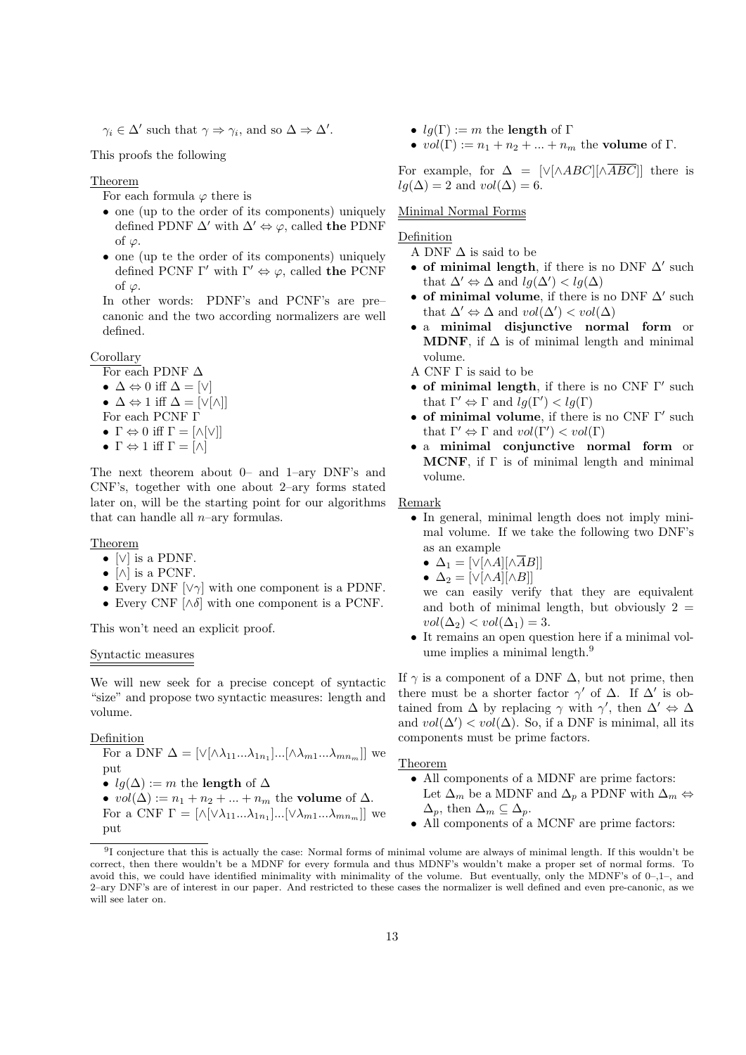$\gamma_i \in \Delta'$ such that $\gamma \Rightarrow \gamma_i$, and so $\Delta \Rightarrow \Delta'$.

This proofs the following

Theorem

For each formula $\varphi$ there is

- one (up to the order of its components) uniquely defined PDNF $\Delta'$ with $\Delta' \Leftrightarrow \varphi$, called **the** PDNF of $\varphi$.
- one (up te the order of its components) uniquely defined PCNF $\Gamma'$ with $\Gamma' \Leftrightarrow \varphi$, called **the** PCNF of $\varphi$.

In other words: PDNF's and PCNF's are pre–canonic and the two according normalizers are well defined.

Corollary

For each PDNF $\Delta$

- $\Delta \Leftrightarrow 0$ iff $\Delta = [\vee]$
- $\Delta \Leftrightarrow 1$ iff $\Delta = [\vee[\wedge]]$

For each PCNF $\Gamma$

- $\Gamma \Leftrightarrow 0$ iff $\Gamma = [\wedge[\vee]]$
- $\Gamma \Leftrightarrow 1$ iff $\Gamma = [\wedge]$

The next theorem about 0– and 1–ary DNF's and CNF's, together with one about 2–ary forms stated later on, will be the starting point for our algorithms that can handle all $n$–ary formulas.

Theorem

- $[\vee]$ is a PDNF.
- $[\wedge]$ is a PCNF.
- Every DNF $[\vee\gamma]$ with one component is a PDNF.
- Every CNF $[\wedge\delta]$ with one component is a PCNF.

This won't need an explicit proof.

## Syntactic measures

We will new seek for a precise concept of syntactic "size" and propose two syntactic measures: length and volume.

Definition

For a DNF $\Delta = [\vee[\wedge\lambda_{11}...\lambda_{1n_1}]...[\wedge\lambda_{m1}...\lambda_{mn_m}]]$ we put

- $lg(\Delta) := m$ the **length** of $\Delta$
- $vol(\Delta) := n_1 + n_2 + ... + n_m$ the **volume** of $\Delta$.

For a CNF $\Gamma = [\wedge[\vee\lambda_{11}...\lambda_{1n_1}]...[\vee\lambda_{m1}...\lambda_{mn_m}]]$ we put

- $lg(\Gamma) := m$ the **length** of $\Gamma$
- $vol(\Gamma) := n_1 + n_2 + ... + n_m$ the **volume** of $\Gamma$.

For example, for $\Delta = [\vee[\wedge ABC][\wedge\overline{ABC}]]$ there is $lg(\Delta) = 2$ and $vol(\Delta) = 6$.

## Minimal Normal Forms

Definition

A DNF $\Delta$ is said to be

- **of minimal length**, if there is no DNF $\Delta'$ such that $\Delta' \Leftrightarrow \Delta$ and $lg(\Delta') < lg(\Delta)$
- **of minimal volume**, if there is no DNF $\Delta'$ such that $\Delta' \Leftrightarrow \Delta$ and $vol(\Delta') < vol(\Delta)$
- a **minimal disjunctive normal form** or **MDNF**, if $\Delta$ is of minimal length and minimal volume.

A CNF $\Gamma$ is said to be

- **of minimal length**, if there is no CNF $\Gamma'$ such that $\Gamma' \Leftrightarrow \Gamma$ and $lg(\Gamma') < lg(\Gamma)$
- **of minimal volume**, if there is no CNF $\Gamma'$ such that $\Gamma' \Leftrightarrow \Gamma$ and $vol(\Gamma') < vol(\Gamma)$
- a **minimal conjunctive normal form** or **MCNF**, if $\Gamma$ is of minimal length and minimal volume.

Remark

- In general, minimal length does not imply minimal volume. If we take the following two DNF's as an example
  - $\Delta_1 = [\vee[\wedge A][\wedge\overline{A}B]]$
  - $\Delta_2 = [\vee[\wedge A][\wedge B]]$

  we can easily verify that they are equivalent and both of minimal length, but obviously $2 = vol(\Delta_2) < vol(\Delta_1) = 3$.
- It remains an open question here if a minimal volume implies a minimal length.[9]

If $\gamma$ is a component of a DNF $\Delta$, but not prime, then there must be a shorter factor $\gamma'$ of $\Delta$. If $\Delta'$ is obtained from $\Delta$ by replacing $\gamma$ with $\gamma'$, then $\Delta' \Leftrightarrow \Delta$ and $vol(\Delta') < vol(\Delta)$. So, if a DNF is minimal, all its components must be prime factors.

Theorem

- All components of a MDNF are prime factors: Let $\Delta_m$ be a MDNF and $\Delta_p$ a PDNF with $\Delta_m \Leftrightarrow \Delta_p$, then $\Delta_m \subseteq \Delta_p$.
- All components of a MCNF are prime factors:

[9] I conjecture that this is actually the case: Normal forms of minimal volume are always of minimal length. If this wouldn't be correct, then there wouldn't be a MDNF for every formula and thus MDNF's wouldn't make a proper set of normal forms. To avoid this, we could have identified minimality with minimality of the volume. But eventually, only the MDNF's of 0–,1–, and 2–ary DNF's are of interest in our paper. And restricted to these cases the normalizer is well defined and even pre-canonic, as we will see later on.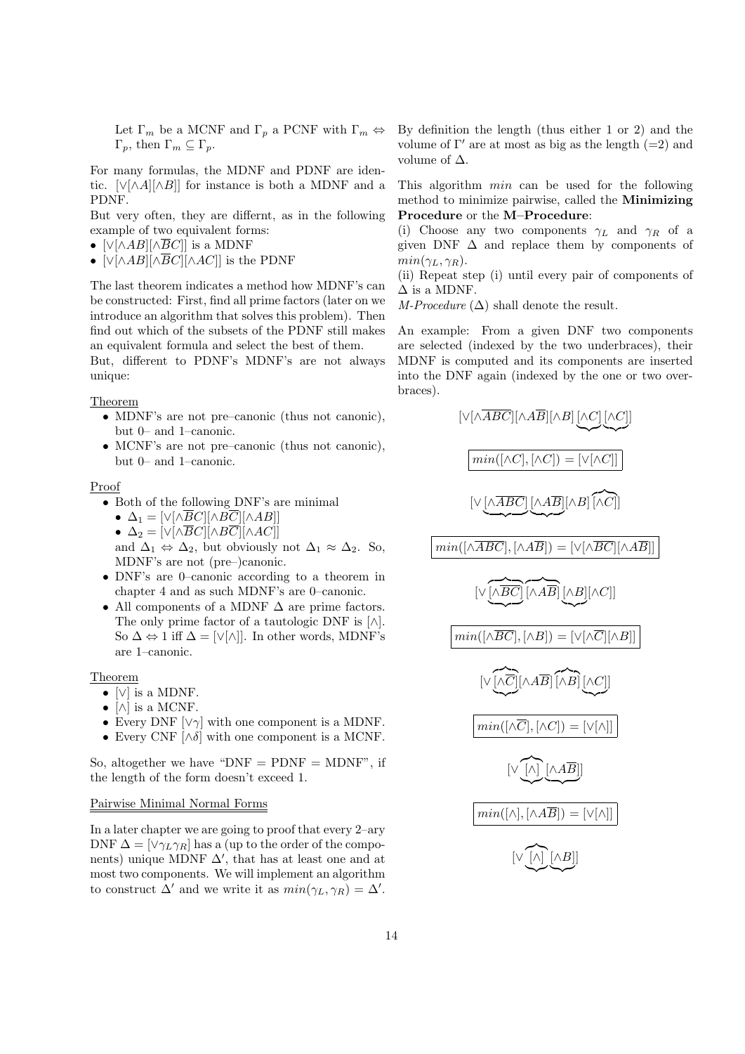Let $\Gamma_m$ be a MCNF and $\Gamma_p$ a PCNF with $\Gamma_m \Leftrightarrow \Gamma_p$, then $\Gamma_m \subseteq \Gamma_p$.

For many formulas, the MDNF and PDNF are identic. $[\vee[\wedge A][\wedge B]]$ for instance is both a MDNF and a PDNF.

But very often, they are differnt, as in the following example of two equivalent forms:

- $[\vee[\wedge AB][\wedge \overline{B}C]]$ is a MDNF
- $[\vee[\wedge AB][\wedge \overline{B}C][\wedge AC]]$ is the PDNF

The last theorem indicates a method how MDNF's can be constructed: First, find all prime factors (later on we introduce an algorithm that solves this problem). Then find out which of the subsets of the PDNF still makes an equivalent formula and select the best of them.

But, different to PDNF's MDNF's are not always unique:

Theorem

- MDNF's are not pre–canonic (thus not canonic), but 0– and 1–canonic.
- MCNF's are not pre–canonic (thus not canonic), but 0– and 1–canonic.

Proof

- Both of the following DNF's are minimal
  - $\Delta_1 = [\vee[\wedge \overline{B}C][\wedge B\overline{C}][\wedge AB]]$
  - $\Delta_2 = [\vee[\wedge \overline{B}C][\wedge B\overline{C}][\wedge AC]]$

  and $\Delta_1 \Leftrightarrow \Delta_2$, but obviously not $\Delta_1 \approx \Delta_2$. So, MDNF's are not (pre–)canonic.
- DNF's are 0–canonic according to a theorem in chapter 4 and as such MDNF's are 0–canonic.
- All components of a MDNF $\Delta$ are prime factors. The only prime factor of a tautologic DNF is $[\wedge]$. So $\Delta \Leftrightarrow 1$ iff $\Delta = [\vee[\wedge]]$. In other words, MDNF's are 1–canonic.

Theorem

- $[\vee]$ is a MDNF.
- $[\wedge]$ is a MCNF.
- Every DNF $[\vee\gamma]$ with one component is a MDNF.
- Every CNF $[\wedge\delta]$ with one component is a MCNF.

So, altogether we have "DNF = PDNF = MDNF", if the length of the form doesn't exceed 1.

## Pairwise Minimal Normal Forms

In a later chapter we are going to proof that every 2–ary DNF $\Delta = [\vee\gamma_L\gamma_R]$ has a (up to the order of the components) unique MDNF $\Delta'$, that has at least one and at most two components. We will implement an algorithm to construct $\Delta'$ and we write it as $min(\gamma_L, \gamma_R) = \Delta'$.

By definition the length (thus either 1 or 2) and the volume of $\Gamma'$ are at most as big as the length (=2) and volume of $\Delta$.

This algorithm $min$ can be used for the following method to minimize pairwise, called the **Minimizing Procedure** or the **M–Procedure**:

(i) Choose any two components $\gamma_L$ and $\gamma_R$ of a given DNF $\Delta$ and replace them by components of $min(\gamma_L, \gamma_R)$.

(ii) Repeat step (i) until every pair of components of $\Delta$ is a MDNF.

*M-Procedure* $(\Delta)$ shall denote the result.

An example: From a given DNF two components are selected (indexed by the two underbraces), their MDNF is computed and its components are inserted into the DNF again (indexed by the one or two overbraces).

$$[\vee[\wedge\overline{ABC}][\wedge A\overline{B}][\wedge B]\underbrace{[\wedge C]}\underbrace{[\wedge C]}]$$

$$\boxed{min([\wedge C],[\wedge C]) = [\vee[\wedge C]]}$$

$$[\vee\underbrace{[\wedge\overline{ABC}]}\underbrace{[\wedge A\overline{B}]}[\wedge B]\overbrace{[\wedge C]}]$$

$$\boxed{min([\wedge\overline{ABC}],[\wedge A\overline{B}]) = [\vee[\wedge\overline{BC}][\wedge A\overline{B}]]}$$

$$[\vee\underbrace{\overbrace{[\wedge\overline{BC}]}}\overbrace{[\wedge A\overline{B}]}\underbrace{[\wedge B]}[\wedge C]]$$

$$\boxed{min([\wedge\overline{BC}],[\wedge B]) = [\vee[\wedge\overline{C}][\wedge B]]}$$

$$[\vee\underbrace{\overbrace{[\wedge\overline{C}]}}[\wedge A\overline{B}]\overbrace{[\wedge B]}\underbrace{[\wedge C]}]$$

$$\boxed{min([\wedge\overline{C}],[\wedge C]) = [\vee[\wedge]]}$$

$$[\vee\underbrace{\overbrace{[\wedge]}}\underbrace{[\wedge A\overline{B}]}]$$

$$\boxed{min([\wedge],[\wedge A\overline{B}]) = [\vee[\wedge]]}$$

$$[\vee\underbrace{\overbrace{[\wedge]}}\underbrace{[\wedge B]}]$$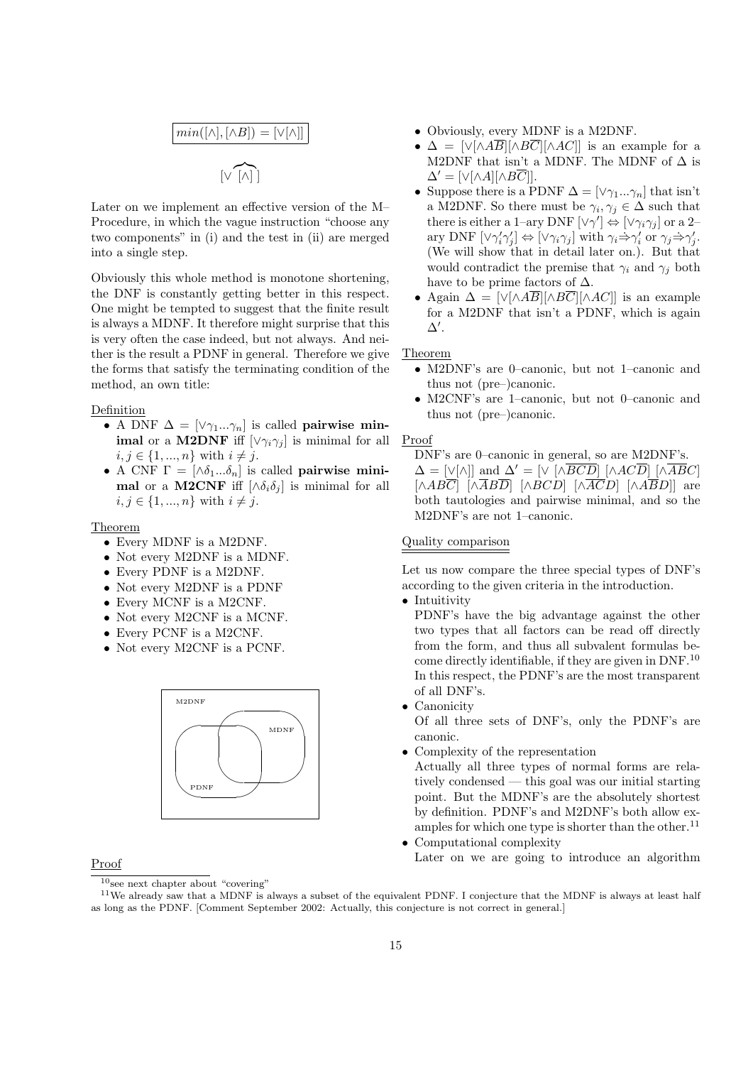$$\boxed{min([\wedge],[\wedge B]) = [\vee[\wedge]]}$$

$$[\vee \widehat{[\wedge]}\,]$$

Later on we implement an effective version of the M–Procedure, in which the vague instruction "choose any two components" in (i) and the test in (ii) are merged into a single step.

Obviously this whole method is monotone shortening, the DNF is constantly getting better in this respect. One might be tempted to suggest that the finite result is always a MDNF. It therefore might surprise that this is very often the case indeed, but not always. And neither is the result a PDNF in general. Therefore we give the forms that satisfy the terminating condition of the method, an own title:

Definition

- A DNF $\Delta = [\vee\gamma_1...\gamma_n]$ is called **pairwise minimal** or a **M2DNF** iff $[\vee\gamma_i\gamma_j]$ is minimal for all $i,j \in \{1,...,n\}$ with $i \neq j$.
- A CNF $\Gamma = [\wedge\delta_1...\delta_n]$ is called **pairwise minimal** or a **M2CNF** iff $[\wedge\delta_i\delta_j]$ is minimal for all $i,j \in \{1,...,n\}$ with $i \neq j$.

Theorem

- Every MDNF is a M2DNF.
- Not every M2DNF is a MDNF.
- Every PDNF is a M2DNF.
- Not every M2DNF is a PDNF
- Every MCNF is a M2CNF.
- Not every M2CNF is a MCNF.
- Every PCNF is a M2CNF.
- Not every M2CNF is a PCNF.

M2DNF

MDNF

PDNF

Proof

- Obviously, every MDNF is a M2DNF.
- $\Delta = [\vee[\wedge A\overline{B}][\wedge B\overline{C}][\wedge AC]]$ is an example for a M2DNF that isn't a MDNF. The MDNF of $\Delta$ is $\Delta' = [\vee[\wedge A][\wedge B\overline{C}]]$.
- Suppose there is a PDNF $\Delta = [\vee\gamma_1...\gamma_n]$ that isn't a M2DNF. So there must be $\gamma_i, \gamma_j \in \Delta$ such that there is either a 1–ary DNF $[\vee\gamma'] \Leftrightarrow [\vee\gamma_i\gamma_j]$ or a 2–ary DNF $[\vee\gamma'_i\gamma'_j] \Leftrightarrow [\vee\gamma_i\gamma_j]$ with $\gamma_i \Rightarrow \gamma'_i$ or $\gamma_j \Rightarrow \gamma'_j$. (We will show that in detail later on.). But that would contradict the premise that $\gamma_i$ and $\gamma_j$ both have to be prime factors of $\Delta$.
- Again $\Delta = [\vee[\wedge A\overline{B}][\wedge B\overline{C}][\wedge AC]]$ is an example for a M2DNF that isn't a PDNF, which is again $\Delta'$.

Theorem

- M2DNF's are 0–canonic, but not 1–canonic and thus not (pre–)canonic.
- M2CNF's are 1–canonic, but not 0–canonic and thus not (pre–)canonic.

Proof

DNF's are 0–canonic in general, so are M2DNF's. $\Delta = [\vee[\wedge]]$ and $\Delta' = [\vee\ [\wedge\overline{BCD}]\ [\wedge AC\overline{D}]\ [\wedge\overline{AB}C]\ [\wedge AB\overline{C}]\ [\wedge\overline{AB}\overline{D}]\ [\wedge BCD]\ [\wedge\overline{AC}D]\ [\wedge A\overline{B}D]]$ are both tautologies and pairwise minimal, and so the M2DNF's are not 1–canonic.

Quality comparison

Let us now compare the three special types of DNF's according to the given criteria in the introduction.

- Intuitivity
  PDNF's have the big advantage against the other two types that all factors can be read off directly from the form, and thus all subvalent formulas become directly identifiable, if they are given in DNF.[10] In this respect, the PDNF's are the most transparent of all DNF's.
- Canonicity
  Of all three sets of DNF's, only the PDNF's are canonic.
- Complexity of the representation
  Actually all three types of normal forms are relatively condensed — this goal was our initial starting point. But the MDNF's are the absolutely shortest by definition. PDNF's and M2DNF's both allow examples for which one type is shorter than the other.[11]
- Computational complexity
  Later on we are going to introduce an algorithm

---

[10] see next chapter about "covering"

[11] We already saw that a MDNF is always a subset of the equivalent PDNF. I conjecture that the MDNF is always at least half as long as the PDNF. [Comment September 2002: Actually, this conjecture is not correct in general.]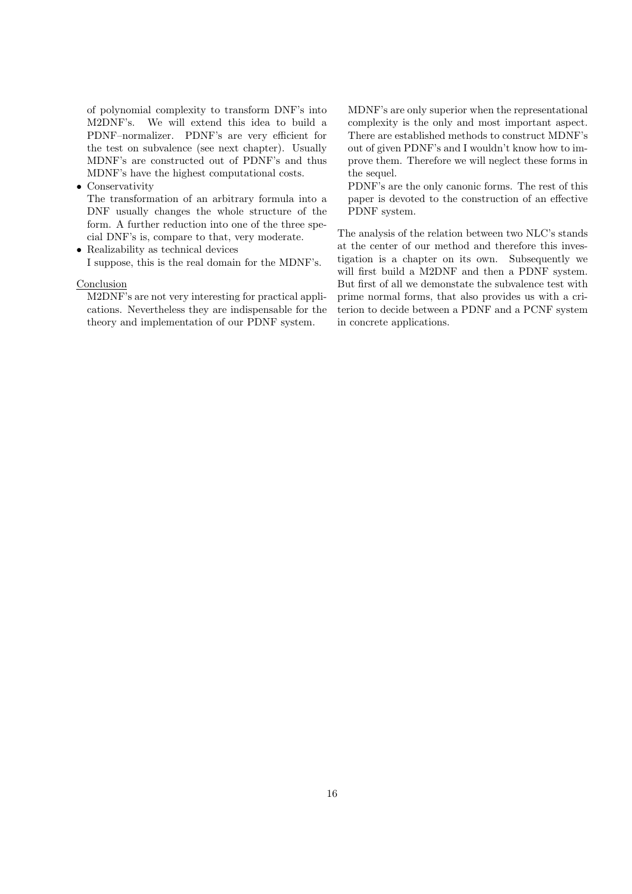of polynomial complexity to transform DNF's into M2DNF's. We will extend this idea to build a PDNF–normalizer. PDNF's are very efficient for the test on subvalence (see next chapter). Usually MDNF's are constructed out of PDNF's and thus MDNF's have the highest computational costs.

- Conservativity
  The transformation of an arbitrary formula into a DNF usually changes the whole structure of the form. A further reduction into one of the three special DNF's is, compare to that, very moderate.
- Realizability as technical devices
  I suppose, this is the real domain for the MDNF's.

<u>Conclusion</u>

M2DNF's are not very interesting for practical applications. Nevertheless they are indispensable for the theory and implementation of our PDNF system.

MDNF's are only superior when the representational complexity is the only and most important aspect. There are established methods to construct MDNF's out of given PDNF's and I wouldn't know how to improve them. Therefore we will neglect these forms in the sequel.

PDNF's are the only canonic forms. The rest of this paper is devoted to the construction of an effective PDNF system.

The analysis of the relation between two NLC's stands at the center of our method and therefore this investigation is a chapter on its own. Subsequently we will first build a M2DNF and then a PDNF system. But first of all we demonstate the subvalence test with prime normal forms, that also provides us with a criterion to decide between a PDNF and a PCNF system in concrete applications.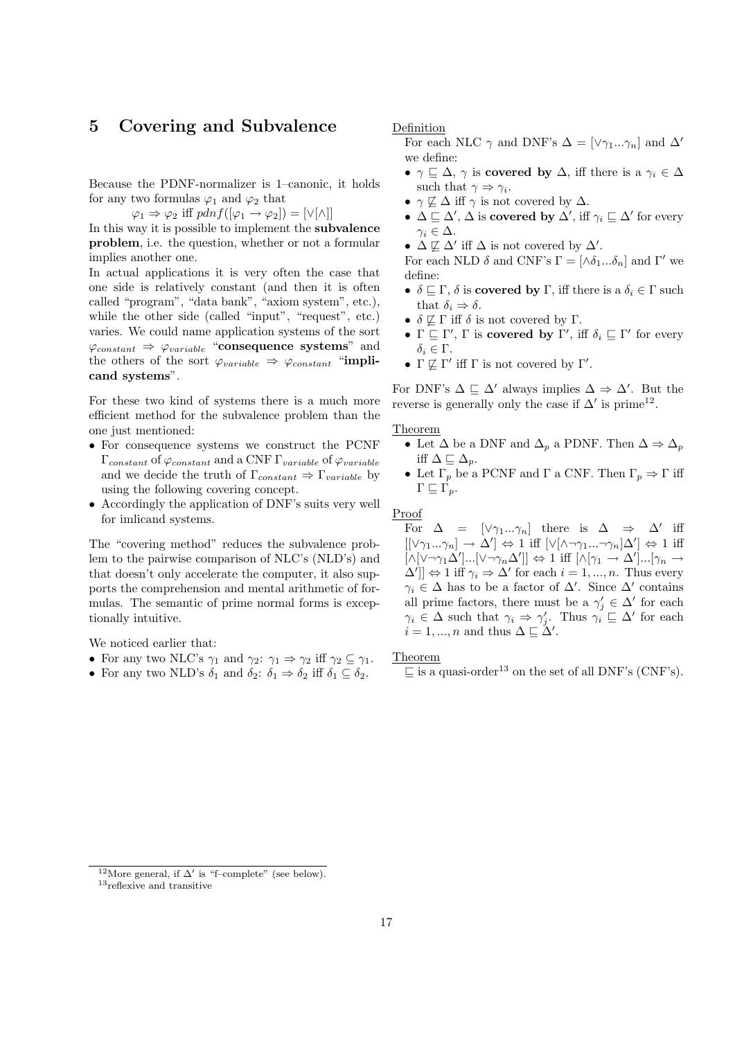## 5 Covering and Subvalence

Because the PDNF-normalizer is 1–canonic, it holds for any two formulas $\varphi_1$ and $\varphi_2$ that

$$\varphi_1 \Rightarrow \varphi_2 \text{ iff } pdnf([\varphi_1 \rightarrow \varphi_2]) = [\vee[\wedge]]$$

In this way it is possible to implement the **subvalence problem**, i.e. the question, whether or not a formular implies another one.

In actual applications it is very often the case that one side is relatively constant (and then it is often called "program", "data bank", "axiom system", etc.), while the other side (called "input", "request", etc.) varies. We could name application systems of the sort $\varphi_{constant} \Rightarrow \varphi_{variable}$ "**consequence systems**" and the others of the sort $\varphi_{variable} \Rightarrow \varphi_{constant}$ "**implicand systems**".

For these two kind of systems there is a much more efficient method for the subvalence problem than the one just mentioned:

- For consequence systems we construct the PCNF $\Gamma_{constant}$ of $\varphi_{constant}$ and a CNF $\Gamma_{variable}$ of $\varphi_{variable}$ and we decide the truth of $\Gamma_{constant} \Rightarrow \Gamma_{variable}$ by using the following covering concept.
- Accordingly the application of DNF's suits very well for imlicand systems.

The "covering method" reduces the subvalence problem to the pairwise comparison of NLC's (NLD's) and that doesn't only accelerate the computer, it also supports the comprehension and mental arithmetic of formulas. The semantic of prime normal forms is exceptionally intuitive.

We noticed earlier that:

- For any two NLC's $\gamma_1$ and $\gamma_2$: $\gamma_1 \Rightarrow \gamma_2$ iff $\gamma_2 \subseteq \gamma_1$.
- For any two NLD's $\delta_1$ and $\delta_2$: $\delta_1 \Rightarrow \delta_2$ iff $\delta_1 \subseteq \delta_2$.

Definition

For each NLC $\gamma$ and DNF's $\Delta = [\vee\gamma_1...\gamma_n]$ and $\Delta'$ we define:

- $\gamma \sqsubseteq \Delta$, $\gamma$ is **covered by** $\Delta$, iff there is a $\gamma_i \in \Delta$ such that $\gamma \Rightarrow \gamma_i$.
- $\gamma \not\sqsubseteq \Delta$ iff $\gamma$ is not covered by $\Delta$.
- $\Delta \sqsubseteq \Delta'$, $\Delta$ is **covered by** $\Delta'$, iff $\gamma_i \sqsubseteq \Delta'$ for every $\gamma_i \in \Delta$.
- $\Delta \not\sqsubseteq \Delta'$ iff $\Delta$ is not covered by $\Delta'$.

For each NLD $\delta$ and CNF's $\Gamma = [\wedge\delta_1...\delta_n]$ and $\Gamma'$ we define:

- $\delta \sqsubseteq \Gamma$, $\delta$ is **covered by** $\Gamma$, iff there is a $\delta_i \in \Gamma$ such that $\delta_i \Rightarrow \delta$.
- $\delta \not\sqsubseteq \Gamma$ iff $\delta$ is not covered by $\Gamma$.
- $\Gamma \sqsubseteq \Gamma'$, $\Gamma$ is **covered by** $\Gamma'$, iff $\delta_i \sqsubseteq \Gamma'$ for every $\delta_i \in \Gamma$.
- $\Gamma \not\sqsubseteq \Gamma'$ iff $\Gamma$ is not covered by $\Gamma'$.

For DNF's $\Delta \sqsubseteq \Delta'$ always implies $\Delta \Rightarrow \Delta'$. But the reverse is generally only the case if $\Delta'$ is prime[12].

Theorem

- Let $\Delta$ be a DNF and $\Delta_p$ a PDNF. Then $\Delta \Rightarrow \Delta_p$ iff $\Delta \sqsubseteq \Delta_p$.
- Let $\Gamma_p$ be a PCNF and $\Gamma$ a CNF. Then $\Gamma_p \Rightarrow \Gamma$ iff $\Gamma \sqsubseteq \Gamma_p$.

Proof

For $\Delta = [\vee\gamma_1...\gamma_n]$ there is $\Delta \Rightarrow \Delta'$ iff $[[\vee\gamma_1...\gamma_n] \rightarrow \Delta'] \Leftrightarrow 1$ iff $[\vee[\wedge\neg\gamma_1...\neg\gamma_n]\Delta'] \Leftrightarrow 1$ iff $[\wedge[\vee\neg\gamma_1\Delta']...[\vee\neg\gamma_n\Delta']] \Leftrightarrow 1$ iff $[\wedge[\gamma_1 \rightarrow \Delta']...[\gamma_n \rightarrow \Delta']] \Leftrightarrow 1$ iff $\gamma_i \Rightarrow \Delta'$ for each $i = 1, ..., n$. Thus every $\gamma_i \in \Delta$ has to be a factor of $\Delta'$. Since $\Delta'$ contains all prime factors, there must be a $\gamma'_j \in \Delta'$ for each $\gamma_i \in \Delta$ such that $\gamma_i \Rightarrow \gamma'_j$. Thus $\gamma_i \sqsubseteq \Delta'$ for each $i = 1, ..., n$ and thus $\Delta \sqsubseteq \Delta'$.

Theorem

$\sqsubseteq$ is a quasi-order[13] on the set of all DNF's (CNF's).

[12] More general, if $\Delta'$ is "f–complete" (see below).

[13] reflexive and transitive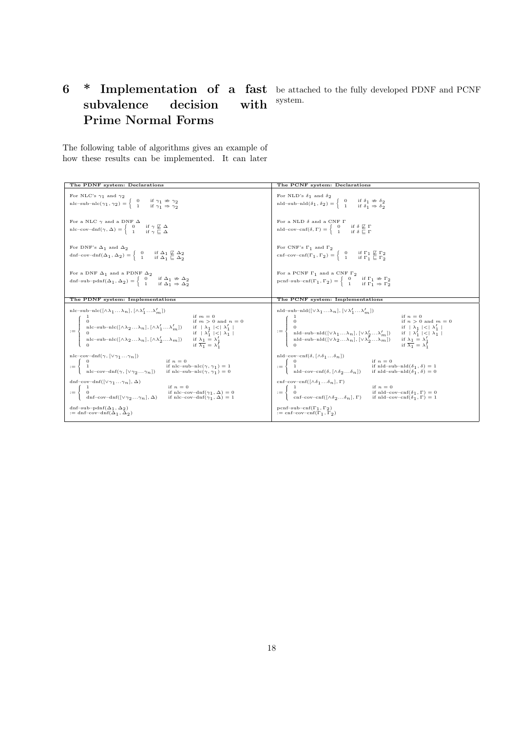# 6 * Implementation of a fast subvalence decision with Prime Normal Forms

The following table of algorithms gives an example of how these results can be implemented. It can later be attached to the fully developed PDNF and PCNF system.

| The PDNF system: Declarations | The PCNF system: Declarations |
|---|---|
| For NLC's $\gamma_1$ and $\gamma_2$ $\text{nlc–sub–nlc}(\gamma_1, \gamma_2) = \begin{cases} 0 & \text{if } \gamma_1 \not\Rightarrow \gamma_2 \\ 1 & \text{if } \gamma_1 \Rightarrow \gamma_2 \end{cases}$ | For NLD's $\delta_1$ and $\delta_2$ $\text{nld–sub–nld}(\delta_1, \delta_2) = \begin{cases} 0 & \text{if } \delta_1 \not\Rightarrow \delta_2 \\ 1 & \text{if } \delta_1 \Rightarrow \delta_2 \end{cases}$ |
| For a NLC $\gamma$ and a DNF $\Delta$ $\text{nlc–cov–dnf}(\gamma, \Delta) = \begin{cases} 0 & \text{if } \gamma \not\sqsubseteq \Delta \\ 1 & \text{if } \gamma \sqsubseteq \Delta \end{cases}$ | For a NLD $\delta$ and a CNF $\Gamma$ $\text{nld–cov–cnf}(\delta, \Gamma) = \begin{cases} 0 & \text{if } \delta \not\sqsubseteq \Gamma \\ 1 & \text{if } \delta \sqsubseteq \Gamma \end{cases}$ |
| For DNF's $\Delta_1$ and $\Delta_2$ $\text{dnf–cov–dnf}(\Delta_1, \Delta_2) = \begin{cases} 0 & \text{if } \Delta_1 \not\sqsubseteq \Delta_2 \\ 1 & \text{if } \Delta_1 \sqsubseteq \Delta_2 \end{cases}$ | For CNF's $\Gamma_1$ and $\Gamma_2$ $\text{cnf–cov–cnf}(\Gamma_1, \Gamma_2) = \begin{cases} 0 & \text{if } \Gamma_1 \not\sqsubseteq \Gamma_2 \\ 1 & \text{if } \Gamma_1 \sqsubseteq \Gamma_2 \end{cases}$ |
| For a DNF $\Delta_1$ and a PDNF $\Delta_2$ $\text{dnf–sub–pdnf}(\Delta_1, \Delta_2) = \begin{cases} 0 & \text{if } \Delta_1 \not\Rightarrow \Delta_2 \\ 1 & \text{if } \Delta_1 \Rightarrow \Delta_2 \end{cases}$ | For a PCNF $\Gamma_1$ and a CNF $\Gamma_2$ $\text{pcnf–sub–cnf}(\Gamma_1, \Gamma_2) = \begin{cases} 0 & \text{if } \Gamma_1 \not\Rightarrow \Gamma_2 \\ 1 & \text{if } \Gamma_1 \Rightarrow \Gamma_2 \end{cases}$ |
| **The PDNF system: Implementations** | **The PCNF system: Implementations** |
| $\text{nlc–sub–nlc}([\wedge\lambda_1 \ldots \lambda_n], [\wedge\lambda'_1 \ldots \lambda'_m]) := \begin{cases} 1 & \text{if } m = 0 \\ 0 & \text{if } m > 0 \text{ and } n = 0 \\ \text{nlc–sub–nlc}([\wedge\lambda_2 \ldots \lambda_n], [\wedge\lambda'_1 \ldots \lambda'_m]) & \text{if } \mid \lambda_1 \mid < \mid \lambda'_1 \mid \\ 0 & \text{if } \mid \lambda'_1 \mid < \mid \lambda_1 \mid \\ \text{nlc–sub–nlc}([\wedge\lambda_2 \ldots \lambda_n], [\wedge\lambda'_2 \ldots \lambda_m]) & \text{if } \lambda_1 = \lambda'_1 \\ 0 & \text{if } \overline{\lambda_1} = \lambda'_1 \end{cases}$ | $\text{nld–sub–nld}([\vee\lambda_1 \ldots \lambda_n], [\vee\lambda'_1 \ldots \lambda'_m]) := \begin{cases} 1 & \text{if } n = 0 \\ 0 & \text{if } n > 0 \text{ and } m = 0 \\ 0 & \text{if } \mid \lambda_1 \mid < \mid \lambda'_1 \mid \\ \text{nld–sub–nld}([\vee\lambda_1 \ldots \lambda_n], [\vee\lambda'_2 \ldots \lambda'_m]) & \text{if } \mid \lambda'_1 \mid < \mid \lambda_1 \mid \\ \text{nld–sub–nld}([\vee\lambda_2 \ldots \lambda_n], [\vee\lambda'_2 \ldots \lambda_m]) & \text{if } \lambda_1 = \lambda'_1 \\ 0 & \text{if } \overline{\lambda_1} = \lambda'_1 \end{cases}$ |
| $\text{nlc–cov–dnf}(\gamma, [\vee\gamma_1 \ldots \gamma_n]) := \begin{cases} 0 & \text{if } n = 0 \\ 1 & \text{if nlc–sub–nlc}(\gamma, \gamma_1) = 1 \\ \text{nlc–cov–dnf}(\gamma, [\vee\gamma_2 \ldots \gamma_n]) & \text{if nlc–sub–nlc}(\gamma, \gamma_1) = 0 \end{cases}$ | $\text{nld–cov–cnf}(\delta, [\wedge\delta_1 \ldots \delta_n]) := \begin{cases} 0 & \text{if } n = 0 \\ 1 & \text{if nld–sub–nld}(\delta_1, \delta) = 1 \\ \text{nld–cov–cnf}(\delta, [\wedge\delta_2 \ldots \delta_n]) & \text{if nld–sub–nld}(\delta_1, \delta) = 0 \end{cases}$ |
| $\text{dnf–cov–dnf}([\vee\gamma_1 \ldots \gamma_n], \Delta) := \begin{cases} 1 & \text{if } n = 0 \\ 0 & \text{if nlc–cov–dnf}(\gamma_1, \Delta) = 0 \\ \text{dnf–cov–dnf}([\vee\gamma_2 \ldots \gamma_n], \Delta) & \text{if nlc–cov–dnf}(\gamma_1, \Delta) = 1 \end{cases}$ | $\text{cnf–cov–cnf}([\wedge\delta_1 \ldots \delta_n], \Gamma) := \begin{cases} 1 & \text{if } n = 0 \\ 0 & \text{if nld–cov–cnf}(\delta_1, \Gamma) = 0 \\ \text{cnf–cov–cnf}([\wedge\delta_2 \ldots \delta_n], \Gamma) & \text{if nld–cov–cnf}(\delta_1, \Gamma) = 1 \end{cases}$ |
| $\text{dnf–sub–pdnf}(\Delta_1, \Delta_2) := \text{dnf–cov–dnf}(\Delta_1, \Delta_2)$ | $\text{pcnf–sub–cnf}(\Gamma_1, \Gamma_2) := \text{cnf–cov–cnf}(\Gamma_1, \Gamma_2)$ |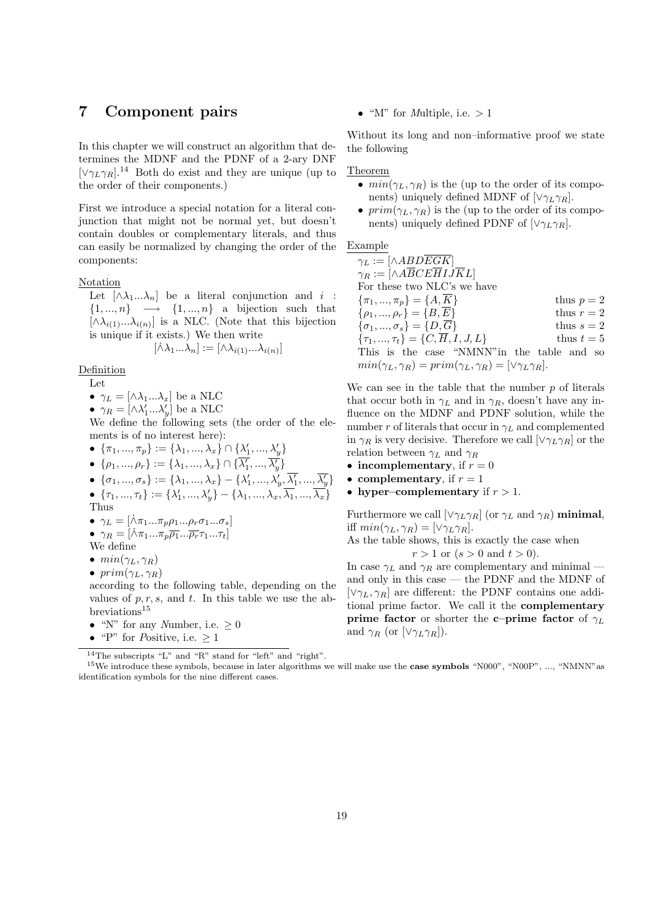# 7 Component pairs

In this chapter we will construct an algorithm that determines the MDNF and the PDNF of a 2-ary DNF $[\vee\gamma_L\gamma_R]$.[14] Both do exist and they are unique (up to the order of their components.)

First we introduce a special notation for a literal conjunction that might not be normal yet, but doesn't contain doubles or complementary literals, and thus can easily be normalized by changing the order of the components:

Notation

Let $[\wedge\lambda_1...\lambda_n]$ be a literal conjunction and $i : \{1,...,n\} \longrightarrow \{1,...,n\}$ a bijection such that $[\wedge\lambda_{i(1)}...\lambda_{i(n)}]$ is a NLC. (Note that this bijection is unique if it exists.) We then write

$$[\dot{\wedge}\lambda_1...\lambda_n] := [\wedge\lambda_{i(1)}...\lambda_{i(n)}]$$

Definition

Let

- $\gamma_L = [\wedge\lambda_1...\lambda_x]$ be a NLC
- $\gamma_R = [\wedge\lambda'_1...\lambda'_y]$ be a NLC

We define the following sets (the order of the elements is of no interest here):

- $\{\pi_1,...,\pi_p\} := \{\lambda_1,...,\lambda_x\} \cap \{\lambda'_1,...,\lambda'_y\}$
- $\{\rho_1,...,\rho_r\} := \{\lambda_1,...,\lambda_x\} \cap \{\overline{\lambda'_1},...,\overline{\lambda'_y}\}$
- $\{\sigma_1,...,\sigma_s\} := \{\lambda_1,...,\lambda_x\} - \{\lambda'_1,...,\lambda'_y,\overline{\lambda'_1},...,\overline{\lambda'_y}\}$
- $\{\tau_1,...,\tau_t\} := \{\lambda'_1,...,\lambda'_y\} - \{\lambda_1,...,\lambda_x,\overline{\lambda_1},...,\overline{\lambda_x}\}$

Thus

- $\gamma_L = [\dot{\wedge}\pi_1...\pi_p\rho_1...\rho_r\sigma_1...\sigma_s]$
- $\gamma_R = [\dot{\wedge}\pi_1...\pi_p\overline{\rho_1}...\overline{\rho_r}\tau_1...\tau_t]$

We define

- $min(\gamma_L,\gamma_R)$
- $prim(\gamma_L,\gamma_R)$

according to the following table, depending on the values of $p$, $r$, $s$, and $t$. In this table we use the abbreviations[15]

- "N" for any *N*umber, i.e. $\geq 0$
- "P" for *P*ositive, i.e. $\geq 1$
- "M" for *M*ultiple, i.e. $> 1$

Without its long and non–informative proof we state the following

Theorem

- $min(\gamma_L,\gamma_R)$ is the (up to the order of its components) uniquely defined MDNF of $[\vee\gamma_L\gamma_R]$.
- $prim(\gamma_L,\gamma_R)$ is the (up to the order of its components) uniquely defined PDNF of $[\vee\gamma_L\gamma_R]$.

Example

$\gamma_L := [\wedge ABD\overline{EGK}]$

$\gamma_R := [\wedge A\overline{B}CE\overline{H}IJ\overline{K}L]$

For these two NLC's we have

$\{\pi_1,...,\pi_p\} = \{A,\overline{K}\}$ thus $p = 2$

$\{\rho_1,...,\rho_r\} = \{B,\overline{E}\}$ thus $r = 2$

$\{\sigma_1,...,\sigma_s\} = \{D,\overline{G}\}$ thus $s = 2$

$\{\tau_1,...,\tau_t\} = \{C,\overline{H},I,J,L\}$ thus $t = 5$

This is the case "NMNN" in the table and so $min(\gamma_L,\gamma_R) = prim(\gamma_L,\gamma_R) = [\vee\gamma_L\gamma_R]$.

We can see in the table that the number $p$ of literals that occur both in $\gamma_L$ and in $\gamma_R$, doesn't have any influence on the MDNF and PDNF solution, while the number $r$ of literals that occur in $\gamma_L$ and complemented in $\gamma_R$ is very decisive. Therefore we call $[\vee\gamma_L\gamma_R]$ or the relation between $\gamma_L$ and $\gamma_R$

- **incomplementary**, if $r = 0$
- **complementary**, if $r = 1$
- **hyper–complementary** if $r > 1$.

Furthermore we call $[\vee\gamma_L\gamma_R]$ (or $\gamma_L$ and $\gamma_R$) **minimal**, iff $min(\gamma_L,\gamma_R) = [\vee\gamma_L\gamma_R]$.

As the table shows, this is exactly the case when

$r > 1$ or ($s > 0$ and $t > 0$).

In case $\gamma_L$ and $\gamma_R$ are complementary and minimal — and only in this case — the PDNF and the MDNF of $[\vee\gamma_L,\gamma_R]$ are different: the PDNF contains one additional prime factor. We call it the **complementary prime factor** or shorter the **c–prime factor** of $\gamma_L$ and $\gamma_R$ (or $[\vee\gamma_L\gamma_R]$).

---

[14] The subscripts "L" and "R" stand for "left" and "right".

[15] We introduce these symbols, because in later algorithms we will make use the **case symbols** "N000", "N00P", ..., "NMNN" as identification symbols for the nine different cases.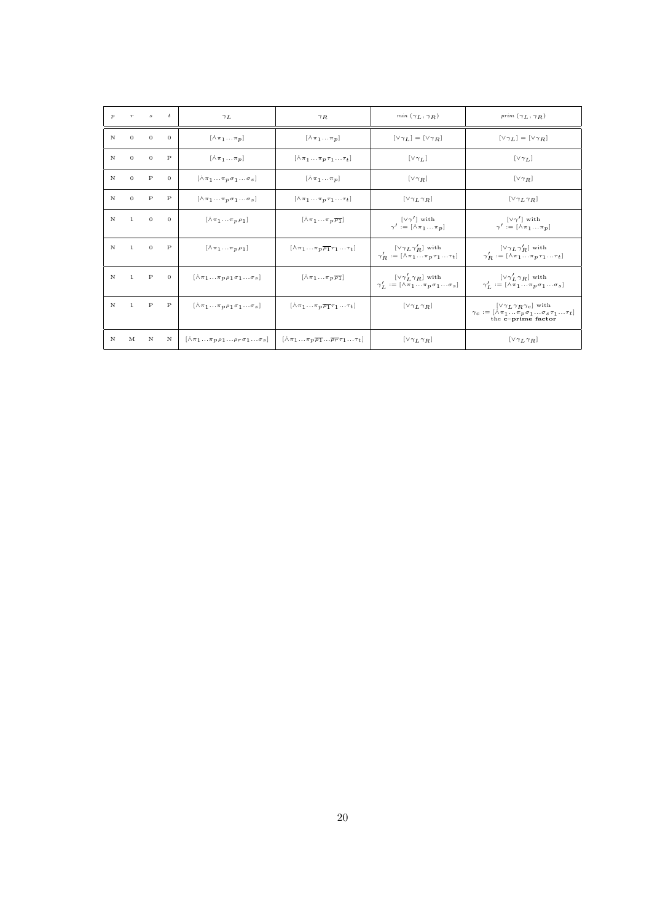| $p$ | $r$ | $s$ | $t$ | $\gamma_L$ | $\gamma_R$ | $min\ (\gamma_L, \gamma_R)$ | $prim\ (\gamma_L, \gamma_R)$ |
|---|---|---|---|---|---|---|---|
| N | 0 | 0 | 0 | $[\dot{\wedge}\pi_1 \ldots \pi_p]$ | $[\dot{\wedge}\pi_1 \ldots \pi_p]$ | $[\vee\gamma_L] = [\vee\gamma_R]$ | $[\vee\gamma_L] = [\vee\gamma_R]$ |
| N | 0 | 0 | P | $[\dot{\wedge}\pi_1 \ldots \pi_p]$ | $[\dot{\wedge}\pi_1 \ldots \pi_p \tau_1 \ldots \tau_t]$ | $[\vee\gamma_L]$ | $[\vee\gamma_L]$ |
| N | 0 | P | 0 | $[\dot{\wedge}\pi_1 \ldots \pi_p \sigma_1 \ldots \sigma_s]$ | $[\dot{\wedge}\pi_1 \ldots \pi_p]$ | $[\vee\gamma_R]$ | $[\vee\gamma_R]$ |
| N | 0 | P | P | $[\dot{\wedge}\pi_1 \ldots \pi_p \sigma_1 \ldots \sigma_s]$ | $[\dot{\wedge}\pi_1 \ldots \pi_p \tau_1 \ldots \tau_t]$ | $[\vee\gamma_L \gamma_R]$ | $[\vee\gamma_L \gamma_R]$ |
| N | 1 | 0 | 0 | $[\dot{\wedge}\pi_1 \ldots \pi_p \rho_1]$ | $[\dot{\wedge}\pi_1 \ldots \pi_p \overline{\rho_1}]$ | $[\vee\gamma']$ with $\gamma' := [\dot{\wedge}\pi_1 \ldots \pi_p]$ | $[\vee\gamma']$ with $\gamma' := [\dot{\wedge}\pi_1 \ldots \pi_p]$ |
| N | 1 | 0 | P | $[\dot{\wedge}\pi_1 \ldots \pi_p \rho_1]$ | $[\dot{\wedge}\pi_1 \ldots \pi_p \overline{\rho_1} \tau_1 \ldots \tau_t]$ | $[\vee\gamma_L \gamma_R']$ with $\gamma_R' := [\dot{\wedge}\pi_1 \ldots \pi_p \tau_1 \ldots \tau_t]$ | $[\vee\gamma_L \gamma_R']$ with $\gamma_R' := [\dot{\wedge}\pi_1 \ldots \pi_p \tau_1 \ldots \tau_t]$ |
| N | 1 | P | 0 | $[\dot{\wedge}\pi_1 \ldots \pi_p \rho_1 \sigma_1 \ldots \sigma_s]$ | $[\dot{\wedge}\pi_1 \ldots \pi_p \overline{\rho_1}]$ | $[\vee\gamma_L' \gamma_R]$ with $\gamma_L' := [\dot{\wedge}\pi_1 \ldots \pi_p \sigma_1 \ldots \sigma_s]$ | $[\vee\gamma_L' \gamma_R]$ with $\gamma_L' := [\dot{\wedge}\pi_1 \ldots \pi_p \sigma_1 \ldots \sigma_s]$ |
| N | 1 | P | P | $[\dot{\wedge}\pi_1 \ldots \pi_p \rho_1 \sigma_1 \ldots \sigma_s]$ | $[\dot{\wedge}\pi_1 \ldots \pi_p \overline{\rho_1} \tau_1 \ldots \tau_t]$ | $[\vee\gamma_L \gamma_R]$ | $[\vee\gamma_L \gamma_R \gamma_c]$ with $\gamma_c := [\dot{\wedge}\pi_1 \ldots \pi_p \sigma_1 \ldots \sigma_s \tau_1 \ldots \tau_t]$ the **c–prime factor** |
| N | M | N | N | $[\dot{\wedge}\pi_1 \ldots \pi_p \rho_1 \ldots \rho_r \sigma_1 \ldots \sigma_s]$ | $[\dot{\wedge}\pi_1 \ldots \pi_p \overline{\rho_1} \ldots \overline{\rho_r} \tau_1 \ldots \tau_t]$ | $[\vee\gamma_L \gamma_R]$ | $[\vee\gamma_L \gamma_R]$ |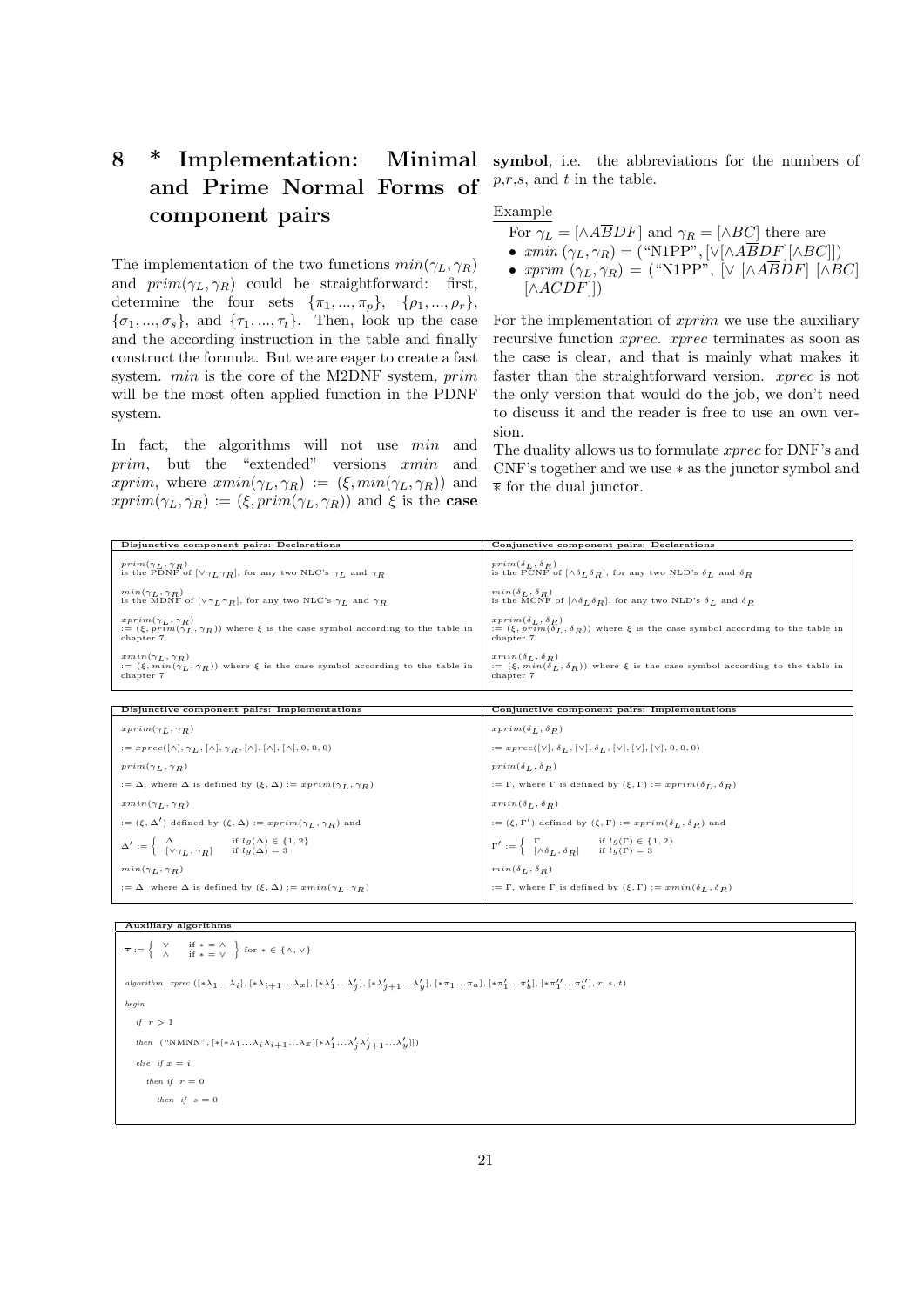# 8 * Implementation: Minimal and Prime Normal Forms of component pairs

The implementation of the two functions $min(\gamma_L, \gamma_R)$ and $prim(\gamma_L, \gamma_R)$ could be straightforward: first, determine the four sets $\{\pi_1, ..., \pi_p\}$, $\{\rho_1, ..., \rho_r\}$, $\{\sigma_1, ..., \sigma_s\}$, and $\{\tau_1, ..., \tau_t\}$. Then, look up the case and the according instruction in the table and finally construct the formula. But we are eager to create a fast system. $min$ is the core of the M2DNF system, $prim$ will be the most often applied function in the PDNF system.

In fact, the algorithms will not use $min$ and $prim$, but the "extended" versions $xmin$ and $xprim$, where $xmin(\gamma_L, \gamma_R) := (\xi, min(\gamma_L, \gamma_R))$ and $xprim(\gamma_L, \gamma_R) := (\xi, prim(\gamma_L, \gamma_R))$ and $\xi$ is the **case symbol**, i.e. the abbreviations for the numbers of $p$,$r$,$s$, and $t$ in the table.

Example

For $\gamma_L = [\wedge A\overline{B}DF]$ and $\gamma_R = [\wedge BC]$ there are

- $xmin\ (\gamma_L, \gamma_R) =$ ("N1PP", $[\vee[\wedge A\overline{B}DF][\wedge BC]]$)
- $xprim\ (\gamma_L, \gamma_R) =$ ("N1PP", $[\vee\ [\wedge A\overline{B}DF]\ [\wedge BC]\ [\wedge ACDF]]$)

For the implementation of $xprim$ we use the auxiliary recursive function $xprec$. $xprec$ terminates as soon as the case is clear, and that is mainly what makes it faster than the straightforward version. $xprec$ is not the only version that would do the job, we don't need to discuss it and the reader is free to use an own version.

The duality allows us to formulate $xprec$ for DNF's and CNF's together and we use $*$ as the junctor symbol and $\overline{*}$ for the dual junctor.

| Disjunctive component pairs: Declarations | Conjunctive component pairs: Declarations |
|---|---|
| $prim(\gamma_L, \gamma_R)$ is the PDNF of $[\vee\gamma_L\gamma_R]$, for any two NLC's $\gamma_L$ and $\gamma_R$ | $prim(\delta_L, \delta_R)$ is the PCNF of $[\wedge\delta_L\delta_R]$, for any two NLD's $\delta_L$ and $\delta_R$ |
| $min(\gamma_L, \gamma_R)$ is the MDNF of $[\vee\gamma_L\gamma_R]$, for any two NLC's $\gamma_L$ and $\gamma_R$ | $min(\delta_L, \delta_R)$ is the MCNF of $[\wedge\delta_L\delta_R]$, for any two NLD's $\delta_L$ and $\delta_R$ |
| $xprim(\gamma_L, \gamma_R)$ $:= (\xi, prim(\gamma_L, \gamma_R))$ where $\xi$ is the case symbol according to the table in chapter 7 | $xprim(\delta_L, \delta_R)$ $:= (\xi, prim(\delta_L, \delta_R))$ where $\xi$ is the case symbol according to the table in chapter 7 |
| $xmin(\gamma_L, \gamma_R)$ $:= (\xi, min(\gamma_L, \gamma_R))$ where $\xi$ is the case symbol according to the table in chapter 7 | $xmin(\delta_L, \delta_R)$ $:= (\xi, min(\delta_L, \delta_R))$ where $\xi$ is the case symbol according to the table in chapter 7 |

| Disjunctive component pairs: Implementations | Conjunctive component pairs: Implementations |
|---|---|
| $xprim(\gamma_L, \gamma_R)$ | $xprim(\delta_L, \delta_R)$ |
| $:= xprec([\wedge], \gamma_L, [\wedge], \gamma_R, [\wedge], [\wedge], [\wedge], 0, 0, 0)$ | $:= xprec([\vee], \delta_L, [\vee], \delta_L, [\vee], [\vee], [\vee], 0, 0, 0)$ |
| $prim(\gamma_L, \gamma_R)$ | $prim(\delta_L, \delta_R)$ |
| $:= \Delta$, where $\Delta$ is defined by $(\xi, \Delta) := xprim(\gamma_L, \gamma_R)$ | $:= \Gamma$, where $\Gamma$ is defined by $(\xi, \Gamma) := xprim(\delta_L, \delta_R)$ |
| $xmin(\gamma_L, \gamma_R)$ | $xmin(\delta_L, \delta_R)$ |
| $:= (\xi, \Delta')$ defined by $(\xi, \Delta) := xprim(\gamma_L, \gamma_R)$ and | $:= (\xi, \Gamma')$ defined by $(\xi, \Gamma) := xprim(\delta_L, \delta_R)$ and |
| $\Delta' := \begin{cases} \Delta & \text{if } lg(\Delta) \in \{1, 2\} \\ [\vee\gamma_L, \gamma_R] & \text{if } lg(\Delta) = 3 \end{cases}$ | $\Gamma' := \begin{cases} \Gamma & \text{if } lg(\Gamma) \in \{1, 2\} \\ [\wedge\delta_L, \delta_R] & \text{if } lg(\Gamma) = 3 \end{cases}$ |
| $min(\gamma_L, \gamma_R)$ | $min(\delta_L, \delta_R)$ |
| $:= \Delta$, where $\Delta$ is defined by $(\xi, \Delta) := xmin(\gamma_L, \gamma_R)$ | $:= \Gamma$, where $\Gamma$ is defined by $(\xi, \Gamma) := xmin(\delta_L, \delta_R)$ |

**Auxiliary algorithms**

$\overline{*} := \left\{ \begin{array}{ll} \vee & \text{if } * = \wedge \\ \wedge & \text{if } * = \vee \end{array} \right\}$ for $* \in \{\wedge, \vee\}$

*algorithm* $xprec\ ([*\lambda_1 ... \lambda_i], [*\lambda_{i+1} ... \lambda_x], [*\lambda'_1 ... \lambda'_j], [*\lambda'_{j+1} ... \lambda'_y], [*\pi_1 ... \pi_a], [*\pi'_1 ... \pi'_b], [*\pi''_1 ... \pi''_c], r, s, t)$

*begin*

*if* $r > 1$

*then* ("NMNN", $[\overline{*}[*\lambda_1 ... \lambda_i\lambda_{i+1} ... \lambda x][*\lambda'_1 ... \lambda'_j\lambda'_{j+1} ... \lambda'_y]]$)

*else* *if* $x = i$

*then* *if* $r = 0$

*then* *if* $s = 0$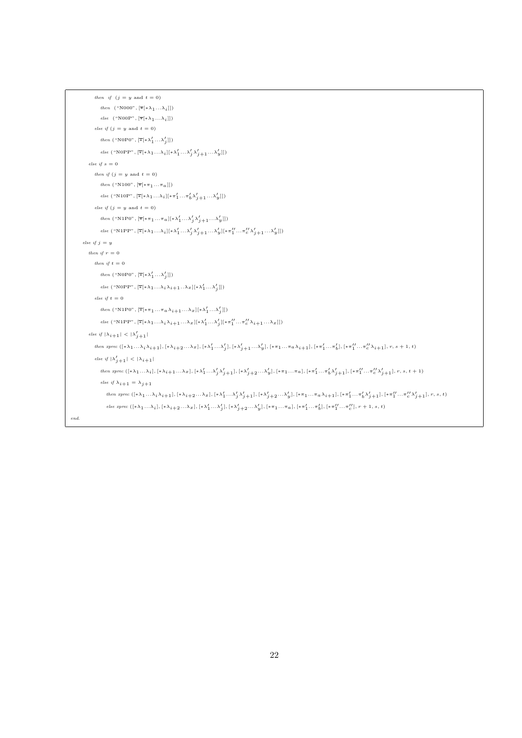```
            then  if  (j = y and t = 0)
               then  ("N000", [∓[∗λ_1 ... λ_i]])
               else  ("N00P", [∓[∗λ_1 ... λ_i]])
            else if (j = y and t = 0)
               then ("N0P0", [∓[∗λ'_1 ... λ'_j]])
               else ("N0PP", [∓[∗λ_1 ... λ_i][∗λ'_1 ... λ'_j λ'_{j+1} ... λ'_y]])
         else if s = 0
            then if (j = y and t = 0)
               then ("N100", [∓[∗π_1 ... π_a]])
               else ("N10P", [∓[∗λ_1 ... λ_i][∗π'_1 ... π'_b λ'_{j+1} ... λ'_y]])
            else if (j = y and t = 0)
               then ("N1P0", [∓[∗π_1 ... π_a][∗λ'_1 ... λ'_j λ'_{j+1} ... λ'_y]])
               else ("N1PP", [∓[∗λ_1 ... λ_i][∗λ'_1 ... λ'_j λ'_{j+1} ... λ'_y][∗π''_1 ... π''_c λ'_{j+1} ... λ'_y]])
      else if j = y
         then if r = 0
            then if t = 0
               then ("N0P0", [∓[∗λ'_1 ... λ'_j]])
               else ("N0PP", [∓[∗λ_1 ... λ_i λ_{i+1} .. λ_x][∗λ'_1 ... λ'_j]])
            else if t = 0
               then ("N1P0", [∓[∗π_1 ... π_a λ_{i+1} ... λ_x][∗λ'_1 ... λ'_j]])
               else ("N1PP", [∓[∗λ_1 ... λ_i λ_{i+1} ... λ_x][∗λ'_1 ... λ'_j][∗π''_1 ... π''_c λ_{i+1} ... λ_x]])
         else if |λ_{i+1}| < |λ'_{j+1}|
            then xprec ([∗λ_1 ... λ_i λ_{i+1}], [∗λ_{i+2} ... λ_x], [∗λ'_1 ... λ'_j], [∗λ'_{j+1} ... λ'_y], [∗π_1 ... π_a λ_{i+1}], [∗π'_1 ... π'_b], [∗π''_1 ... π''_c λ_{i+1}], r, s + 1, t)
            else if |λ'_{j+1}| < |λ_{i+1}|
               then xprec ([∗λ_1 ... λ_i], [∗λ_{i+1} ... λ_x], [∗λ'_1 ... λ'_j λ'_{j+1}], [∗λ'_{j+2} ... λ'_y], [∗π_1 ... π_a], [∗π'_1 ... π'_b λ'_{j+1}], [∗π''_1 ... π''_c λ'_{j+1}], r, s, t + 1)
               else if λ_{i+1} = λ_{j+1}
                  then xprec ([∗λ_1 ... λ_i λ_{i+1}], [∗λ_{i+2} ... λ_x], [∗λ'_1 ... λ'_j λ'_{j+1}], [∗λ'_{j+2} ... λ'_y], [∗π_1 ... π_a λ_{i+1}], [∗π'_1 ... π'_b λ'_{j+1}], [∗π''_1 ... π''_c λ'_{j+1}], r, s, t)
                  else xprec ([∗λ_1 ... λ_i], [∗λ_{i+2} ... λ_x], [∗λ'_1 ... λ'_j], [∗λ'_{j+2} ... λ'_y], [∗π_1 ... π_a], [∗π'_1 ... π'_b], [∗π''_1 ... π''_c], r + 1, s, t)
end.
```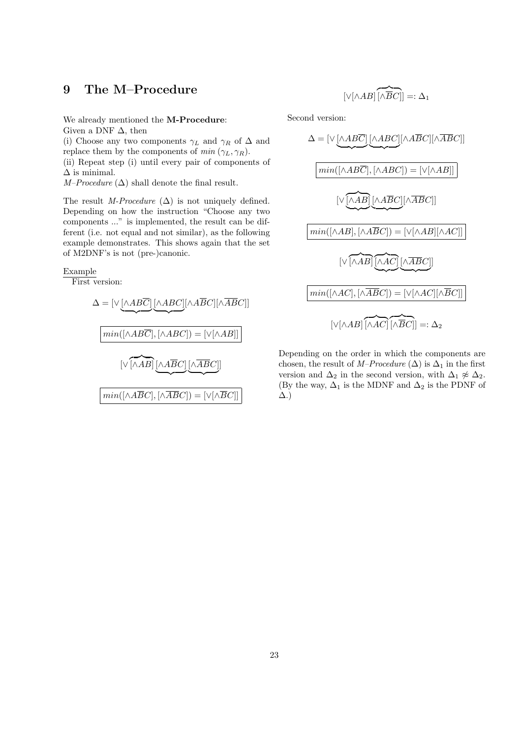# 9 The M–Procedure

We already mentioned the **M-Procedure**:
Given a DNF $\Delta$, then

(i) Choose any two components $\gamma_L$ and $\gamma_R$ of $\Delta$ and replace them by the components of $min\,(\gamma_L, \gamma_R)$.

(ii) Repeat step (i) until every pair of components of $\Delta$ is minimal.

*M–Procedure* $(\Delta)$ shall denote the final result.

The result *M-Procedure* $(\Delta)$ is not uniquely defined. Depending on how the instruction "Choose any two components ..." is implemented, the result can be different (i.e. not equal and not similar), as the following example demonstrates. This shows again that the set of M2DNF's is not (pre-)canonic.

Example

First version:

$$\Delta = [\vee \underbrace{[\wedge AB\overline{C}]}\,\underbrace{[\wedge ABC]}[\wedge A\overline{B}C][\wedge \overline{A}\overline{B}C]]$$

$$\boxed{min([\wedge AB\overline{C}], [\wedge ABC]) = [\vee[\wedge AB]]}$$

$$[\vee \overbrace{[\wedge AB]}\,\underbrace{[\wedge A\overline{B}C]}\,\underbrace{[\wedge \overline{A}\overline{B}C]}]$$

$$\boxed{min([\wedge A\overline{B}C], [\wedge \overline{A}\overline{B}C]) = [\vee[\wedge \overline{B}C]]}$$

$$[\vee[\wedge AB]\,\overbrace{[\wedge \overline{B}C]}] =: \Delta_1$$

Second version:

$$\Delta = [\vee \underbrace{[\wedge AB\overline{C}]}\,\underbrace{[\wedge ABC]}[\wedge A\overline{B}C][\wedge \overline{A}\overline{B}C]]$$

$$\boxed{min([\wedge AB\overline{C}], [\wedge ABC]) = [\vee[\wedge AB]]}$$

$$[\vee \underbrace{\overbrace{[\wedge AB]}}\,\underbrace{[\wedge A\overline{B}C]}[\wedge \overline{A}\overline{B}C]]$$

$$\boxed{min([\wedge AB], [\wedge A\overline{B}C]) = [\vee[\wedge AB][\wedge AC]]}$$

$$[\vee \overbrace{[\wedge AB]}\,\underbrace{\overbrace{[\wedge AC]}}\,\underbrace{[\wedge \overline{A}\overline{B}C]}]$$

$$\boxed{min([\wedge AC], [\wedge \overline{A}\overline{B}C]) = [\vee[\wedge AC][\wedge \overline{B}C]]}$$

$$[\vee[\wedge AB]\,\overbrace{[\wedge AC]}\,\overbrace{[\wedge \overline{B}C]}] =: \Delta_2$$

Depending on the order in which the components are chosen, the result of *M–Procedure* $(\Delta)$ is $\Delta_1$ in the first version and $\Delta_2$ in the second version, with $\Delta_1 \not\approx \Delta_2$. (By the way, $\Delta_1$ is the MDNF and $\Delta_2$ is the PDNF of $\Delta$.)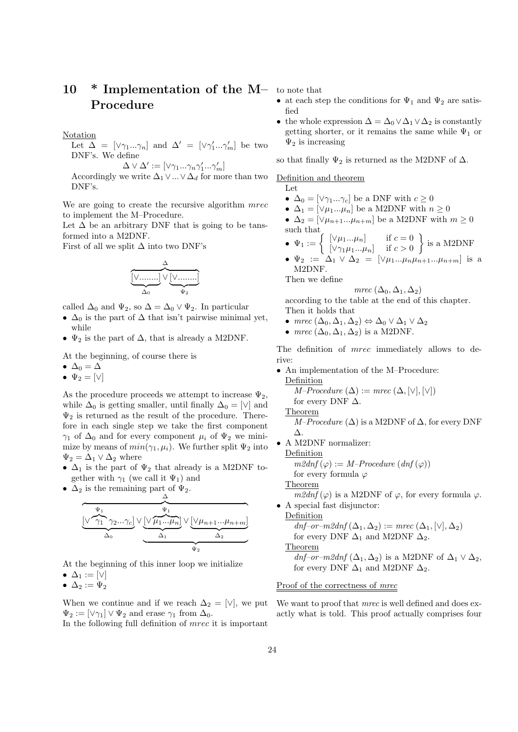# 10 * Implementation of the M–Procedure

Notation

Let $\Delta = [\vee\gamma_1...\gamma_n]$ and $\Delta' = [\vee\gamma'_1...\gamma'_m]$ be two DNF's. We define

$$\Delta \vee \Delta' := [\vee\gamma_1...\gamma_n\gamma'_1...\gamma'_m]$$

Accordingly we write $\Delta_1 \vee ... \vee \Delta_d$ for more than two DNF's.

We are going to create the recursive algorithm *mrec* to implement the M–Procedure.

Let $\Delta$ be an arbitrary DNF that is going to be tansformed into a M2DNF.

First of all we split $\Delta$ into two DNF's

$$\overbrace{\underbrace{[\vee........]}_{\Delta_0} \vee \underbrace{[\vee........]}_{\Psi_2}}^{\Delta}$$

called $\Delta_0$ and $\Psi_2$, so $\Delta = \Delta_0 \vee \Psi_2$. In particular

- $\Delta_0$ is the part of $\Delta$ that isn't pairwise minimal yet, while
- $\Psi_2$ is the part of $\Delta$, that is already a M2DNF.

At the beginning, of course there is

- $\Delta_0 = \Delta$
- $\Psi_2 = [\vee]$

As the procedure proceeds we attempt to increase $\Psi_2$, while $\Delta_0$ is getting smaller, until finally $\Delta_0 = [\vee]$ and $\Psi_2$ is returned as the result of the procedure. Therefore in each single step we take the first component $\gamma_1$ of $\Delta_0$ and for every component $\mu_i$ of $\Psi_2$ we minimize by means of $min(\gamma_1, \mu_i)$. We further split $\Psi_2$ into $\Psi_2 = \Delta_1 \vee \Delta_2$ where

- $\Delta_1$ is the part of $\Psi_2$ that already is a M2DNF together with $\gamma_1$ (we call it $\Psi_1$) and
- $\Delta_2$ is the remaining part of $\Psi_2$.

$$\overbrace{\underbrace{[\vee \overbrace{\gamma_1}^{\Psi_1} \gamma_2...\gamma_c]}_{\Delta_0} \vee \underbrace{\underbrace{[\vee \overbrace{\mu_1...\mu_n}^{\Psi_1}]}_{\Delta_1} \vee \underbrace{[\vee\mu_{n+1}...\mu_{n+m}]}_{\Delta_2}}_{\Psi_2}}^{\Delta}$$

At the beginning of this inner loop we initialize

- $\Delta_1 := [\vee]$
- $\Delta_2 := \Psi_2$

When we continue and if we reach $\Delta_2 = [\vee]$, we put $\Psi_2 := [\vee\gamma_1] \vee \Psi_2$ and erase $\gamma_1$ from $\Delta_0$.

In the following full definition of *mrec* it is important to note that

- at each step the conditions for $\Psi_1$ and $\Psi_2$ are satisfied
- the whole expression $\Delta = \Delta_0 \vee \Delta_1 \vee \Delta_2$ is constantly getting shorter, or it remains the same while $\Psi_1$ or $\Psi_2$ is increasing

so that finally $\Psi_2$ is returned as the M2DNF of $\Delta$.

Definition and theorem

Let

- $\Delta_0 = [\vee\gamma_1...\gamma_c]$ be a DNF with $c \geq 0$
- $\Delta_1 = [\vee\mu_1...\mu_n]$ be a M2DNF with $n \geq 0$
- $\Delta_2 = [\vee\mu_{n+1}...\mu_{n+m}]$ be a M2DNF with $m \geq 0$

such that

- $\Psi_1 := \left\{ \begin{array}{ll} [\vee\mu_1...\mu_n] & \text{if } c = 0 \\ [\vee\gamma_1\mu_1...\mu_n] & \text{if } c > 0 \end{array} \right\}$ is a M2DNF
- $\Psi_2 := \Delta_1 \vee \Delta_2 = [\vee\mu_1...\mu_n\mu_{n+1}...\mu_{n+m}]$ is a M2DNF.

Then we define

$$mrec\,(\Delta_0, \Delta_1, \Delta_2)$$

according to the table at the end of this chapter.

Then it holds that

- $mrec\,(\Delta_0, \Delta_1, \Delta_2) \Leftrightarrow \Delta_0 \vee \Delta_1 \vee \Delta_2$
- $mrec\,(\Delta_0, \Delta_1, \Delta_2)$ is a M2DNF.

The definition of *mrec* immediately allows to derive:

- An implementation of the M–Procedure:

  Definition

  *M–Procedure* $(\Delta) := mrec\,(\Delta, [\vee], [\vee])$ for every DNF $\Delta$.

  Theorem

  *M–Procedure* $(\Delta)$ is a M2DNF of $\Delta$, for every DNF $\Delta$.

- A M2DNF normalizer:

  Definition

  *m2dnf* $(\varphi)$ := *M–Procedure* (*dnf* $(\varphi)$) for every formula $\varphi$

  Theorem

  *m2dnf* $(\varphi)$ is a M2DNF of $\varphi$, for every formula $\varphi$.

- A special fast disjunctor:

  Definition

  *dnf–or–m2dnf* $(\Delta_1, \Delta_2) := mrec\,(\Delta_1, [\vee], \Delta_2)$ for every DNF $\Delta_1$ and M2DNF $\Delta_2$.

  Theorem

  *dnf–or–m2dnf* $(\Delta_1, \Delta_2)$ is a M2DNF of $\Delta_1 \vee \Delta_2$, for every DNF $\Delta_1$ and M2DNF $\Delta_2$.

Proof of the correctness of *mrec*

We want to proof that *mrec* is well defined and does exactly what is told. This proof actually comprises four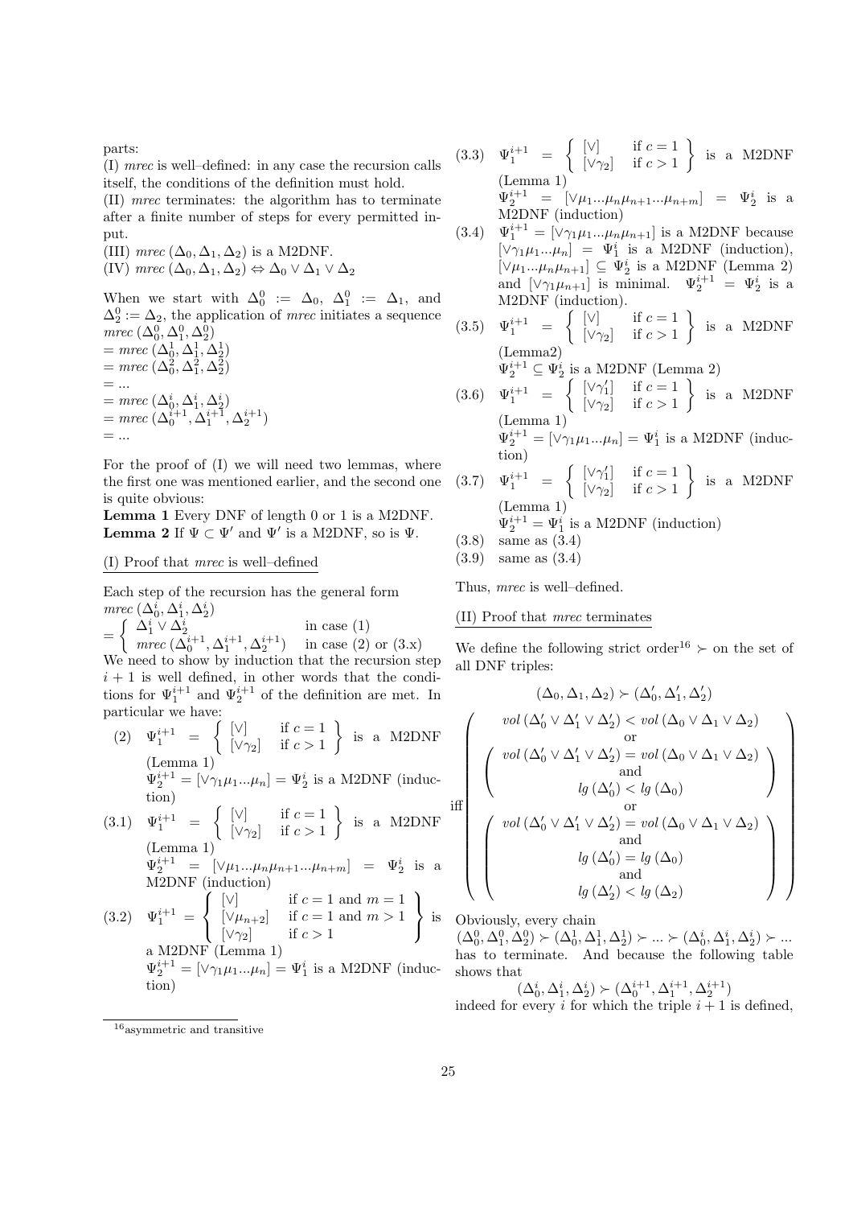parts:

(I) *mrec* is well–defined: in any case the recursion calls itself, the conditions of the definition must hold.

(II) *mrec* terminates: the algorithm has to terminate after a finite number of steps for every permitted input.

(III) *mrec* $(\Delta_0, \Delta_1, \Delta_2)$ is a M2DNF.

(IV) *mrec* $(\Delta_0, \Delta_1, \Delta_2) \Leftrightarrow \Delta_0 \vee \Delta_1 \vee \Delta_2$

When we start with $\Delta_0^0 := \Delta_0$, $\Delta_1^0 := \Delta_1$, and $\Delta_2^0 := \Delta_2$, the application of *mrec* initiates a sequence

$$
\begin{aligned}
& mrec\,(\Delta_0^0, \Delta_1^0, \Delta_2^0) \\
&= mrec\,(\Delta_0^1, \Delta_1^1, \Delta_2^1) \\
&= mrec\,(\Delta_0^2, \Delta_1^2, \Delta_2^2) \\
&= ... \\
&= mrec\,(\Delta_0^i, \Delta_1^i, \Delta_2^i) \\
&= mrec\,(\Delta_0^{i+1}, \Delta_1^{i+1}, \Delta_2^{i+1}) \\
&= ...
\end{aligned}
$$

For the proof of (I) we will need two lemmas, where the first one was mentioned earlier, and the second one is quite obvious:

**Lemma 1** Every DNF of length 0 or 1 is a M2DNF.

**Lemma 2** If $\Psi \subset \Psi'$ and $\Psi'$ is a M2DNF, so is $\Psi$.

## (I) Proof that *mrec* is well–defined

Each step of the recursion has the general form

$$
mrec\,(\Delta_0^i, \Delta_1^i, \Delta_2^i) = \begin{cases} \Delta_1^i \vee \Delta_2^i & \text{in case (1)} \\ mrec\,(\Delta_0^{i+1}, \Delta_1^{i+1}, \Delta_2^{i+1}) & \text{in case (2) or (3.x)} \end{cases}
$$

We need to show by induction that the recursion step $i+1$ is well defined, in other words that the conditions for $\Psi_1^{i+1}$ and $\Psi_2^{i+1}$ of the definition are met. In particular we have:

(2) $\Psi_1^{i+1} = \left\{ \begin{array}{ll} [\vee] & \text{if } c = 1 \\ [\vee\gamma_2] & \text{if } c > 1 \end{array} \right\}$ is a M2DNF (Lemma 1)
$\Psi_2^{i+1} = [\vee\gamma_1\mu_1...\mu_n] = \Psi_2^i$ is a M2DNF (induction)

(3.1) $\Psi_1^{i+1} = \left\{ \begin{array}{ll} [\vee] & \text{if } c = 1 \\ [\vee\gamma_2] & \text{if } c > 1 \end{array} \right\}$ is a M2DNF (Lemma 1)
$\Psi_2^{i+1} = [\vee\mu_1...\mu_n\mu_{n+1}...\mu_{n+m}] = \Psi_2^i$ is a M2DNF (induction)

(3.2) $\Psi_1^{i+1} = \left\{ \begin{array}{ll} [\vee] & \text{if } c = 1 \text{ and } m = 1 \\ [\vee\mu_{n+2}] & \text{if } c = 1 \text{ and } m > 1 \\ [\vee\gamma_2] & \text{if } c > 1 \end{array} \right\}$ is a M2DNF (Lemma 1)
$\Psi_2^{i+1} = [\vee\gamma_1\mu_1...\mu_n] = \Psi_1^i$ is a M2DNF (induction)

(3.3) $\Psi_1^{i+1} = \left\{ \begin{array}{ll} [\vee] & \text{if } c = 1 \\ [\vee\gamma_2] & \text{if } c > 1 \end{array} \right\}$ is a M2DNF (Lemma 1)
$\Psi_2^{i+1} = [\vee\mu_1...\mu_n\mu_{n+1}...\mu_{n+m}] = \Psi_2^i$ is a M2DNF (induction)

(3.4) $\Psi_1^{i+1} = [\vee\gamma_1\mu_1...\mu_n\mu_{n+1}]$ is a M2DNF because $[\vee\gamma_1\mu_1...\mu_n] = \Psi_1^i$ is a M2DNF (induction), $[\vee\mu_1...\mu_n\mu_{n+1}] \subseteq \Psi_2^i$ is a M2DNF (Lemma 2) and $[\vee\gamma_1\mu_{n+1}]$ is minimal. $\Psi_2^{i+1} = \Psi_2^i$ is a M2DNF (induction).

(3.5) $\Psi_1^{i+1} = \left\{ \begin{array}{ll} [\vee] & \text{if } c = 1 \\ [\vee\gamma_2] & \text{if } c > 1 \end{array} \right\}$ is a M2DNF (Lemma2)
$\Psi_2^{i+1} \subseteq \Psi_2^i$ is a M2DNF (Lemma 2)

(3.6) $\Psi_1^{i+1} = \left\{ \begin{array}{ll} [\vee\gamma_1'] & \text{if } c = 1 \\ [\vee\gamma_2] & \text{if } c > 1 \end{array} \right\}$ is a M2DNF (Lemma 1)
$\Psi_2^{i+1} = [\vee\gamma_1\mu_1...\mu_n] = \Psi_1^i$ is a M2DNF (induction)

(3.7) $\Psi_1^{i+1} = \left\{ \begin{array}{ll} [\vee\gamma_1'] & \text{if } c = 1 \\ [\vee\gamma_2] & \text{if } c > 1 \end{array} \right\}$ is a M2DNF (Lemma 1)
$\Psi_2^{i+1} = \Psi_1^i$ is a M2DNF (induction)

(3.8) same as (3.4)

(3.9) same as (3.4)

Thus, *mrec* is well–defined.

## (II) Proof that *mrec* terminates

We define the following strict order[16] $\succ$ on the set of all DNF triples:

$$
(\Delta_0, \Delta_1, \Delta_2) \succ (\Delta_0', \Delta_1', \Delta_2')
$$

$$
\text{iff} \left( \begin{array}{c} vol\,(\Delta_0' \vee \Delta_1' \vee \Delta_2') < vol\,(\Delta_0 \vee \Delta_1 \vee \Delta_2) \\ \text{or} \\ \left( \begin{array}{c} vol\,(\Delta_0' \vee \Delta_1' \vee \Delta_2') = vol\,(\Delta_0 \vee \Delta_1 \vee \Delta_2) \\ \text{and} \\ lg\,(\Delta_0') < lg\,(\Delta_0) \end{array} \right) \\ \text{or} \\ \left( \begin{array}{c} vol\,(\Delta_0' \vee \Delta_1' \vee \Delta_2') = vol\,(\Delta_0 \vee \Delta_1 \vee \Delta_2) \\ \text{and} \\ lg\,(\Delta_0') = lg\,(\Delta_0) \\ \text{and} \\ lg\,(\Delta_2') < lg\,(\Delta_2) \end{array} \right) \end{array} \right)
$$

Obviously, every chain
$(\Delta_0^0, \Delta_1^0, \Delta_2^0) \succ (\Delta_0^1, \Delta_1^1, \Delta_2^1) \succ ... \succ (\Delta_0^i, \Delta_1^i, \Delta_2^i) \succ ...$
has to terminate. And because the following table shows that

$$
(\Delta_0^i, \Delta_1^i, \Delta_2^i) \succ (\Delta_0^{i+1}, \Delta_1^{i+1}, \Delta_2^{i+1})
$$

indeed for every $i$ for which the triple $i+1$ is defined,

[16] asymmetric and transitive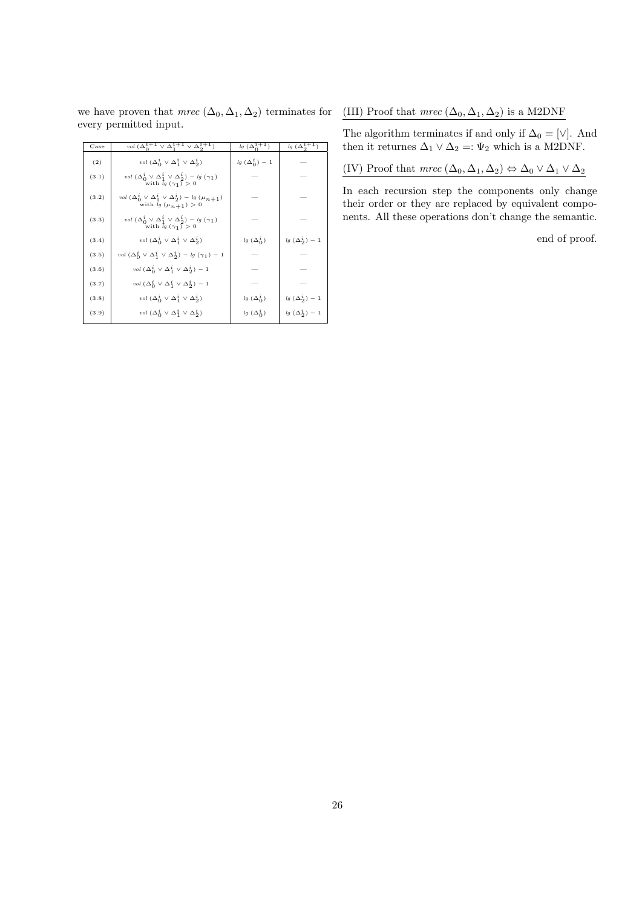we have proven that *mrec* $(\Delta_0, \Delta_1, \Delta_2)$ terminates for every permitted input.

| Case | $vol\ (\Delta_0^{i+1} \vee \Delta_1^{i+1} \vee \Delta_2^{i+1})$ | $lg\ (\Delta_0^{i+1})$ | $lg\ (\Delta_2^{i+1})$ |
|---|---|---|---|
| (2) | $vol\ (\Delta_0^{i} \vee \Delta_1^{i} \vee \Delta_2^{i})$ | $lg\ (\Delta_0^{i}) - 1$ | — |
| (3.1) | $vol\ (\Delta_0^{i} \vee \Delta_1^{i} \vee \Delta_2^{i}) - lg\ (\gamma_1)$ with $lg\ (\gamma_1) > 0$ | — | — |
| (3.2) | $vol\ (\Delta_0^{i} \vee \Delta_1^{i} \vee \Delta_2^{i}) - lg\ (\mu_{n+1})$ with $lg\ (\mu_{n+1}) > 0$ | — | — |
| (3.3) | $vol\ (\Delta_0^{i} \vee \Delta_1^{i} \vee \Delta_2^{i}) - lg\ (\gamma_1)$ with $lg\ (\gamma_1) > 0$ | — | — |
| (3.4) | $vol\ (\Delta_0^{i} \vee \Delta_1^{i} \vee \Delta_2^{i})$ | $lg\ (\Delta_0^{i})$ | $lg\ (\Delta_2^{i}) - 1$ |
| (3.5) | $vol\ (\Delta_0^{i} \vee \Delta_1^{i} \vee \Delta_2^{i}) - lg\ (\gamma_1) - 1$ | — | — |
| (3.6) | $vol\ (\Delta_0^{i} \vee \Delta_1^{i} \vee \Delta_2^{i}) - 1$ | — | — |
| (3.7) | $vol\ (\Delta_0^{i} \vee \Delta_1^{i} \vee \Delta_2^{i}) - 1$ | — | — |
| (3.8) | $vol\ (\Delta_0^{i} \vee \Delta_1^{i} \vee \Delta_2^{i})$ | $lg\ (\Delta_0^{i})$ | $lg\ (\Delta_2^{i}) - 1$ |
| (3.9) | $vol\ (\Delta_0^{i} \vee \Delta_1^{i} \vee \Delta_2^{i})$ | $lg\ (\Delta_0^{i})$ | $lg\ (\Delta_2^{i}) - 1$ |

(III) Proof that *mrec* $(\Delta_0, \Delta_1, \Delta_2)$ is a M2DNF

The algorithm terminates if and only if $\Delta_0 = [\vee]$. And then it returnes $\Delta_1 \vee \Delta_2 =: \Psi_2$ which is a M2DNF.

(IV) Proof that *mrec* $(\Delta_0, \Delta_1, \Delta_2) \Leftrightarrow \Delta_0 \vee \Delta_1 \vee \Delta_2$

In each recursion step the components only change their order or they are replaced by equivalent components. All these operations don't change the semantic.

end of proof.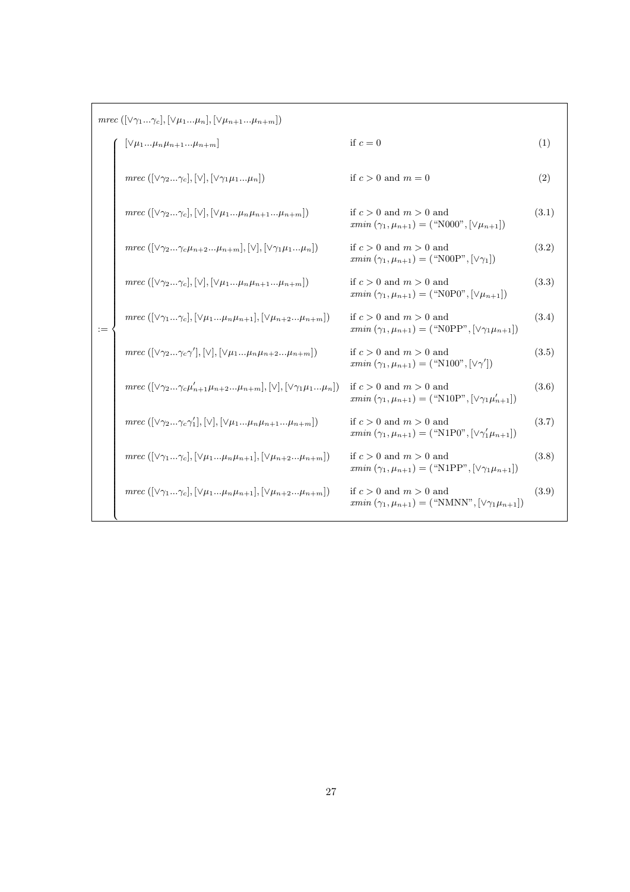$$
\mathit{mrec}\left([\vee\gamma_1...\gamma_c],[\vee\mu_1...\mu_n],[\vee\mu_{n+1}...\mu_{n+m}]\right)
$$

$$
:= \begin{cases}
[\vee\mu_1...\mu_n\mu_{n+1}...\mu_{n+m}] & \text{if } c=0 \quad (1)\\[1em]
\mathit{mrec}\left([\vee\gamma_2...\gamma_c],[\vee],[\vee\gamma_1\mu_1...\mu_n]\right) & \text{if } c>0 \text{ and } m=0 \quad (2)\\[1em]
\mathit{mrec}\left([\vee\gamma_2...\gamma_c],[\vee],[\vee\mu_1...\mu_n\mu_{n+1}...\mu_{n+m}]\right) & \text{if } c>0 \text{ and } m>0 \text{ and} \quad (3.1)\\
 & \mathit{xmin}\left(\gamma_1,\mu_{n+1}\right)=(\text{“N000”},[\vee\mu_{n+1}])\\[1em]
\mathit{mrec}\left([\vee\gamma_2...\gamma_c\mu_{n+2}...\mu_{n+m}],[\vee],[\vee\gamma_1\mu_1...\mu_n]\right) & \text{if } c>0 \text{ and } m>0 \text{ and} \quad (3.2)\\
 & \mathit{xmin}\left(\gamma_1,\mu_{n+1}\right)=(\text{“N00P”},[\vee\gamma_1])\\[1em]
\mathit{mrec}\left([\vee\gamma_2...\gamma_c],[\vee],[\vee\mu_1...\mu_n\mu_{n+1}...\mu_{n+m}]\right) & \text{if } c>0 \text{ and } m>0 \text{ and} \quad (3.3)\\
 & \mathit{xmin}\left(\gamma_1,\mu_{n+1}\right)=(\text{“N0P0”},[\vee\mu_{n+1}])\\[1em]
\mathit{mrec}\left([\vee\gamma_1...\gamma_c],[\vee\mu_1...\mu_n\mu_{n+1}],[\vee\mu_{n+2}...\mu_{n+m}]\right) & \text{if } c>0 \text{ and } m>0 \text{ and} \quad (3.4)\\
 & \mathit{xmin}\left(\gamma_1,\mu_{n+1}\right)=(\text{“N0PP”},[\vee\gamma_1\mu_{n+1}])\\[1em]
\mathit{mrec}\left([\vee\gamma_2...\gamma_c\gamma'],[\vee],[\vee\mu_1...\mu_n\mu_{n+2}...\mu_{n+m}]\right) & \text{if } c>0 \text{ and } m>0 \text{ and} \quad (3.5)\\
 & \mathit{xmin}\left(\gamma_1,\mu_{n+1}\right)=(\text{“N100”},[\vee\gamma'])\\[1em]
\mathit{mrec}\left([\vee\gamma_2...\gamma_c\mu'_{n+1}\mu_{n+2}...\mu_{n+m}],[\vee],[\vee\gamma_1\mu_1...\mu_n]\right) & \text{if } c>0 \text{ and } m>0 \text{ and} \quad (3.6)\\
 & \mathit{xmin}\left(\gamma_1,\mu_{n+1}\right)=(\text{“N10P”},[\vee\gamma_1\mu'_{n+1}])\\[1em]
\mathit{mrec}\left([\vee\gamma_2...\gamma_c\gamma'_1],[\vee],[\vee\mu_1...\mu_n\mu_{n+1}...\mu_{n+m}]\right) & \text{if } c>0 \text{ and } m>0 \text{ and} \quad (3.7)\\
 & \mathit{xmin}\left(\gamma_1,\mu_{n+1}\right)=(\text{“N1P0”},[\vee\gamma'_1\mu_{n+1}])\\[1em]
\mathit{mrec}\left([\vee\gamma_1...\gamma_c],[\vee\mu_1...\mu_n\mu_{n+1}],[\vee\mu_{n+2}...\mu_{n+m}]\right) & \text{if } c>0 \text{ and } m>0 \text{ and} \quad (3.8)\\
 & \mathit{xmin}\left(\gamma_1,\mu_{n+1}\right)=(\text{“N1PP”},[\vee\gamma_1\mu_{n+1}])\\[1em]
\mathit{mrec}\left([\vee\gamma_1...\gamma_c],[\vee\mu_1...\mu_n\mu_{n+1}],[\vee\mu_{n+2}...\mu_{n+m}]\right) & \text{if } c>0 \text{ and } m>0 \text{ and} \quad (3.9)\\
 & \mathit{xmin}\left(\gamma_1,\mu_{n+1}\right)=(\text{“NMNN”},[\vee\gamma_1\mu_{n+1}])
\end{cases}
$$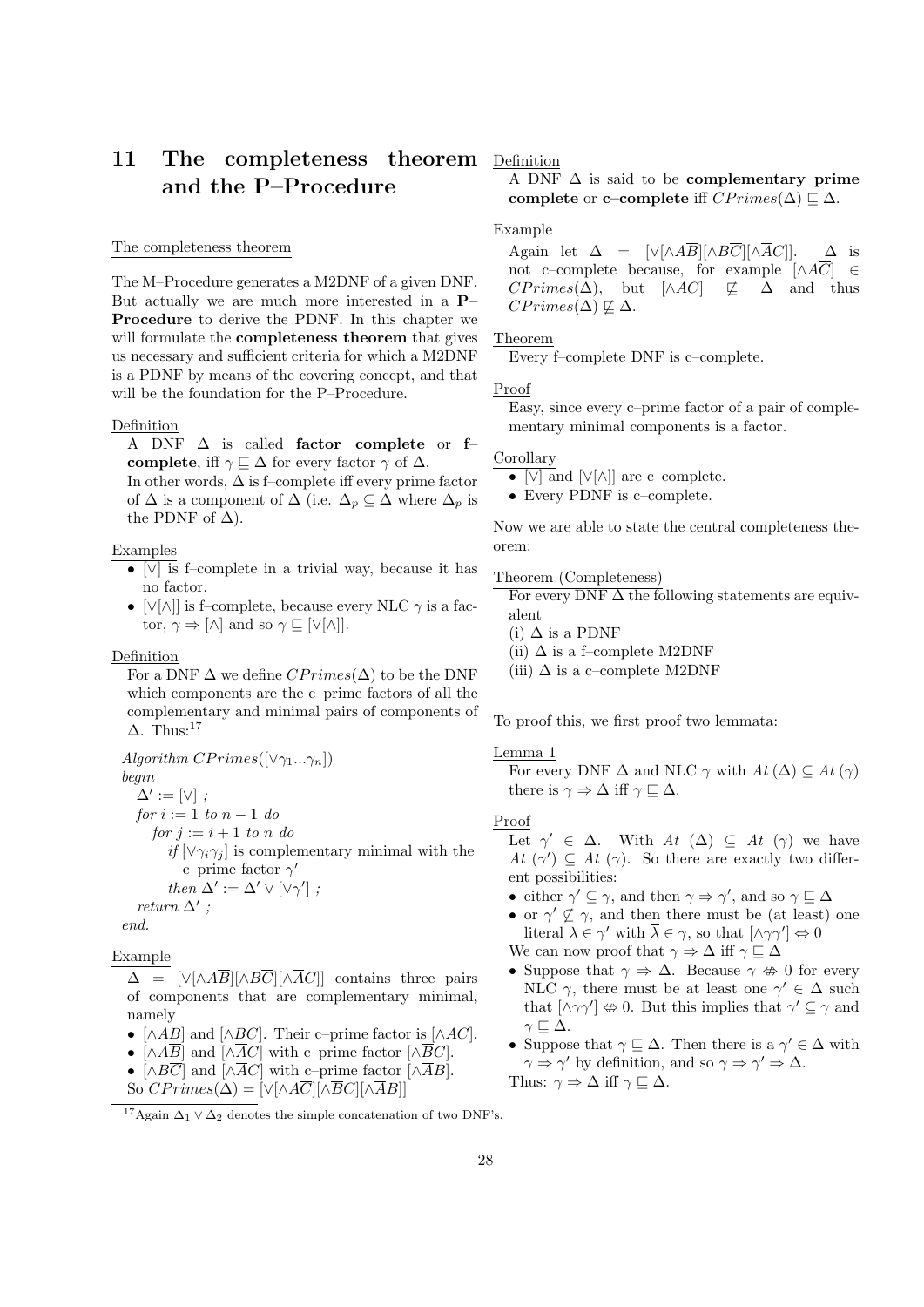# 11 The completeness theorem and the P–Procedure

The completeness theorem

The M–Procedure generates a M2DNF of a given DNF. But actually we are much more interested in a **P–Procedure** to derive the PDNF. In this chapter we will formulate the **completeness theorem** that gives us necessary and sufficient criteria for which a M2DNF is a PDNF by means of the covering concept, and that will be the foundation for the P–Procedure.

Definition

A DNF $\Delta$ is called **factor complete** or **f–complete**, iff $\gamma \sqsubseteq \Delta$ for every factor $\gamma$ of $\Delta$.
In other words, $\Delta$ is f–complete iff every prime factor of $\Delta$ is a component of $\Delta$ (i.e. $\Delta_p \subseteq \Delta$ where $\Delta_p$ is the PDNF of $\Delta$).

Examples

- $[\vee]$ is f–complete in a trivial way, because it has no factor.
- $[\vee[\wedge]]$ is f–complete, because every NLC $\gamma$ is a factor, $\gamma \Rightarrow [\wedge]$ and so $\gamma \sqsubseteq [\vee[\wedge]]$.

Definition

For a DNF $\Delta$ we define $CPrimes(\Delta)$ to be the DNF which components are the c–prime factors of all the complementary and minimal pairs of components of $\Delta$. Thus:[17]

*Algorithm* $CPrimes([\vee\gamma_1...\gamma_n])$
*begin*
  $\Delta' := [\vee]$ ;
  *for* $i := 1$ *to* $n-1$ *do*
    *for* $j := i+1$ *to* $n$ *do*
      *if* $[\vee\gamma_i\gamma_j]$ is complementary minimal with the c–prime factor $\gamma'$
      *then* $\Delta' := \Delta' \vee [\vee\gamma']$ ;
  *return* $\Delta'$ ;
*end.*

Example

$\Delta = [\vee[\wedge A\overline{B}][\wedge B\overline{C}][\wedge\overline{A}C]]$ contains three pairs of components that are complementary minimal, namely

- $[\wedge A\overline{B}]$ and $[\wedge B\overline{C}]$. Their c–prime factor is $[\wedge A\overline{C}]$.
- $[\wedge A\overline{B}]$ and $[\wedge\overline{A}C]$ with c–prime factor $[\wedge\overline{B}C]$.
- $[\wedge B\overline{C}]$ and $[\wedge\overline{A}C]$ with c–prime factor $[\wedge\overline{A}B]$.

So $CPrimes(\Delta) = [\vee[\wedge A\overline{C}][\wedge\overline{B}C][\wedge\overline{A}B]]$

[17] Again $\Delta_1 \vee \Delta_2$ denotes the simple concatenation of two DNF's.

Definition

A DNF $\Delta$ is said to be **complementary prime complete** or **c–complete** iff $CPrimes(\Delta) \sqsubseteq \Delta$.

Example

Again let $\Delta = [\vee[\wedge A\overline{B}][\wedge B\overline{C}][\wedge\overline{A}C]]$. $\Delta$ is not c–complete because, for example $[\wedge A\overline{C}] \in CPrimes(\Delta)$, but $[\wedge A\overline{C}] \not\sqsubseteq \Delta$ and thus $CPrimes(\Delta) \not\sqsubseteq \Delta$.

Theorem

Every f–complete DNF is c–complete.

Proof

Easy, since every c–prime factor of a pair of complementary minimal components is a factor.

Corollary

- $[\vee]$ and $[\vee[\wedge]]$ are c–complete.
- Every PDNF is c–complete.

Now we are able to state the central completeness theorem:

Theorem (Completeness)

For every DNF $\Delta$ the following statements are equivalent

(i) $\Delta$ is a PDNF
(ii) $\Delta$ is a f–complete M2DNF
(iii) $\Delta$ is a c–complete M2DNF

To proof this, we first proof two lemmata:

Lemma 1

For every DNF $\Delta$ and NLC $\gamma$ with $At(\Delta) \subseteq At(\gamma)$ there is $\gamma \Rightarrow \Delta$ iff $\gamma \sqsubseteq \Delta$.

Proof

Let $\gamma' \in \Delta$. With $At(\Delta) \subseteq At(\gamma)$ we have $At(\gamma') \subseteq At(\gamma)$. So there are exactly two different possibilities:

- either $\gamma' \subseteq \gamma$, and then $\gamma \Rightarrow \gamma'$, and so $\gamma \sqsubseteq \Delta$
- or $\gamma' \not\subseteq \gamma$, and then there must be (at least) one literal $\lambda \in \gamma'$ with $\overline{\lambda} \in \gamma$, so that $[\wedge\gamma\gamma'] \Leftrightarrow 0$

We can now proof that $\gamma \Rightarrow \Delta$ iff $\gamma \sqsubseteq \Delta$

- Suppose that $\gamma \Rightarrow \Delta$. Because $\gamma \not\Leftrightarrow 0$ for every NLC $\gamma$, there must be at least one $\gamma' \in \Delta$ such that $[\wedge\gamma\gamma'] \not\Leftrightarrow 0$. But this implies that $\gamma' \subseteq \gamma$ and $\gamma \sqsubseteq \Delta$.
- Suppose that $\gamma \sqsubseteq \Delta$. Then there is a $\gamma' \in \Delta$ with $\gamma \Rightarrow \gamma'$ by definition, and so $\gamma \Rightarrow \gamma' \Rightarrow \Delta$.

Thus: $\gamma \Rightarrow \Delta$ iff $\gamma \sqsubseteq \Delta$.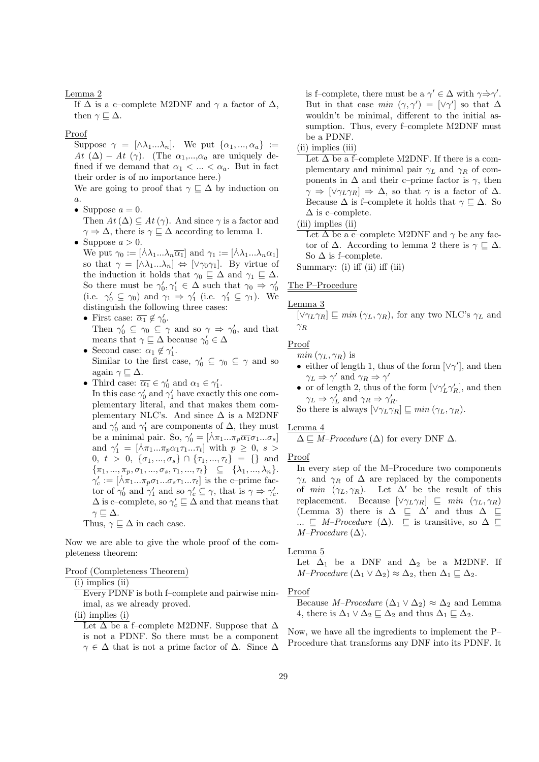Lemma 2

If $\Delta$ is a c–complete M2DNF and $\gamma$ a factor of $\Delta$, then $\gamma \sqsubseteq \Delta$.

Proof

Suppose $\gamma = [\wedge\lambda_1...\lambda_n]$. We put $\{\alpha_1,...,\alpha_a\} := At(\Delta) - At(\gamma)$. (The $\alpha_1$,...,$\alpha_a$ are uniquely defined if we demand that $\alpha_1 < ... < \alpha_a$. But in fact their order is of no importance here.)

We are going to proof that $\gamma \sqsubseteq \Delta$ by induction on $a$.

- Suppose $a = 0$.
  Then $At(\Delta) \subseteq At(\gamma)$. And since $\gamma$ is a factor and $\gamma \Rightarrow \Delta$, there is $\gamma \sqsubseteq \Delta$ according to lemma 1.
- Suppose $a > 0$.
  We put $\gamma_0 := [\dot\wedge\lambda_1...\lambda_n\overline{\alpha_1}]$ and $\gamma_1 := [\dot\wedge\lambda_1...\lambda_n\alpha_1]$ so that $\gamma = [\wedge\lambda_1...\lambda_n] \Leftrightarrow [\vee\gamma_0\gamma_1]$. By virtue of the induction it holds that $\gamma_0 \sqsubseteq \Delta$ and $\gamma_1 \sqsubseteq \Delta$. So there must be $\gamma_0', \gamma_1' \in \Delta$ such that $\gamma_0 \Rightarrow \gamma_0'$ (i.e. $\gamma_0' \subseteq \gamma_0$) and $\gamma_1 \Rightarrow \gamma_1'$ (i.e. $\gamma_1' \subseteq \gamma_1$). We distinguish the following three cases:
  - First case: $\overline{\alpha_1} \notin \gamma_0'$.
    Then $\gamma_0' \subseteq \gamma_0 \subseteq \gamma$ and so $\gamma \Rightarrow \gamma_0'$, and that means that $\gamma \sqsubseteq \Delta$ because $\gamma_0' \in \Delta$
  - Second case: $\alpha_1 \notin \gamma_1'$.
    Similar to the first case, $\gamma_0' \subseteq \gamma_0 \subseteq \gamma$ and so again $\gamma \sqsubseteq \Delta$.
  - Third case: $\overline{\alpha_1} \in \gamma_0'$ and $\alpha_1 \in \gamma_1'$.
    In this case $\gamma_0'$ and $\gamma_1'$ have exactly this one complementary literal, and that makes them complementary NLC's. And since $\Delta$ is a M2DNF and $\gamma_0'$ and $\gamma_1'$ are components of $\Delta$, they must be a minimal pair. So, $\gamma_0' = [\dot\wedge\pi_1...\pi_p\overline{\alpha_1}\sigma_1...\sigma_s]$ and $\gamma_1' = [\dot\wedge\pi_1...\pi_p\alpha_1\tau_1...\tau_t]$ with $p \geq 0$, $s > 0$, $t > 0$, $\{\sigma_1,...,\sigma_s\} \cap \{\tau_1,...,\tau_t\} = \{\}$ and $\{\pi_1,...,\pi_p,\sigma_1,...,\sigma_s,\tau_1,...,\tau_t\} \subseteq \{\lambda_1,...,\lambda_n\}$. $\gamma_c' := [\dot\wedge\pi_1...\pi_p\sigma_1...\sigma_s\tau_1...\tau_t]$ is the c–prime factor of $\gamma_0'$ and $\gamma_1'$ and so $\gamma_c' \subseteq \gamma$, that is $\gamma \Rightarrow \gamma_c'$. $\Delta$ is c–complete, so $\gamma_c' \sqsubseteq \Delta$ and that means that $\gamma \sqsubseteq \Delta$.

  Thus, $\gamma \sqsubseteq \Delta$ in each case.

Now we are able to give the whole proof of the completeness theorem:

Proof (Completeness Theorem)

(i) implies (ii)

Every PDNF is both f–complete and pairwise minimal, as we already proved.

(ii) implies (i)

Let $\Delta$ be a f–complete M2DNF. Suppose that $\Delta$ is not a PDNF. So there must be a component $\gamma \in \Delta$ that is not a prime factor of $\Delta$. Since $\Delta$ is f–complete, there must be a $\gamma' \in \Delta$ with $\gamma \dot\Rightarrow \gamma'$. But in that case $min\ (\gamma, \gamma') = [\vee\gamma']$ so that $\Delta$ wouldn't be minimal, different to the initial assumption. Thus, every f–complete M2DNF must be a PDNF.

(ii) implies (iii)

Let $\Delta$ be a f–complete M2DNF. If there is a complementary and minimal pair $\gamma_L$ and $\gamma_R$ of components in $\Delta$ and their c–prime factor is $\gamma$, then $\gamma \Rightarrow [\vee\gamma_L\gamma_R] \Rightarrow \Delta$, so that $\gamma$ is a factor of $\Delta$. Because $\Delta$ is f–complete it holds that $\gamma \sqsubseteq \Delta$. So $\Delta$ is c–complete.

(iii) implies (ii)

Let $\Delta$ be a c–complete M2DNF and $\gamma$ be any factor of $\Delta$. According to lemma 2 there is $\gamma \sqsubseteq \Delta$. So $\Delta$ is f–complete.

Summary: (i) iff (ii) iff (iii)

The P–Procedure

Lemma 3

$[\vee\gamma_L\gamma_R] \sqsubseteq min\ (\gamma_L, \gamma_R)$, for any two NLC's $\gamma_L$ and $\gamma_R$

Proof

$min\ (\gamma_L, \gamma_R)$ is

- either of length 1, thus of the form $[\vee\gamma']$, and then $\gamma_L \Rightarrow \gamma'$ and $\gamma_R \Rightarrow \gamma'$
- or of length 2, thus of the form $[\vee\gamma_L'\gamma_R']$, and then $\gamma_L \Rightarrow \gamma_L'$ and $\gamma_R \Rightarrow \gamma_R'$.

So there is always $[\vee\gamma_L\gamma_R] \sqsubseteq min\ (\gamma_L, \gamma_R)$.

Lemma 4

$\Delta \sqsubseteq$ *M–Procedure* $(\Delta)$ for every DNF $\Delta$.

Proof

In every step of the M–Procedure two components $\gamma_L$ and $\gamma_R$ of $\Delta$ are replaced by the components of $min\ (\gamma_L, \gamma_R)$. Let $\Delta'$ be the result of this replacement. Because $[\vee\gamma_L\gamma_R] \sqsubseteq min\ (\gamma_L, \gamma_R)$ (Lemma 3) there is $\Delta \sqsubseteq \Delta'$ and thus $\Delta \sqsubseteq ... \sqsubseteq$ *M–Procedure* $(\Delta)$. $\sqsubseteq$ is transitive, so $\Delta \sqsubseteq$ *M–Procedure* $(\Delta)$.

Lemma 5

Let $\Delta_1$ be a DNF and $\Delta_2$ be a M2DNF. If *M–Procedure* $(\Delta_1 \vee \Delta_2) \approx \Delta_2$, then $\Delta_1 \sqsubseteq \Delta_2$.

Proof

Because *M–Procedure* $(\Delta_1 \vee \Delta_2) \approx \Delta_2$ and Lemma 4, there is $\Delta_1 \vee \Delta_2 \sqsubseteq \Delta_2$ and thus $\Delta_1 \sqsubseteq \Delta_2$.

Now, we have all the ingredients to implement the P–Procedure that transforms any DNF into its PDNF. It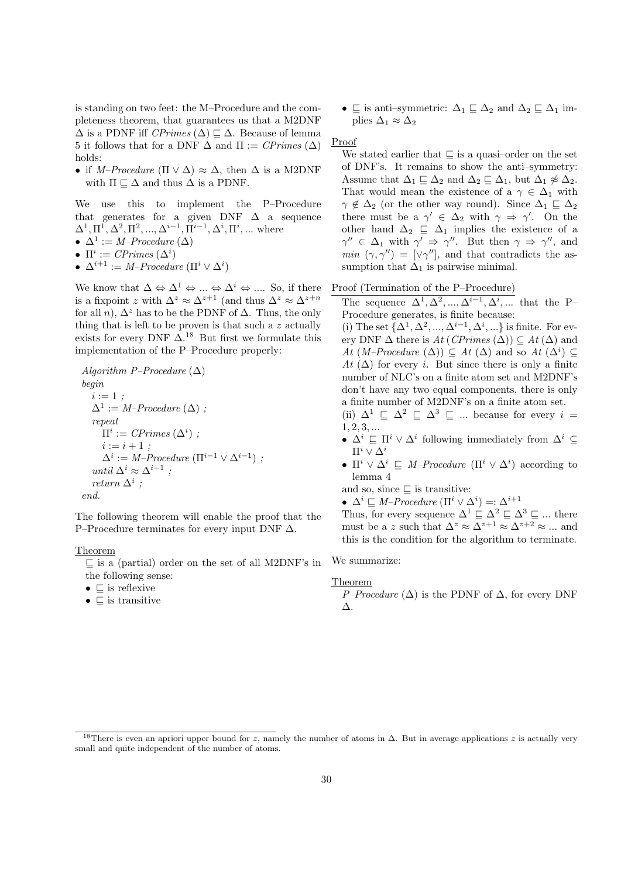is standing on two feet: the M–Procedure and the completeness theorem, that guarantees us that a M2DNF $\Delta$ is a PDNF iff $CPrimes\,(\Delta) \sqsubseteq \Delta$. Because of lemma 5 it follows that for a DNF $\Delta$ and $\Pi := CPrimes\,(\Delta)$ holds:

- if $M\text{–}Procedure\,(\Pi \vee \Delta) \approx \Delta$, then $\Delta$ is a M2DNF with $\Pi \sqsubseteq \Delta$ and thus $\Delta$ is a PDNF.

We use this to implement the P–Procedure that generates for a given DNF $\Delta$ a sequence $\Delta^1, \Pi^1, \Delta^2, \Pi^2, ..., \Delta^{i-1}, \Pi^{i-1}, \Delta^i, \Pi^i, ...$ where

- $\Delta^1 := M\text{–}Procedure\,(\Delta)$
- $\Pi^i := CPrimes\,(\Delta^i)$
- $\Delta^{i+1} := M\text{–}Procedure\,(\Pi^i \vee \Delta^i)$

We know that $\Delta \Leftrightarrow \Delta^1 \Leftrightarrow ... \Leftrightarrow \Delta^i \Leftrightarrow ....$ So, if there is a fixpoint $z$ with $\Delta^z \approx \Delta^{z+1}$ (and thus $\Delta^z \approx \Delta^{z+n}$ for all $n$), $\Delta^z$ has to be the PDNF of $\Delta$. Thus, the only thing that is left to be proven is that such a $z$ actually exists for every DNF $\Delta$.[18] But first we formulate this implementation of the P–Procedure properly:

```
Algorithm P–Procedure (Δ)
begin
  i := 1 ;
  Δ¹ := M–Procedure (Δ) ;
  repeat
    Πⁱ := CPrimes (Δⁱ) ;
    i := i + 1 ;
    Δⁱ := M–Procedure (Πⁱ⁻¹ ∨ Δⁱ⁻¹) ;
  until Δⁱ ≈ Δⁱ⁻¹ ;
  return Δⁱ ;
end.
```

The following theorem will enable the proof that the P–Procedure terminates for every input DNF $\Delta$.

Theorem

$\sqsubseteq$ is a (partial) order on the set of all M2DNF's in the following sense:

- $\sqsubseteq$ is reflexive
- $\sqsubseteq$ is transitive
- $\sqsubseteq$ is anti–symmetric: $\Delta_1 \sqsubseteq \Delta_2$ and $\Delta_2 \sqsubseteq \Delta_1$ implies $\Delta_1 \approx \Delta_2$

Proof

We stated earlier that $\sqsubseteq$ is a quasi–order on the set of DNF's. It remains to show the anti–symmetry: Assume that $\Delta_1 \sqsubseteq \Delta_2$ and $\Delta_2 \sqsubseteq \Delta_1$, but $\Delta_1 \not\approx \Delta_2$. That would mean the existence of a $\gamma \in \Delta_1$ with $\gamma \notin \Delta_2$ (or the other way round). Since $\Delta_1 \sqsubseteq \Delta_2$ there must be a $\gamma' \in \Delta_2$ with $\gamma \Rightarrow \gamma'$. On the other hand $\Delta_2 \sqsubseteq \Delta_1$ implies the existence of a $\gamma'' \in \Delta_1$ with $\gamma' \Rightarrow \gamma''$. But then $\gamma \Rightarrow \gamma''$, and $min\,(\gamma, \gamma'') = [\vee\gamma'']$, and that contradicts the assumption that $\Delta_1$ is pairwise minimal.

Proof (Termination of the P–Procedure)

The sequence $\Delta^1, \Delta^2, ..., \Delta^{i-1}, \Delta^i, ...$ that the P–Procedure generates, is finite because:

(i) The set $\{\Delta^1, \Delta^2, ..., \Delta^{i-1}, \Delta^i, ...\}$ is finite. For every DNF $\Delta$ there is $At\,(CPrimes\,(\Delta)) \subseteq At\,(\Delta)$ and $At\,(M\text{–}Procedure\,(\Delta)) \subseteq At\,(\Delta)$ and so $At\,(\Delta^i) \subseteq At\,(\Delta)$ for every $i$. But since there is only a finite number of NLC's on a finite atom set and M2DNF's don't have any two equal components, there is only a finite number of M2DNF's on a finite atom set.

(ii) $\Delta^1 \sqsubseteq \Delta^2 \sqsubseteq \Delta^3 \sqsubseteq ...$ because for every $i = 1, 2, 3, ...$

- $\Delta^i \sqsubseteq \Pi^i \vee \Delta^i$ following immediately from $\Delta^i \subseteq \Pi^i \vee \Delta^i$
- $\Pi^i \vee \Delta^i \sqsubseteq M\text{–}Procedure\,(\Pi^i \vee \Delta^i)$ according to lemma 4

and so, since $\sqsubseteq$ is transitive:

- $\Delta^i \sqsubseteq M\text{–}Procedure\,(\Pi^i \vee \Delta^i) =: \Delta^{i+1}$

Thus, for every sequence $\Delta^1 \sqsubseteq \Delta^2 \sqsubseteq \Delta^3 \sqsubseteq ...$ there must be a $z$ such that $\Delta^z \approx \Delta^{z+1} \approx \Delta^{z+2} \approx ...$ and this is the condition for the algorithm to terminate.

We summarize:

Theorem

*P–Procedure* $(\Delta)$ is the PDNF of $\Delta$, for every DNF $\Delta$.

[18] There is even an apriori upper bound for $z$, namely the number of atoms in $\Delta$. But in average applications $z$ is actually very small and quite independent of the number of atoms.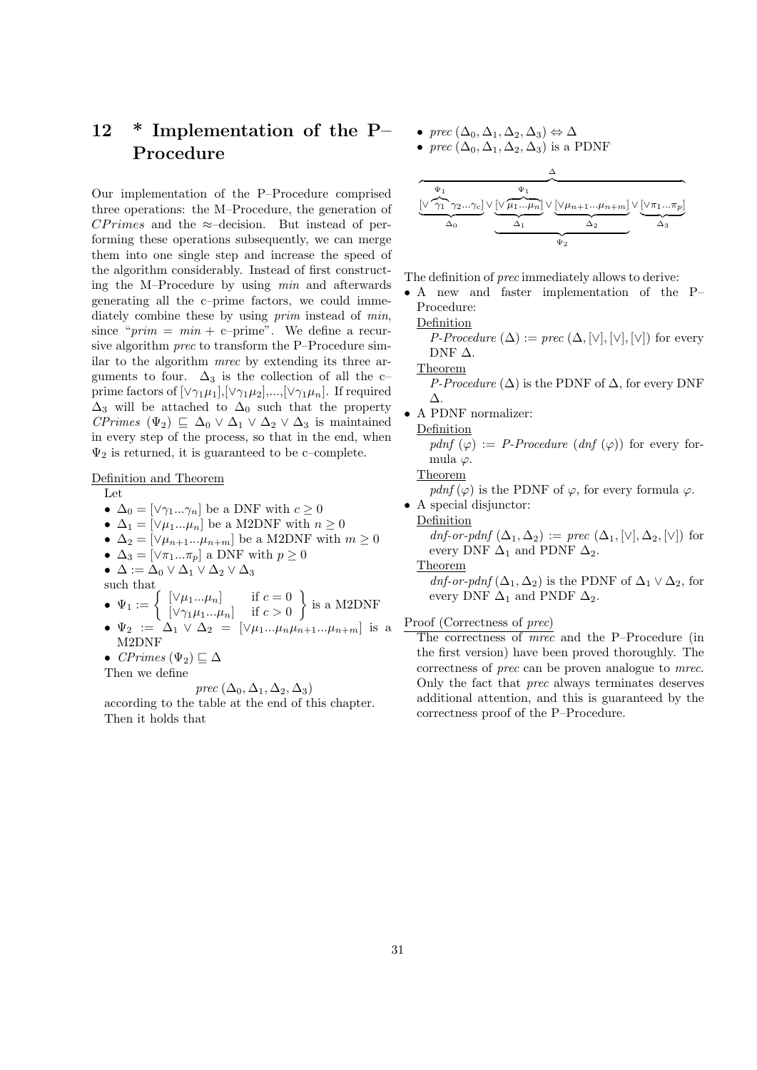## 12 * Implementation of the P–Procedure

Our implementation of the P–Procedure comprised three operations: the M–Procedure, the generation of $CPrimes$ and the $\approx$–decision. But instead of performing these operations subsequently, we can merge them into one single step and increase the speed of the algorithm considerably. Instead of first constructing the M–Procedure by using *min* and afterwards generating all the c–prime factors, we could immediately combine these by using *prim* instead of *min*, since "*prim* = *min* + c–prime". We define a recursive algorithm *prec* to transform the P–Procedure similar to the algorithm *mrec* by extending its three arguments to four. $\Delta_3$ is the collection of all the c–prime factors of $[\vee\gamma_1\mu_1]$,$[\vee\gamma_1\mu_2]$,...,$[\vee\gamma_1\mu_n]$. If required $\Delta_3$ will be attached to $\Delta_0$ such that the property $CPrimes\ (\Psi_2) \sqsubseteq \Delta_0 \vee \Delta_1 \vee \Delta_2 \vee \Delta_3$ is maintained in every step of the process, so that in the end, when $\Psi_2$ is returned, it is guaranteed to be c–complete.

Definition and Theorem

Let

- $\Delta_0 = [\vee\gamma_1...\gamma_n]$ be a DNF with $c \geq 0$
- $\Delta_1 = [\vee\mu_1...\mu_n]$ be a M2DNF with $n \geq 0$
- $\Delta_2 = [\vee\mu_{n+1}...\mu_{n+m}]$ be a M2DNF with $m \geq 0$
- $\Delta_3 = [\vee\pi_1...\pi_p]$ a DNF with $p \geq 0$
- $\Delta := \Delta_0 \vee \Delta_1 \vee \Delta_2 \vee \Delta_3$

such that

- $\Psi_1 := \left\{ \begin{array}{ll} [\vee\mu_1...\mu_n] & \text{if } c = 0 \\ [\vee\gamma_1\mu_1...\mu_n] & \text{if } c > 0 \end{array} \right\}$ is a M2DNF
- $\Psi_2 := \Delta_1 \vee \Delta_2 = [\vee\mu_1...\mu_n\mu_{n+1}...\mu_{n+m}]$ is a M2DNF
- $CPrimes\ (\Psi_2) \sqsubseteq \Delta$

Then we define

$$prec\ (\Delta_0, \Delta_1, \Delta_2, \Delta_3)$$

according to the table at the end of this chapter. Then it holds that

- $prec\ (\Delta_0, \Delta_1, \Delta_2, \Delta_3) \Leftrightarrow \Delta$
- $prec\ (\Delta_0, \Delta_1, \Delta_2, \Delta_3)$ is a PDNF

$$\overbrace{\underbrace{[\vee \overbrace{\gamma_1}^{\Psi_1} \gamma_2...\gamma_c]}_{\Delta_0} \vee \underbrace{\underbrace{[\vee \overbrace{\mu_1...\mu_n}^{\Psi_1}]}_{\Delta_1} \vee \underbrace{[\vee\mu_{n+1}...\mu_{n+m}]}_{\Delta_2}}_{\Psi_2} \vee \underbrace{[\vee\pi_1...\pi_p]}_{\Delta_3}}^{\Delta}$$

The definition of *prec* immediately allows to derive:

- A new and faster implementation of the P–Procedure:

  Definition

  *P-Procedure* $(\Delta) := prec\ (\Delta, [\vee], [\vee], [\vee])$ for every DNF $\Delta$.

  Theorem

  *P-Procedure* $(\Delta)$ is the PDNF of $\Delta$, for every DNF $\Delta$.

- A PDNF normalizer:

  Definition

  *pdnf* $(\varphi)$ := *P-Procedure* (*dnf* $(\varphi)$) for every formula $\varphi$.

  Theorem

  *pdnf* $(\varphi)$ is the PDNF of $\varphi$, for every formula $\varphi$.

- A special disjunctor:

  Definition

  *dnf-or-pdnf* $(\Delta_1, \Delta_2) := prec\ (\Delta_1, [\vee], \Delta_2, [\vee])$ for every DNF $\Delta_1$ and PDNF $\Delta_2$.

  Theorem

  *dnf-or-pdnf* $(\Delta_1, \Delta_2)$ is the PDNF of $\Delta_1 \vee \Delta_2$, for every DNF $\Delta_1$ and PNDF $\Delta_2$.

Proof (Correctness of *prec*)

The correctness of *mrec* and the P–Procedure (in the first version) have been proved thoroughly. The correctness of *prec* can be proven analogue to *mrec*. Only the fact that *prec* always terminates deserves additional attention, and this is guaranteed by the correctness proof of the P–Procedure.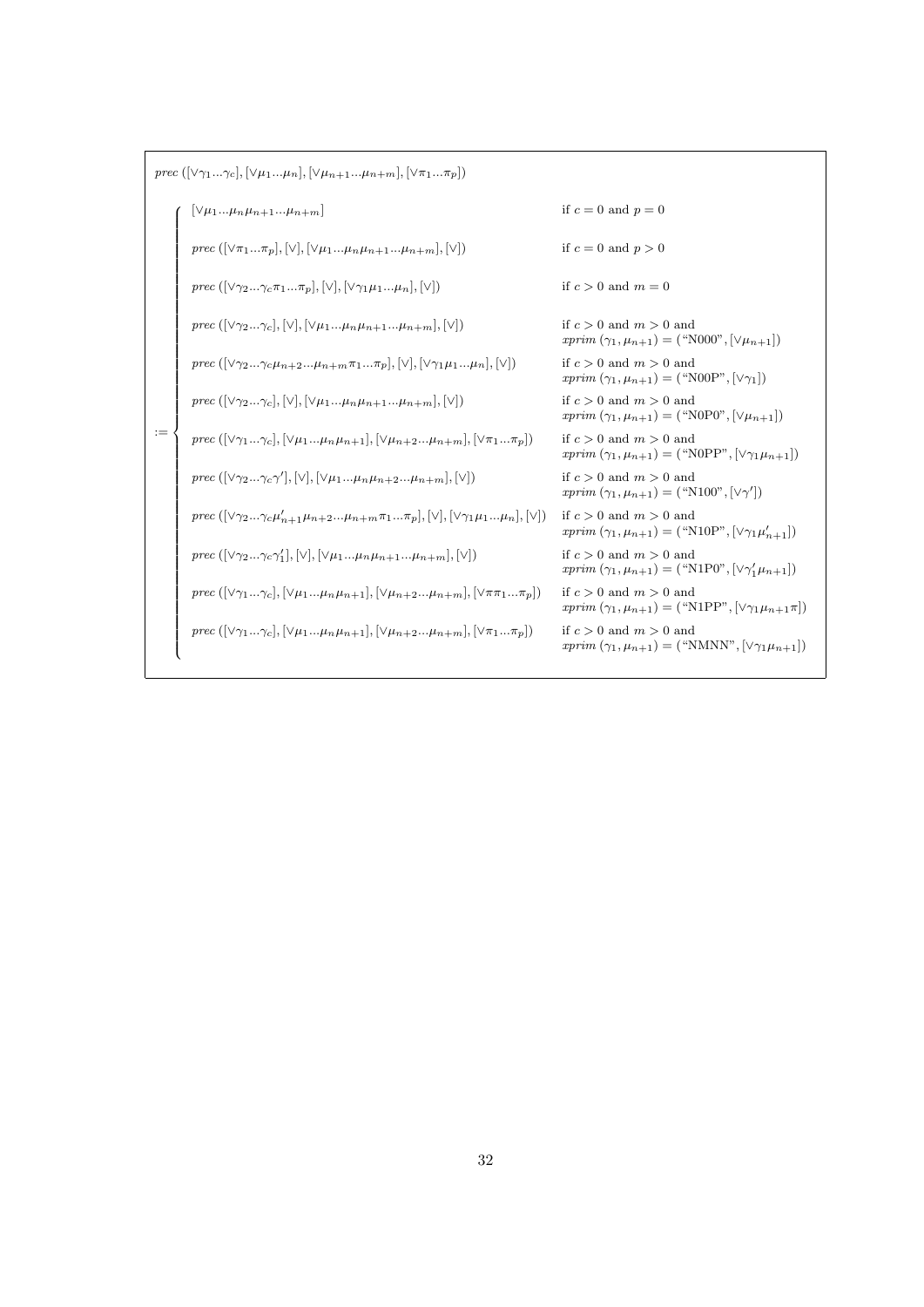$$
\mathit{prec}\left([\vee\gamma_1...\gamma_c],[\vee\mu_1...\mu_n],[\vee\mu_{n+1}...\mu_{n+m}],[\vee\pi_1...\pi_p]\right)
$$

$$
:= \begin{cases}
[\vee\mu_1...\mu_n\mu_{n+1}...\mu_{n+m}] & \text{if } c=0 \text{ and } p=0 \\
\mathit{prec}\left([\vee\pi_1...\pi_p],[\vee],[\vee\mu_1...\mu_n\mu_{n+1}...\mu_{n+m}],[\vee]\right) & \text{if } c=0 \text{ and } p>0 \\
\mathit{prec}\left([\vee\gamma_2...\gamma_c\pi_1...\pi_p],[\vee],[\vee\gamma_1\mu_1...\mu_n],[\vee]\right) & \text{if } c>0 \text{ and } m=0 \\
\mathit{prec}\left([\vee\gamma_2...\gamma_c],[\vee],[\vee\mu_1...\mu_n\mu_{n+1}...\mu_{n+m}],[\vee]\right) & \text{if } c>0 \text{ and } m>0 \text{ and} \\
 & \mathit{xprim}\left(\gamma_1,\mu_{n+1}\right)=(\text{“N000”},[\vee\mu_{n+1}]) \\
\mathit{prec}\left([\vee\gamma_2...\gamma_c\mu_{n+2}...\mu_{n+m}\pi_1...\pi_p],[\vee],[\vee\gamma_1\mu_1...\mu_n],[\vee]\right) & \text{if } c>0 \text{ and } m>0 \text{ and} \\
 & \mathit{xprim}\left(\gamma_1,\mu_{n+1}\right)=(\text{“N00P”},[\vee\gamma_1]) \\
\mathit{prec}\left([\vee\gamma_2...\gamma_c],[\vee],[\vee\mu_1...\mu_n\mu_{n+1}...\mu_{n+m}],[\vee]\right) & \text{if } c>0 \text{ and } m>0 \text{ and} \\
 & \mathit{xprim}\left(\gamma_1,\mu_{n+1}\right)=(\text{“N0P0”},[\vee\mu_{n+1}]) \\
\mathit{prec}\left([\vee\gamma_1...\gamma_c],[\vee\mu_1...\mu_n\mu_{n+1}],[\vee\mu_{n+2}...\mu_{n+m}],[\vee\pi_1...\pi_p]\right) & \text{if } c>0 \text{ and } m>0 \text{ and} \\
 & \mathit{xprim}\left(\gamma_1,\mu_{n+1}\right)=(\text{“N0PP”},[\vee\gamma_1\mu_{n+1}]) \\
\mathit{prec}\left([\vee\gamma_2...\gamma_c\gamma'],[\vee],[\vee\mu_1...\mu_n\mu_{n+2}...\mu_{n+m}],[\vee]\right) & \text{if } c>0 \text{ and } m>0 \text{ and} \\
 & \mathit{xprim}\left(\gamma_1,\mu_{n+1}\right)=(\text{“N100”},[\vee\gamma']) \\
\mathit{prec}\left([\vee\gamma_2...\gamma_c\mu'_{n+1}\mu_{n+2}...\mu_{n+m}\pi_1...\pi_p],[\vee],[\vee\gamma_1\mu_1...\mu_n],[\vee]\right) & \text{if } c>0 \text{ and } m>0 \text{ and} \\
 & \mathit{xprim}\left(\gamma_1,\mu_{n+1}\right)=(\text{“N10P”},[\vee\gamma_1\mu'_{n+1}]) \\
\mathit{prec}\left([\vee\gamma_2...\gamma_c\gamma'_1],[\vee],[\vee\mu_1...\mu_n\mu_{n+1}...\mu_{n+m}],[\vee]\right) & \text{if } c>0 \text{ and } m>0 \text{ and} \\
 & \mathit{xprim}\left(\gamma_1,\mu_{n+1}\right)=(\text{“N1P0”},[\vee\gamma'_1\mu_{n+1}]) \\
\mathit{prec}\left([\vee\gamma_1...\gamma_c],[\vee\mu_1...\mu_n\mu_{n+1}],[\vee\mu_{n+2}...\mu_{n+m}],[\vee\pi\pi_1...\pi_p]\right) & \text{if } c>0 \text{ and } m>0 \text{ and} \\
 & \mathit{xprim}\left(\gamma_1,\mu_{n+1}\right)=(\text{“N1PP”},[\vee\gamma_1\mu_{n+1}\pi]) \\
\mathit{prec}\left([\vee\gamma_1...\gamma_c],[\vee\mu_1...\mu_n\mu_{n+1}],[\vee\mu_{n+2}...\mu_{n+m}],[\vee\pi_1...\pi_p]\right) & \text{if } c>0 \text{ and } m>0 \text{ and} \\
 & \mathit{xprim}\left(\gamma_1,\mu_{n+1}\right)=(\text{“NMNN”},[\vee\gamma_1\mu_{n+1}])
\end{cases}
$$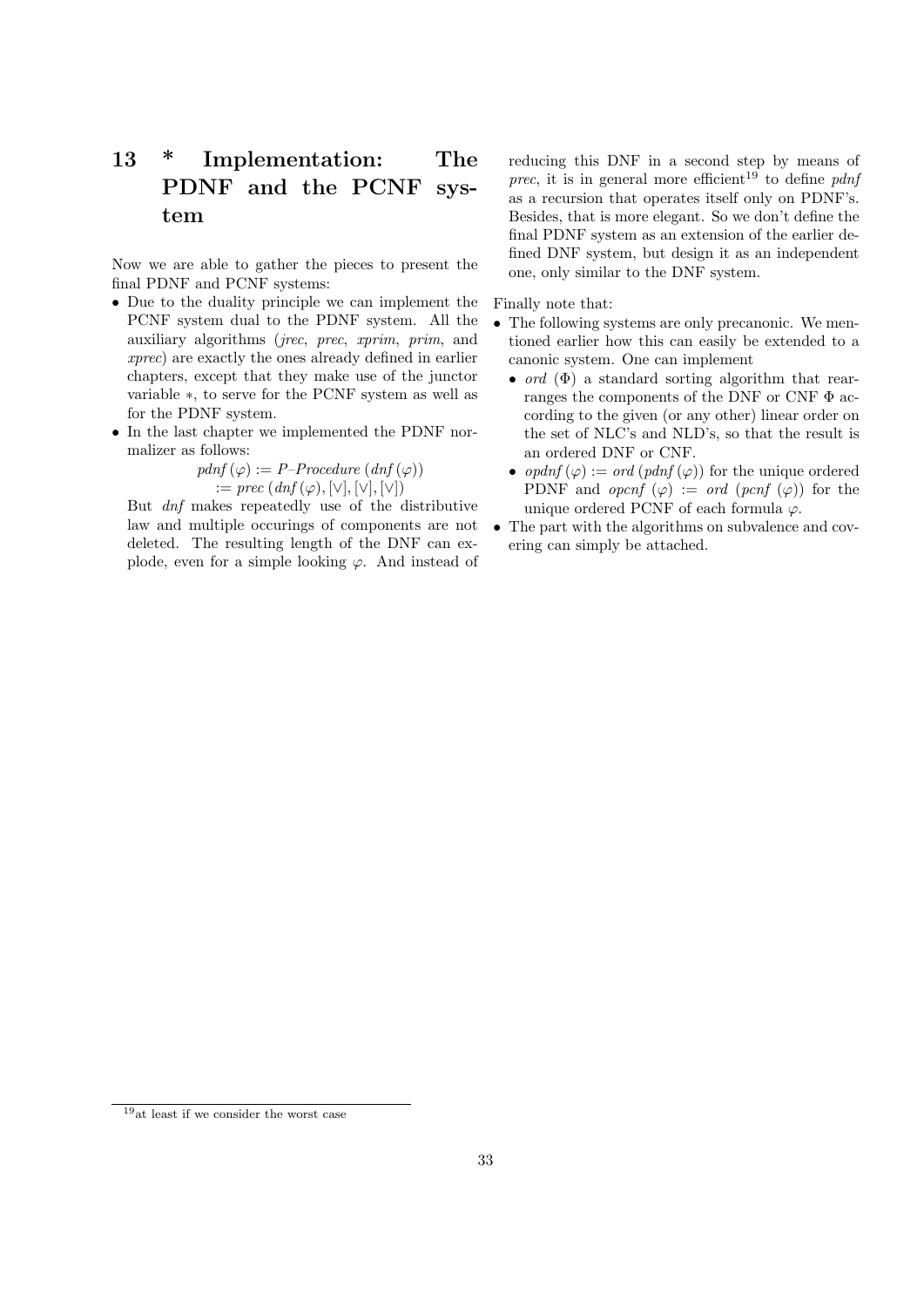# 13 * Implementation: The PDNF and the PCNF system

Now we are able to gather the pieces to present the final PDNF and PCNF systems:

- Due to the duality principle we can implement the PCNF system dual to the PDNF system. All the auxiliary algorithms (*jrec*, *prec*, *xprim*, *prim*, and *xprec*) are exactly the ones already defined in earlier chapters, except that they make use of the junctor variable $*$, to serve for the PCNF system as well as for the PDNF system.
- In the last chapter we implemented the PDNF normalizer as follows:

  $$\begin{aligned} pdnf(\varphi) &:= P\text{–}Procedure\,(dnf(\varphi)) \\ &:= prec\,(dnf(\varphi), [\vee], [\vee], [\vee]) \end{aligned}$$

  But *dnf* makes repeatedly use of the distributive law and multiple occurings of components are not deleted. The resulting length of the DNF can explode, even for a simple looking $\varphi$. And instead of reducing this DNF in a second step by means of *prec*, it is in general more efficient[19] to define *pdnf* as a recursion that operates itself only on PDNF's. Besides, that is more elegant. So we don't define the final PDNF system as an extension of the earlier defined DNF system, but design it as an independent one, only similar to the DNF system.

Finally note that:

- The following systems are only precanonic. We mentioned earlier how this can easily be extended to a canonic system. One can implement
  - *ord* $(\Phi)$ a standard sorting algorithm that rearranges the components of the DNF or CNF $\Phi$ according to the given (or any other) linear order on the set of NLC's and NLD's, so that the result is an ordered DNF or CNF.
  - $opdnf(\varphi) := ord\,(pdnf(\varphi))$ for the unique ordered PDNF and $opcnf\ (\varphi) := ord\ (pcnf\ (\varphi))$ for the unique ordered PCNF of each formula $\varphi$.
- The part with the algorithms on subvalence and covering can simply be attached.

[19] at least if we consider the worst case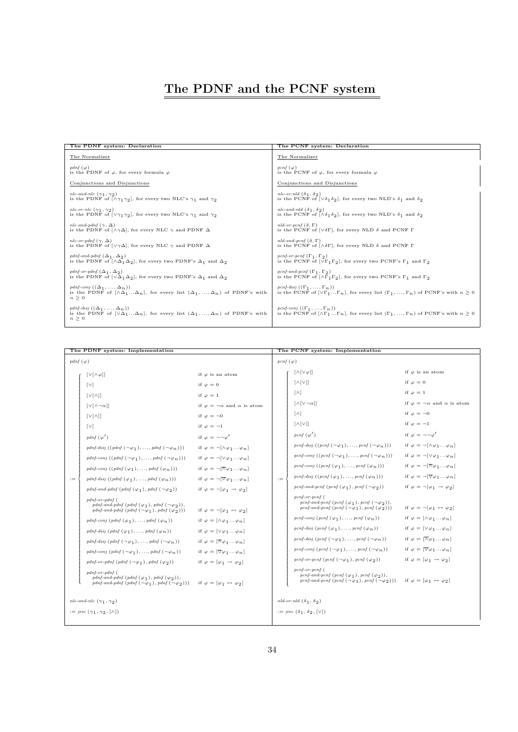# The PDNF and the PCNF system

| The PDNF system: Declaration | The PCNF system: Declaration |
|---|---|
| The Normalizer | The Normalizer |
| *pdnf* $(\varphi)$ is the PDNF of $\varphi$, for every formula $\varphi$ | *pcnf* $(\varphi)$ is the PCNF of $\varphi$, for every formula $\varphi$ |
| Conjunctions and Disjunctions | Conjunctions and Disjunctions |
| *nlc-and-nlc* $(\gamma_1, \gamma_2)$ is the PDNF of $[\wedge\gamma_1\gamma_2]$, for every two NLC's $\gamma_1$ and $\gamma_2$ | *nlc-or-nld* $(\delta_1, \delta_2)$ is the PCNF of $[\vee\delta_1\delta_2]$, for every two NLD's $\delta_1$ and $\delta_2$ |
| *nlc-or-nlc* $(\gamma_1, \gamma_2)$ is the PDNF of $[\vee\gamma_1\gamma_2]$, for every two NLC's $\gamma_1$ and $\gamma_2$ | *nlc-and-nld* $(\delta_1, \delta_2)$ is the PCNF of $[\wedge\delta_1\delta_2]$, for every two NLD's $\delta_1$ and $\delta_2$ |
| *nlc-and-pdnf* $(\gamma, \Delta)$ is the PDNF of $[\wedge\gamma\Delta]$, for every NLC $\gamma$ and PDNF $\Delta$ | *nld-or-pcnf* $(\delta, \Gamma)$ is the PCNF of $[\vee\delta\Gamma]$, for every NLD $\delta$ and PCNF $\Gamma$ |
| *nlc-or-pdnf* $(\gamma, \Delta)$ is the PDNF of $[\vee\gamma\Delta]$, for every NLC $\gamma$ and PDNF $\Delta$ | *nld-and-pcnf* $(\delta, \Gamma)$ is the PCNF of $[\wedge\delta\Gamma]$, for every NLD $\delta$ and PCNF $\Gamma$ |
| *pdnf-and-pdnf* $(\Delta_1, \Delta_2)$ is the PDNF of $[\wedge\Delta_1\Delta_2]$, for every two PDNF's $\Delta_1$ and $\Delta_2$ | *pcnf-or-pcnf* $(\Gamma_1, \Gamma_2)$ is the PCNF of $[\vee\Gamma_1\Gamma_2]$, for every two PCNF's $\Gamma_1$ and $\Gamma_2$ |
| *pdnf-or-pdnf* $(\Delta_1, \Delta_2)$ is the PDNF of $[\vee\Delta_1\Delta_2]$, for every two PDNF's $\Delta_1$ and $\Delta_2$ | *pcnf-and-pcnf* $(\Gamma_1, \Gamma_2)$ is the PCNF of $[\wedge\Gamma_1\Gamma_2]$, for every two PCNF's $\Gamma_1$ and $\Gamma_2$ |
| *pdnf-conj* $((\Delta_1, \ldots, \Delta_n))$ is the PDNF of $[\wedge\Delta_1 \ldots \Delta_n]$, for every list $(\Delta_1, \ldots, \Delta_n)$ of PDNF's with $n \geq 0$ | *pcnf-disj* $((\Gamma_1, \ldots, \Gamma_n))$ is the PCNF of $[\vee\Gamma_1 \ldots \Gamma_n]$, for every list $(\Gamma_1, \ldots, \Gamma_n)$ of PCNF's with $n \geq 0$ |
| *pdnf-disj* $((\Delta_1, \ldots, \Delta_n))$ is the PDNF of $[\vee\Delta_1 \ldots \Delta_n]$, for every list $(\Delta_1, \ldots, \Delta_n)$ of PDNF's with $n \geq 0$ | *pcnf-conj* $((\Gamma_1, \ldots, \Gamma_n))$ is the PCNF of $[\wedge\Gamma_1 \ldots \Gamma_n]$, for every list $(\Gamma_1, \ldots, \Gamma_n)$ of PCNF's with $n \geq 0$ |

**The PDNF system: Implementation**

*pdnf* $(\varphi)$ :=

| Value | Condition |
|---|---|
| $[\vee[\wedge\varphi]]$ | if $\varphi$ is an atom |
| $[\vee]$ | if $\varphi = 0$ |
| $[\vee[\wedge]]$ | if $\varphi = 1$ |
| $[\vee[\wedge\neg\alpha]]$ | if $\varphi = \neg\alpha$ and $\alpha$ is atom |
| $[\vee[\wedge]]$ | if $\varphi = \neg 0$ |
| $[\vee]$ | if $\varphi = \neg 1$ |
| *pdnf* $(\varphi')$ | if $\varphi = \neg\neg\varphi'$ |
| *pdnf-disj* $((pdnf(\neg\varphi_1), \ldots, pdnf(\neg\varphi_n)))$ | if $\varphi = \neg[\wedge\varphi_1 \ldots \varphi_n]$ |
| *pdnf-conj* $((pdnf(\neg\varphi_1), \ldots, pdnf(\neg\varphi_n)))$ | if $\varphi = \neg[\vee\varphi_1 \ldots \varphi_n]$ |
| *pdnf-conj* $((pdnf(\varphi_1), \ldots, pdnf(\varphi_n)))$ | if $\varphi = \neg[\overline{\wedge}\varphi_1 \ldots \varphi_n]$ |
| *pdnf-disj* $((pdnf(\varphi_1), \ldots, pdnf(\varphi_n)))$ | if $\varphi = \neg[\overline{\vee}\varphi_1 \ldots \varphi_n]$ |
| *pdnf-and-pdnf* $(pdnf(\varphi_1), pdnf(\neg\varphi_2))$ | if $\varphi = \neg[\varphi_1 \rightarrow \varphi_2]$ |
| *pdnf-or-pdnf* ( *pdnf-and-pdnf* $(pdnf(\varphi_1), pdnf(\neg\varphi_2))$, *pdnf-and-pdnf* $(pdnf(\neg\varphi_1), pdnf(\varphi_2))$) | if $\varphi = \neg[\varphi_1 \leftrightarrow \varphi_2]$ |
| *pdnf-conj* $(pdnf(\varphi_1), \ldots, pdnf(\varphi_n))$ | if $\varphi = [\wedge\varphi_1 \ldots \varphi_n]$ |
| *pdnf-disj* $(pdnf(\varphi_1), \ldots, pdnf(\varphi_n))$ | if $\varphi = [\vee\varphi_1 \ldots \varphi_n]$ |
| *pdnf-disj* $(pdnf(\neg\varphi_1), \ldots, pdnf(\neg\varphi_n))$ | if $\varphi = [\overline{\wedge}\varphi_1 \ldots \varphi_n]$ |
| *pdnf-conj* $(pdnf(\neg\varphi_1), \ldots, pdnf(\neg\varphi_n))$ | if $\varphi = [\overline{\vee}\varphi_1 \ldots \varphi_n]$ |
| *pdnf-or-pdnf* $(pdnf(\neg\varphi_1), pdnf(\varphi_2))$ | if $\varphi = [\varphi_1 \rightarrow \varphi_2]$ |
| *pdnf-or-pdnf* ( *pdnf-and-pdnf* $(pdnf(\varphi_1), pdnf(\varphi_2))$, *pdnf-and-pdnf* $(pdnf(\neg\varphi_1), pdnf(\neg\varphi_2))$) | if $\varphi = [\varphi_1 \leftrightarrow \varphi_2]$ |

*nlc-and-nlc* $(\gamma_1, \gamma_2)$

:= *jrec* $(\gamma_1, \gamma_2, [\wedge])$

**The PCNF system: Implementation**

*pcnf* $(\varphi)$ :=

| Value | Condition |
|---|---|
| $[\wedge[\vee\varphi]]$ | if $\varphi$ is an atom |
| $[\wedge[\vee]]$ | if $\varphi = 0$ |
| $[\wedge]$ | if $\varphi = 1$ |
| $[\wedge[\vee\neg\alpha]]$ | if $\varphi = \neg\alpha$ and $\alpha$ is atom |
| $[\wedge]$ | if $\varphi = \neg 0$ |
| $[\wedge[\vee]]$ | if $\varphi = \neg 1$ |
| *pcnf* $(\varphi')$ | if $\varphi = \neg\neg\varphi'$ |
| *pcnf-disj* $((pcnf(\neg\varphi_1), \ldots, pcnf(\neg\varphi_n)))$ | if $\varphi = \neg[\wedge\varphi_1 \ldots \varphi_n]$ |
| *pcnf-conj* $((pcnf(\neg\varphi_1), \ldots, pcnf(\neg\varphi_n)))$ | if $\varphi = \neg[\vee\varphi_1 \ldots \varphi_n]$ |
| *pcnf-conj* $((pcnf(\varphi_1), \ldots, pcnf(\varphi_n)))$ | if $\varphi = \neg[\overline{\wedge}\varphi_1 \ldots \varphi_n]$ |
| *pcnf-disj* $((pcnf(\varphi_1), \ldots, pcnf(\varphi_n)))$ | if $\varphi = \neg[\overline{\vee}\varphi_1 \ldots \varphi_n]$ |
| *pcnf-and-pcnf* $(pcnf(\varphi_1), pcnf(\neg\varphi_2))$ | if $\varphi = \neg[\varphi_1 \rightarrow \varphi_2]$ |
| *pcnf-or-pcnf* ( *pcnf-and-pcnf* $(pcnf(\varphi_1), pcnf(\neg\varphi_2))$, *pcnf-and-pcnf* $(pcnf(\neg\varphi_1), pcnf(\varphi_2))$) | if $\varphi = \neg[\varphi_1 \leftrightarrow \varphi_2]$ |
| *pcnf-conj* $(pcnf(\varphi_1), \ldots, pcnf(\varphi_n))$ | if $\varphi = [\wedge\varphi_1 \ldots \varphi_n]$ |
| *pcnf-disj* $(pcnf(\varphi_1), \ldots, pcnf(\varphi_n))$ | if $\varphi = [\vee\varphi_1 \ldots \varphi_n]$ |
| *pcnf-disj* $(pcnf(\neg\varphi_1), \ldots, pcnf(\neg\varphi_n))$ | if $\varphi = [\overline{\wedge}\varphi_1 \ldots \varphi_n]$ |
| *pcnf-conj* $(pcnf(\neg\varphi_1), \ldots, pcnf(\neg\varphi_n))$ | if $\varphi = [\overline{\vee}\varphi_1 \ldots \varphi_n]$ |
| *pcnf-or-pcnf* $(pcnf(\neg\varphi_1), pcnf(\varphi_2))$ | if $\varphi = [\varphi_1 \rightarrow \varphi_2]$ |
| *pcnf-or-pcnf* ( *pcnf-and-pcnf* $(pcnf(\varphi_1), pcnf(\varphi_2))$, *pcnf-and-pcnf* $(pcnf(\neg\varphi_1), pcnf(\neg\varphi_2))$) | if $\varphi = [\varphi_1 \leftrightarrow \varphi_2]$ |

*nld-or-nld* $(\delta_1, \delta_2)$

:= *jrec* $(\delta_1, \delta_2, [\vee])$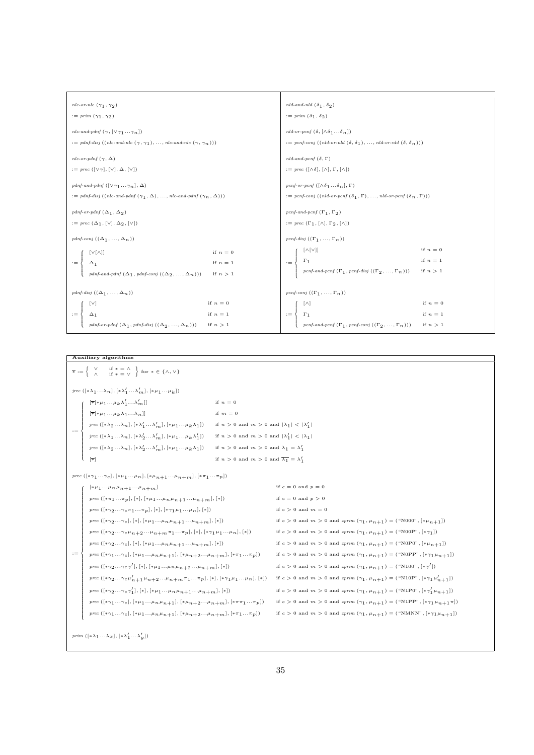$nlc\text{-}or\text{-}nlc\ (\gamma_1, \gamma_2)$

$:= prim\ (\gamma_1, \gamma_2)$

$nlc\text{-}and\text{-}pdnf\ (\gamma, [\vee\gamma_1 \ldots \gamma_n])$

$:= pdnf\text{-}disj\ ((nlc\text{-}and\text{-}nlc\ (\gamma, \gamma_1), \ldots, nlc\text{-}and\text{-}nlc\ (\gamma, \gamma_n)))$

$nlc\text{-}or\text{-}pdnf\ (\gamma, \Delta)$

$:= prec\ ([\vee\gamma], [\vee], \Delta, [\vee])$

$pdnf\text{-}and\text{-}pdnf\ ([\vee\gamma_1 \ldots \gamma_n], \Delta)$

$:= pdnf\text{-}disj\ ((nlc\text{-}and\text{-}pdnf\ (\gamma_1, \Delta), \ldots, nlc\text{-}and\text{-}pdnf\ (\gamma_n, \Delta)))$

$pdnf\text{-}or\text{-}pdnf\ (\Delta_1, \Delta_2)$

$:= prec\ (\Delta_1, [\vee], \Delta_2, [\vee])$

$pdnf\text{-}conj\ ((\Delta_1, \ldots, \Delta_n))$

$$:= \begin{cases} [\vee[\wedge]] & \text{if } n = 0 \\ \Delta_1 & \text{if } n = 1 \\ pdnf\text{-}and\text{-}pdnf\ (\Delta_1, pdnf\text{-}conj\ ((\Delta_2, \ldots, \Delta_n))) & \text{if } n > 1 \end{cases}$$

$pdnf\text{-}disj\ ((\Delta_1, \ldots, \Delta_n))$

$$:= \begin{cases} [\vee] & \text{if } n = 0 \\ \Delta_1 & \text{if } n = 1 \\ pdnf\text{-}or\text{-}pdnf\ (\Delta_1, pdnf\text{-}disj\ ((\Delta_2, \ldots, \Delta_n))) & \text{if } n > 1 \end{cases}$$

$nld\text{-}and\text{-}nld\ (\delta_1, \delta_2)$

$:= prim\ (\delta_1, \delta_2)$

$nld\text{-}or\text{-}pcnf\ (\delta, [\wedge\delta_1 \ldots \delta_n])$

$:= pcnf\text{-}conj\ ((nld\text{-}or\text{-}nld\ (\delta, \delta_1), \ldots, nld\text{-}or\text{-}nld\ (\delta, \delta_n)))$

$nld\text{-}and\text{-}pcnf\ (\delta, \Gamma)$

$:= prec\ ([\wedge\delta], [\wedge], \Gamma, [\wedge])$

$pcnf\text{-}or\text{-}pcnf\ ([\wedge\delta_1 \ldots \delta_n], \Gamma)$

$:= pcnf\text{-}conj\ ((nld\text{-}or\text{-}pcnf\ (\delta_1, \Gamma), \ldots, nld\text{-}or\text{-}pcnf\ (\delta_n, \Gamma)))$

$pcnf\text{-}and\text{-}pcnf\ (\Gamma_1, \Gamma_2)$

$:= prec\ (\Gamma_1, [\wedge], \Gamma_2, [\wedge])$

$pcnf\text{-}disj\ ((\Gamma_1, \ldots, \Gamma_n))$

$$:= \begin{cases} [\wedge[\vee]] & \text{if } n = 0 \\ \Gamma_1 & \text{if } n = 1 \\ pcnf\text{-}and\text{-}pcnf\ (\Gamma_1, pcnf\text{-}disj\ ((\Gamma_2, \ldots, \Gamma_n))) & \text{if } n > 1 \end{cases}$$

$pcnf\text{-}conj\ ((\Gamma_1, \ldots, \Gamma_n))$

$$:= \begin{cases} [\wedge] & \text{if } n = 0 \\ \Gamma_1 & \text{if } n = 1 \\ pcnf\text{-}and\text{-}pcnf\ (\Gamma_1, pcnf\text{-}conj\ ((\Gamma_2, \ldots, \Gamma_n))) & \text{if } n > 1 \end{cases}$$

**Auxiliary algorithms**

$$\overline{*} := \left\{ \begin{array}{ll} \vee & \text{if } * = \wedge \\ \wedge & \text{if } * = \vee \end{array} \right\} \text{ for } * \in \{\wedge, \vee\}$$

$jrec\ ([*\lambda_1 \ldots \lambda_n], [*\lambda'_1 \ldots \lambda'_m], [*\mu_1 \ldots \mu_k])$

$$:= \begin{cases} [\overline{*}[*\mu_1 \ldots \mu_k \lambda'_1 \ldots \lambda'_m]] & \text{if } n = 0 \\ [\overline{*}[*\mu_1 \ldots \mu_k \lambda_1 \ldots \lambda_n]] & \text{if } m = 0 \\ jrec\ ([*\lambda_2 \ldots \lambda_n], [*\lambda'_1 \ldots \lambda'_m], [*\mu_1 \ldots \mu_k \lambda_1]) & \text{if } n > 0 \text{ and } m > 0 \text{ and } |\lambda_1| < |\lambda'_1| \\ jrec\ ([*\lambda_1 \ldots \lambda_n], [*\lambda'_2 \ldots \lambda'_m], [*\mu_1 \ldots \mu_k \lambda'_1]) & \text{if } n > 0 \text{ and } m > 0 \text{ and } |\lambda'_1| < |\lambda_1| \\ jrec\ ([*\lambda_2 \ldots \lambda_n], [*\lambda'_2 \ldots \lambda'_m], [*\mu_1 \ldots \mu_k \lambda_1]) & \text{if } n > 0 \text{ and } m > 0 \text{ and } \lambda_1 = \lambda'_1 \\ [\overline{*}] & \text{if } n > 0 \text{ and } m > 0 \text{ and } \overline{\lambda_1} = \lambda'_1 \end{cases}$$

$prec\ ([*\gamma_1 \ldots \gamma_c], [*\mu_1 \ldots \mu_n], [*\mu_{n+1} \ldots \mu_{n+m}], [*\pi_1 \ldots \pi_p])$

$$:= \begin{cases} [*\mu_1 \ldots \mu_n \mu_{n+1} \ldots \mu_{n+m}] & \text{if } c = 0 \text{ and } p = 0 \\ prec\ ([*\pi_1 \ldots \pi_p], [*], [*\mu_1 \ldots \mu_n \mu_{n+1} \ldots \mu_{n+m}], [*]) & \text{if } c = 0 \text{ and } p > 0 \\ prec\ ([*\gamma_2 \ldots \gamma_c \pi_1 \ldots \pi_p], [*], [*\gamma_1 \mu_1 \ldots \mu_n], [*]) & \text{if } c > 0 \text{ and } m = 0 \\ prec\ ([*\gamma_2 \ldots \gamma_c], [*], [*\mu_1 \ldots \mu_n \mu_{n+1} \ldots \mu_{n+m}], [*]) & \text{if } c > 0 \text{ and } m > 0 \text{ and } xprim\ (\gamma_1, \mu_{n+1}) = (\text{"N000"}, [*\mu_{n+1}]) \\ prec\ ([*\gamma_2 \ldots \gamma_c \mu_{n+2} \ldots \mu_{n+m} \pi_1 \ldots \pi_p], [*], [*\gamma_1 \mu_1 \ldots \mu_n], [*]) & \text{if } c > 0 \text{ and } m > 0 \text{ and } xprim\ (\gamma_1, \mu_{n+1}) = (\text{"N00P"}, [*\gamma_1]) \\ prec\ ([*\gamma_2 \ldots \gamma_c], [*], [*\mu_1 \ldots \mu_n \mu_{n+1} \ldots \mu_{n+m}], [*]) & \text{if } c > 0 \text{ and } m > 0 \text{ and } xprim\ (\gamma_1, \mu_{n+1}) = (\text{"N0P0"}, [*\mu_{n+1}]) \\ prec\ ([*\gamma_1 \ldots \gamma_c], [*\mu_1 \ldots \mu_n \mu_{n+1}], [*\mu_{n+2} \ldots \mu_{n+m}], [*\pi_1 \ldots \pi_p]) & \text{if } c > 0 \text{ and } m > 0 \text{ and } xprim\ (\gamma_1, \mu_{n+1}) = (\text{"N0PP"}, [*\gamma_1 \mu_{n+1}]) \\ prec\ ([*\gamma_2 \ldots \gamma_c \gamma'], [*], [*\mu_1 \ldots \mu_n \mu_{n+2} \ldots \mu_{n+m}], [*]) & \text{if } c > 0 \text{ and } m > 0 \text{ and } xprim\ (\gamma_1, \mu_{n+1}) = (\text{"N100"}, [*\gamma']) \\ prec\ ([*\gamma_2 \ldots \gamma_c \mu'_{n+1} \mu_{n+2} \ldots \mu_{n+m} \pi_1 \ldots \pi_p], [*], [*\gamma_1 \mu_1 \ldots \mu_n], [*]) & \text{if } c > 0 \text{ and } m > 0 \text{ and } xprim\ (\gamma_1, \mu_{n+1}) = (\text{"N10P"}, [*\gamma_1 \mu'_{n+1}]) \\ prec\ ([*\gamma_2 \ldots \gamma_c \gamma'_1], [*], [*\mu_1 \ldots \mu_n \mu_{n+1} \ldots \mu_{n+m}], [*]) & \text{if } c > 0 \text{ and } m > 0 \text{ and } xprim\ (\gamma_1, \mu_{n+1}) = (\text{"N1P0"}, [*\gamma'_1 \mu_{n+1}]) \\ prec\ ([*\gamma_1 \ldots \gamma_c], [*\mu_1 \ldots \mu_n \mu_{n+1}], [*\mu_{n+2} \ldots \mu_{n+m}], [*\pi \pi_1 \ldots \pi_p]) & \text{if } c > 0 \text{ and } m > 0 \text{ and } xprim\ (\gamma_1, \mu_{n+1}) = (\text{"N1PP"}, [*\gamma_1 \mu_{n+1} \pi]) \\ prec\ ([*\gamma_1 \ldots \gamma_c], [*\mu_1 \ldots \mu_n \mu_{n+1}], [*\mu_{n+2} \ldots \mu_{n+m}], [*\pi_1 \ldots \pi_p]) & \text{if } c > 0 \text{ and } m > 0 \text{ and } xprim\ (\gamma_1, \mu_{n+1}) = (\text{"NMNN"}, [*\gamma_1 \mu_{n+1}]) \end{cases}$$

$prim\ ([*\lambda_1 \ldots \lambda_x], [*\lambda'_1 \ldots \lambda'_y])$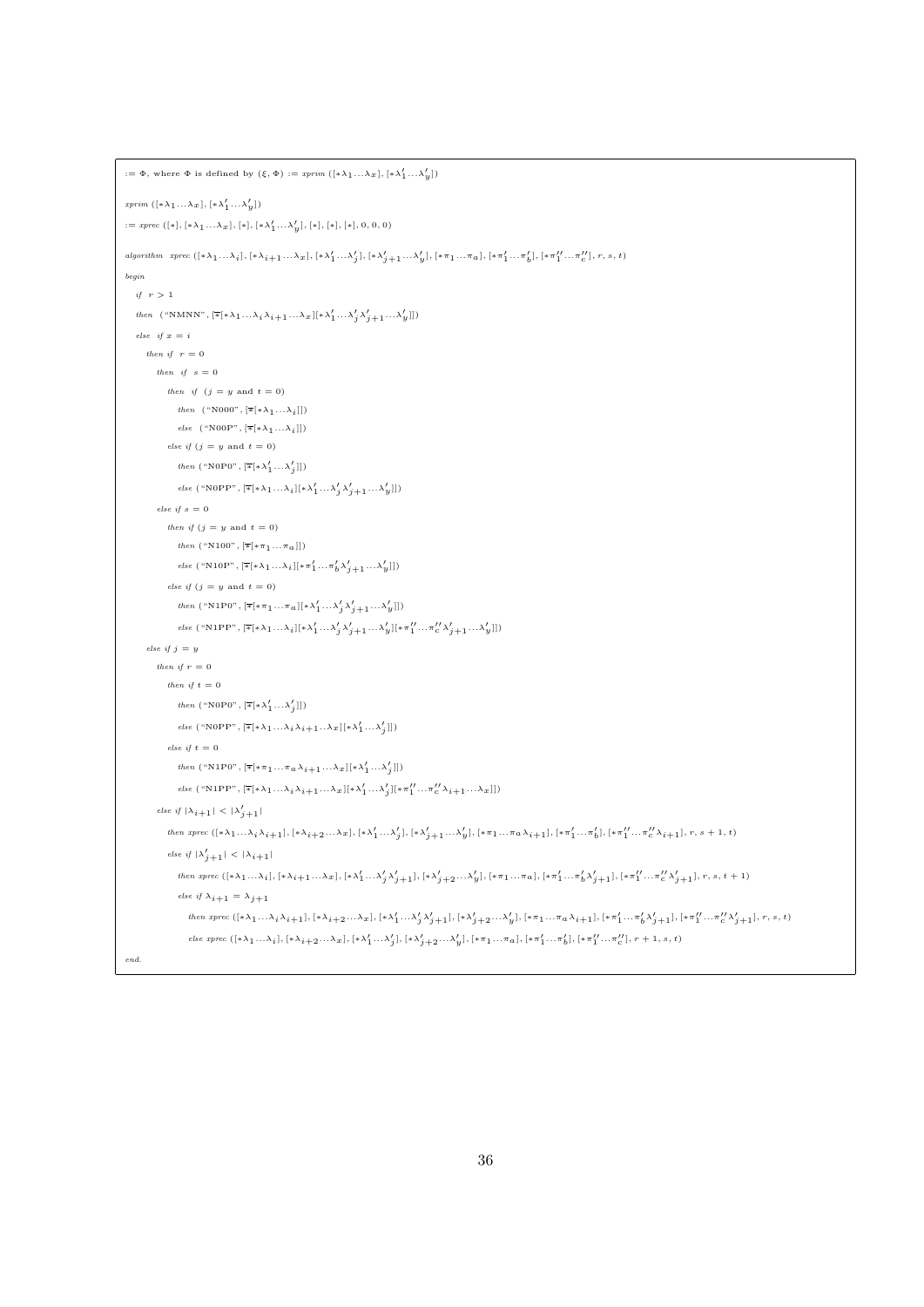$:= \Phi$, where $\Phi$ is defined by $(\xi, \Phi) := xprim\ ([*\lambda_1 \ldots \lambda_x], [*\lambda'_1 \ldots \lambda'_y])$

$xprim\ ([*\lambda_1 \ldots \lambda_x], [*\lambda'_1 \ldots \lambda'_y])$

$:= xprec\ ([*], [*\lambda_1 \ldots \lambda_x], [*], [*\lambda'_1 \ldots \lambda'_y], [*], [*], [*], 0, 0, 0)$

*algorithm* $xprec\ ([*\lambda_1 \ldots \lambda_i], [*\lambda_{i+1} \ldots \lambda_x], [*\lambda'_1 \ldots \lambda'_j], [*\lambda'_{j+1} \ldots \lambda'_y], [*\pi_1 \ldots \pi_a], [*\pi'_1 \ldots \pi'_b], [*\pi''_1 \ldots \pi''_c], r, s, t)$

*begin*

&nbsp;&nbsp;*if* $r > 1$

&nbsp;&nbsp;*then* ("NMNN", $[\overline{*}[*\lambda_1 \ldots \lambda_i \lambda_{i+1} \ldots \lambda_x][*\lambda'_1 \ldots \lambda'_j \lambda'_{j+1} \ldots \lambda'_y]]$)

&nbsp;&nbsp;*else if* $x = i$

&nbsp;&nbsp;&nbsp;&nbsp;*then if* $r = 0$

&nbsp;&nbsp;&nbsp;&nbsp;&nbsp;&nbsp;*then if* $s = 0$

&nbsp;&nbsp;&nbsp;&nbsp;&nbsp;&nbsp;&nbsp;&nbsp;*then if* $(j = y$ and $t = 0)$

&nbsp;&nbsp;&nbsp;&nbsp;&nbsp;&nbsp;&nbsp;&nbsp;&nbsp;&nbsp;*then* ("N000", $[\overline{*}[*\lambda_1 \ldots \lambda_i]]$)

&nbsp;&nbsp;&nbsp;&nbsp;&nbsp;&nbsp;&nbsp;&nbsp;&nbsp;&nbsp;*else* ("N00P", $[\overline{*}[*\lambda_1 \ldots \lambda_i]]$)

&nbsp;&nbsp;&nbsp;&nbsp;&nbsp;&nbsp;&nbsp;&nbsp;*else if* $(j = y$ and $t = 0)$

&nbsp;&nbsp;&nbsp;&nbsp;&nbsp;&nbsp;&nbsp;&nbsp;&nbsp;&nbsp;*then* ("N0P0", $[\overline{*}[*\lambda'_1 \ldots \lambda'_j]]$)

&nbsp;&nbsp;&nbsp;&nbsp;&nbsp;&nbsp;&nbsp;&nbsp;&nbsp;&nbsp;*else* ("N0PP", $[\overline{*}[*\lambda_1 \ldots \lambda_i][*\lambda'_1 \ldots \lambda'_j \lambda'_{j+1} \ldots \lambda'_y]]$)

&nbsp;&nbsp;&nbsp;&nbsp;&nbsp;&nbsp;*else if* $s = 0$

&nbsp;&nbsp;&nbsp;&nbsp;&nbsp;&nbsp;&nbsp;&nbsp;*then if* $(j = y$ and $t = 0)$

&nbsp;&nbsp;&nbsp;&nbsp;&nbsp;&nbsp;&nbsp;&nbsp;&nbsp;&nbsp;*then* ("N100", $[\overline{*}[*\pi_1 \ldots \pi_a]]$)

&nbsp;&nbsp;&nbsp;&nbsp;&nbsp;&nbsp;&nbsp;&nbsp;&nbsp;&nbsp;*else* ("N10P", $[\overline{*}[*\lambda_1 \ldots \lambda_i][*\pi'_1 \ldots \pi'_b \lambda'_{j+1} \ldots \lambda'_y]]$)

&nbsp;&nbsp;&nbsp;&nbsp;&nbsp;&nbsp;&nbsp;&nbsp;*else if* $(j = y$ and $t = 0)$

&nbsp;&nbsp;&nbsp;&nbsp;&nbsp;&nbsp;&nbsp;&nbsp;&nbsp;&nbsp;*then* ("N1P0", $[\overline{*}[*\pi_1 \ldots \pi_a][*\lambda'_1 \ldots \lambda'_j \lambda'_{j+1} \ldots \lambda'_y]]$)

&nbsp;&nbsp;&nbsp;&nbsp;&nbsp;&nbsp;&nbsp;&nbsp;&nbsp;&nbsp;*else* ("N1PP", $[\overline{*}[*\lambda_1 \ldots \lambda_i][*\lambda'_1 \ldots \lambda'_j \lambda'_{j+1} \ldots \lambda'_y][*\pi''_1 \ldots \pi''_c \lambda'_{j+1} \ldots \lambda'_y]]$)

&nbsp;&nbsp;&nbsp;&nbsp;*else if* $j = y$

&nbsp;&nbsp;&nbsp;&nbsp;&nbsp;&nbsp;*then if* $r = 0$

&nbsp;&nbsp;&nbsp;&nbsp;&nbsp;&nbsp;&nbsp;&nbsp;*then if* $t = 0$

&nbsp;&nbsp;&nbsp;&nbsp;&nbsp;&nbsp;&nbsp;&nbsp;&nbsp;&nbsp;*then* ("N0P0", $[\overline{*}[*\lambda'_1 \ldots \lambda'_j]]$)

&nbsp;&nbsp;&nbsp;&nbsp;&nbsp;&nbsp;&nbsp;&nbsp;&nbsp;&nbsp;*else* ("N0PP", $[\overline{*}[*\lambda_1 \ldots \lambda_i \lambda_{i+1} \ldots \lambda_x][*\lambda'_1 \ldots \lambda'_j]]$)

&nbsp;&nbsp;&nbsp;&nbsp;&nbsp;&nbsp;&nbsp;&nbsp;*else if* $t = 0$

&nbsp;&nbsp;&nbsp;&nbsp;&nbsp;&nbsp;&nbsp;&nbsp;&nbsp;&nbsp;*then* ("N1P0", $[\overline{*}[*\pi_1 \ldots \pi_a \lambda_{i+1} \ldots \lambda_x][*\lambda'_1 \ldots \lambda'_j]]$)

&nbsp;&nbsp;&nbsp;&nbsp;&nbsp;&nbsp;&nbsp;&nbsp;&nbsp;&nbsp;*else* ("N1PP", $[\overline{*}[*\lambda_1 \ldots \lambda_i \lambda_{i+1} \ldots \lambda_x][*\lambda'_1 \ldots \lambda'_j][*\pi''_1 \ldots \pi''_c \lambda_{i+1} \ldots \lambda_x]]$)

&nbsp;&nbsp;&nbsp;&nbsp;&nbsp;&nbsp;*else if* $|\lambda_{i+1}| < |\lambda'_{j+1}|$

&nbsp;&nbsp;&nbsp;&nbsp;&nbsp;&nbsp;&nbsp;&nbsp;*then* $xprec\ ([*\lambda_1 \ldots \lambda_i \lambda_{i+1}], [*\lambda_{i+2} \ldots \lambda_x], [*\lambda'_1 \ldots \lambda'_j], [*\lambda'_{j+1} \ldots \lambda'_y], [*\pi_1 \ldots \pi_a \lambda_{i+1}], [*\pi'_1 \ldots \pi'_b], [*\pi''_1 \ldots \pi''_c \lambda_{i+1}], r, s + 1, t)$

&nbsp;&nbsp;&nbsp;&nbsp;&nbsp;&nbsp;&nbsp;&nbsp;*else if* $|\lambda'_{j+1}| < |\lambda_{i+1}|$

&nbsp;&nbsp;&nbsp;&nbsp;&nbsp;&nbsp;&nbsp;&nbsp;&nbsp;&nbsp;*then* $xprec\ ([*\lambda_1 \ldots \lambda_i], [*\lambda_{i+1} \ldots \lambda_x], [*\lambda'_1 \ldots \lambda'_j \lambda'_{j+1}], [*\lambda'_{j+2} \ldots \lambda'_y], [*\pi_1 \ldots \pi_a], [*\pi'_1 \ldots \pi'_b \lambda'_{j+1}], [*\pi''_1 \ldots \pi''_c \lambda'_{j+1}], r, s, t + 1)$

&nbsp;&nbsp;&nbsp;&nbsp;&nbsp;&nbsp;&nbsp;&nbsp;&nbsp;&nbsp;*else if* $\lambda_{i+1} = \lambda_{j+1}$

&nbsp;&nbsp;&nbsp;&nbsp;&nbsp;&nbsp;&nbsp;&nbsp;&nbsp;&nbsp;&nbsp;&nbsp;*then* $xprec\ ([*\lambda_1 \ldots \lambda_i \lambda_{i+1}], [*\lambda_{i+2} \ldots \lambda_x], [*\lambda'_1 \ldots \lambda'_j \lambda'_{j+1}], [*\lambda'_{j+2} \ldots \lambda'_y], [*\pi_1 \ldots \pi_a \lambda_{i+1}], [*\pi'_1 \ldots \pi'_b \lambda'_{j+1}], [*\pi''_1 \ldots \pi''_c \lambda'_{j+1}], r, s, t)$

&nbsp;&nbsp;&nbsp;&nbsp;&nbsp;&nbsp;&nbsp;&nbsp;&nbsp;&nbsp;&nbsp;&nbsp;*else* $xprec\ ([*\lambda_1 \ldots \lambda_i], [*\lambda_{i+2} \ldots \lambda_x], [*\lambda'_1 \ldots \lambda'_j], [*\lambda'_{j+2} \ldots \lambda'_y], [*\pi_1 \ldots \pi_a], [*\pi'_1 \ldots \pi'_b], [*\pi''_1 \ldots \pi''_c], r + 1, s, t)$

*end.*